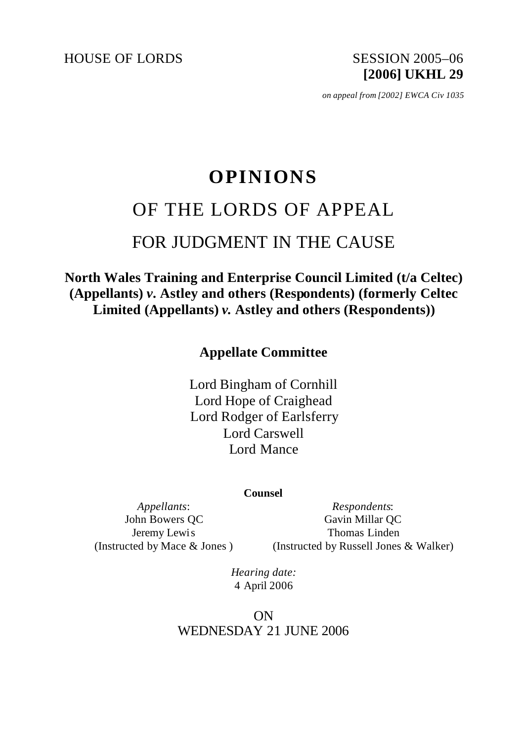HOUSE OF LORDS

SESSION 2005–06
**[2006] UKHL 29**

*on appeal from [2002] EWCA Civ 1035*

# OPINIONS

## OF THE LORDS OF APPEAL

## FOR JUDGMENT IN THE CAUSE

**North Wales Training and Enterprise Council Limited (t/a Celtec) (Appellants) *v.* Astley and others (Respondents) (formerly Celtec Limited (Appellants) *v.* Astley and others (Respondents))**

**Appellate Committee**

Lord Bingham of Cornhill
Lord Hope of Craighead
Lord Rodger of Earlsferry
Lord Carswell
Lord Mance

**Counsel**

*Appellants*:
John Bowers QC
Jeremy Lewis
(Instructed by Mace & Jones )

*Respondents*:
Gavin Millar QC
Thomas Linden
(Instructed by Russell Jones & Walker)

*Hearing date:*
4 April 2006

ON
WEDNESDAY 21 JUNE 2006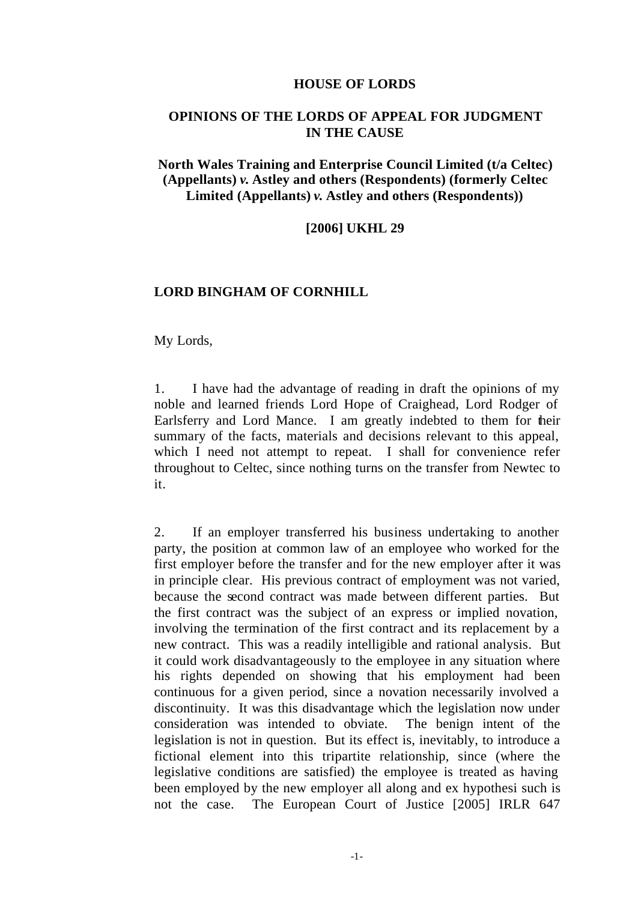**HOUSE OF LORDS**

**OPINIONS OF THE LORDS OF APPEAL FOR JUDGMENT IN THE CAUSE**

**North Wales Training and Enterprise Council Limited (t/a Celtec) (Appellants) *v.* Astley and others (Respondents) (formerly Celtec Limited (Appellants) *v.* Astley and others (Respondents))**

**[2006] UKHL 29**

**LORD BINGHAM OF CORNHILL**

My Lords,

1. I have had the advantage of reading in draft the opinions of my noble and learned friends Lord Hope of Craighead, Lord Rodger of Earlsferry and Lord Mance. I am greatly indebted to them for their summary of the facts, materials and decisions relevant to this appeal, which I need not attempt to repeat. I shall for convenience refer throughout to Celtec, since nothing turns on the transfer from Newtec to it.

2. If an employer transferred his business undertaking to another party, the position at common law of an employee who worked for the first employer before the transfer and for the new employer after it was in principle clear. His previous contract of employment was not varied, because the second contract was made between different parties. But the first contract was the subject of an express or implied novation, involving the termination of the first contract and its replacement by a new contract. This was a readily intelligible and rational analysis. But it could work disadvantageously to the employee in any situation where his rights depended on showing that his employment had been continuous for a given period, since a novation necessarily involved a discontinuity. It was this disadvantage which the legislation now under consideration was intended to obviate. The benign intent of the legislation is not in question. But its effect is, inevitably, to introduce a fictional element into this tripartite relationship, since (where the legislative conditions are satisfied) the employee is treated as having been employed by the new employer all along and ex hypothesi such is not the case. The European Court of Justice [2005] IRLR 647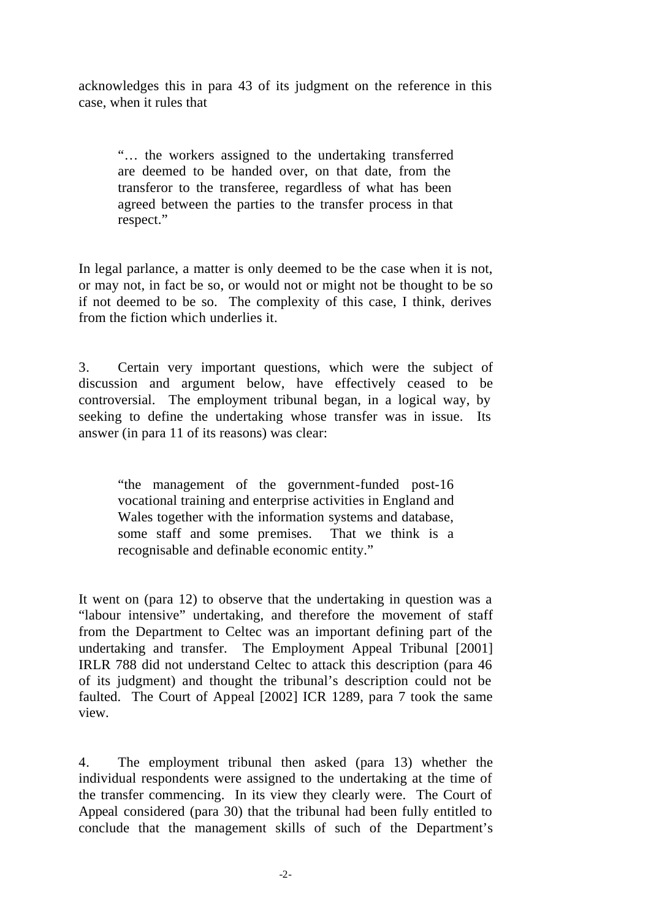acknowledges this in para 43 of its judgment on the reference in this case, when it rules that

> "… the workers assigned to the undertaking transferred are deemed to be handed over, on that date, from the transferor to the transferee, regardless of what has been agreed between the parties to the transfer process in that respect."

In legal parlance, a matter is only deemed to be the case when it is not, or may not, in fact be so, or would not or might not be thought to be so if not deemed to be so. The complexity of this case, I think, derives from the fiction which underlies it.

3. Certain very important questions, which were the subject of discussion and argument below, have effectively ceased to be controversial. The employment tribunal began, in a logical way, by seeking to define the undertaking whose transfer was in issue. Its answer (in para 11 of its reasons) was clear:

> "the management of the government-funded post-16 vocational training and enterprise activities in England and Wales together with the information systems and database, some staff and some premises. That we think is a recognisable and definable economic entity."

It went on (para 12) to observe that the undertaking in question was a "labour intensive" undertaking, and therefore the movement of staff from the Department to Celtec was an important defining part of the undertaking and transfer. The Employment Appeal Tribunal [2001] IRLR 788 did not understand Celtec to attack this description (para 46 of its judgment) and thought the tribunal's description could not be faulted. The Court of Appeal [2002] ICR 1289, para 7 took the same view.

4. The employment tribunal then asked (para 13) whether the individual respondents were assigned to the undertaking at the time of the transfer commencing. In its view they clearly were. The Court of Appeal considered (para 30) that the tribunal had been fully entitled to conclude that the management skills of such of the Department's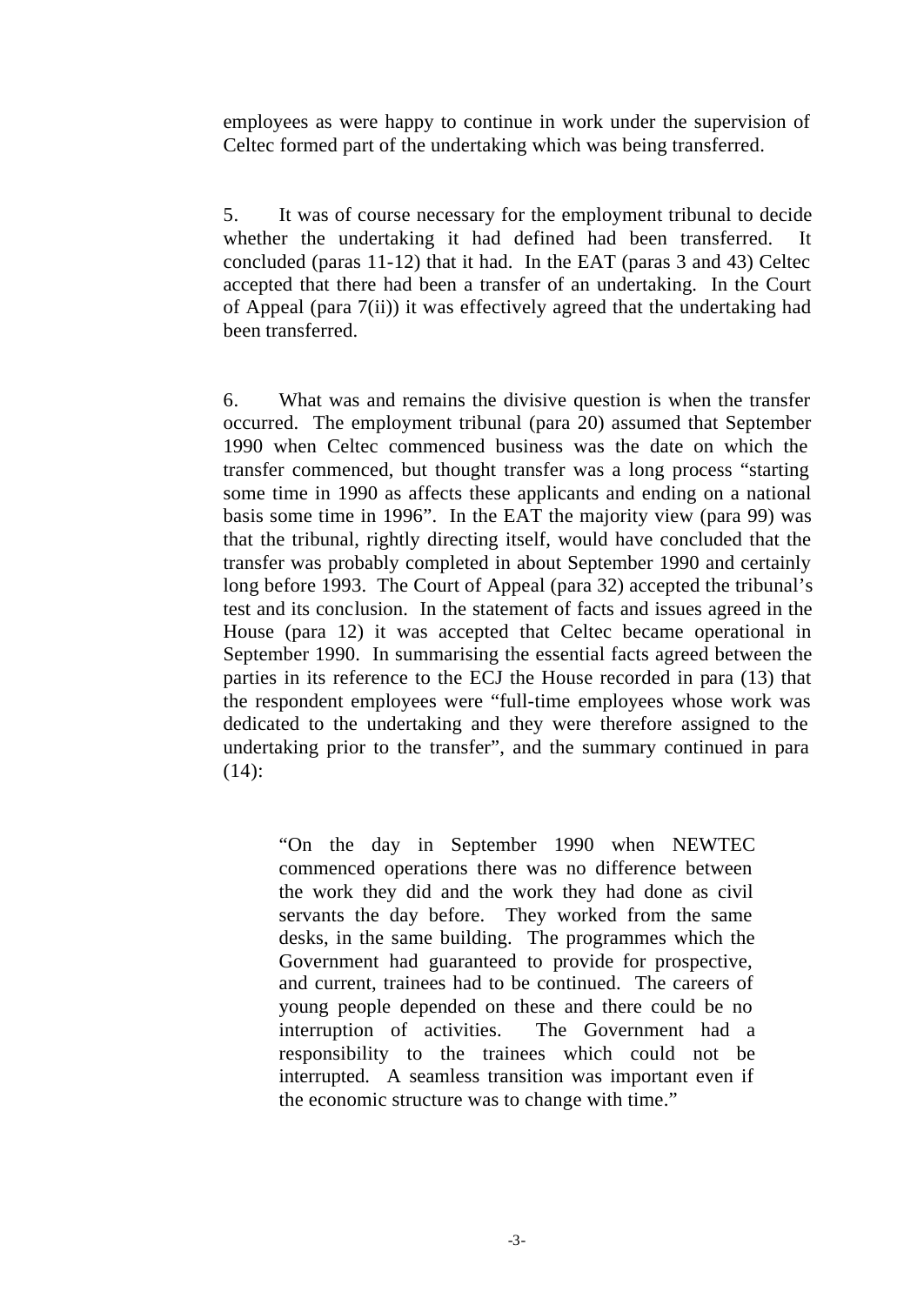employees as were happy to continue in work under the supervision of Celtec formed part of the undertaking which was being transferred.

5. It was of course necessary for the employment tribunal to decide whether the undertaking it had defined had been transferred. It concluded (paras 11-12) that it had. In the EAT (paras 3 and 43) Celtec accepted that there had been a transfer of an undertaking. In the Court of Appeal (para 7(ii)) it was effectively agreed that the undertaking had been transferred.

6. What was and remains the divisive question is when the transfer occurred. The employment tribunal (para 20) assumed that September 1990 when Celtec commenced business was the date on which the transfer commenced, but thought transfer was a long process "starting some time in 1990 as affects these applicants and ending on a national basis some time in 1996". In the EAT the majority view (para 99) was that the tribunal, rightly directing itself, would have concluded that the transfer was probably completed in about September 1990 and certainly long before 1993. The Court of Appeal (para 32) accepted the tribunal's test and its conclusion. In the statement of facts and issues agreed in the House (para 12) it was accepted that Celtec became operational in September 1990. In summarising the essential facts agreed between the parties in its reference to the ECJ the House recorded in para (13) that the respondent employees were "full-time employees whose work was dedicated to the undertaking and they were therefore assigned to the undertaking prior to the transfer", and the summary continued in para (14):

> "On the day in September 1990 when NEWTEC commenced operations there was no difference between the work they did and the work they had done as civil servants the day before. They worked from the same desks, in the same building. The programmes which the Government had guaranteed to provide for prospective, and current, trainees had to be continued. The careers of young people depended on these and there could be no interruption of activities. The Government had a responsibility to the trainees which could not be interrupted. A seamless transition was important even if the economic structure was to change with time."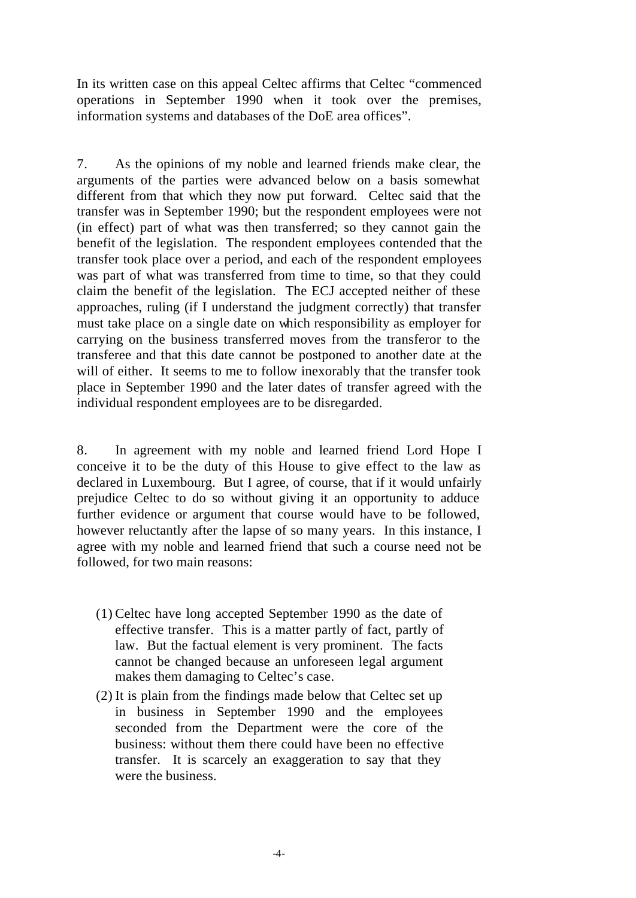In its written case on this appeal Celtec affirms that Celtec "commenced operations in September 1990 when it took over the premises, information systems and databases of the DoE area offices".

7. As the opinions of my noble and learned friends make clear, the arguments of the parties were advanced below on a basis somewhat different from that which they now put forward. Celtec said that the transfer was in September 1990; but the respondent employees were not (in effect) part of what was then transferred; so they cannot gain the benefit of the legislation. The respondent employees contended that the transfer took place over a period, and each of the respondent employees was part of what was transferred from time to time, so that they could claim the benefit of the legislation. The ECJ accepted neither of these approaches, ruling (if I understand the judgment correctly) that transfer must take place on a single date on which responsibility as employer for carrying on the business transferred moves from the transferor to the transferee and that this date cannot be postponed to another date at the will of either. It seems to me to follow inexorably that the transfer took place in September 1990 and the later dates of transfer agreed with the individual respondent employees are to be disregarded.

8. In agreement with my noble and learned friend Lord Hope I conceive it to be the duty of this House to give effect to the law as declared in Luxembourg. But I agree, of course, that if it would unfairly prejudice Celtec to do so without giving it an opportunity to adduce further evidence or argument that course would have to be followed, however reluctantly after the lapse of so many years. In this instance, I agree with my noble and learned friend that such a course need not be followed, for two main reasons:

(1) Celtec have long accepted September 1990 as the date of effective transfer. This is a matter partly of fact, partly of law. But the factual element is very prominent. The facts cannot be changed because an unforeseen legal argument makes them damaging to Celtec's case.

(2) It is plain from the findings made below that Celtec set up in business in September 1990 and the employees seconded from the Department were the core of the business: without them there could have been no effective transfer. It is scarcely an exaggeration to say that they were the business.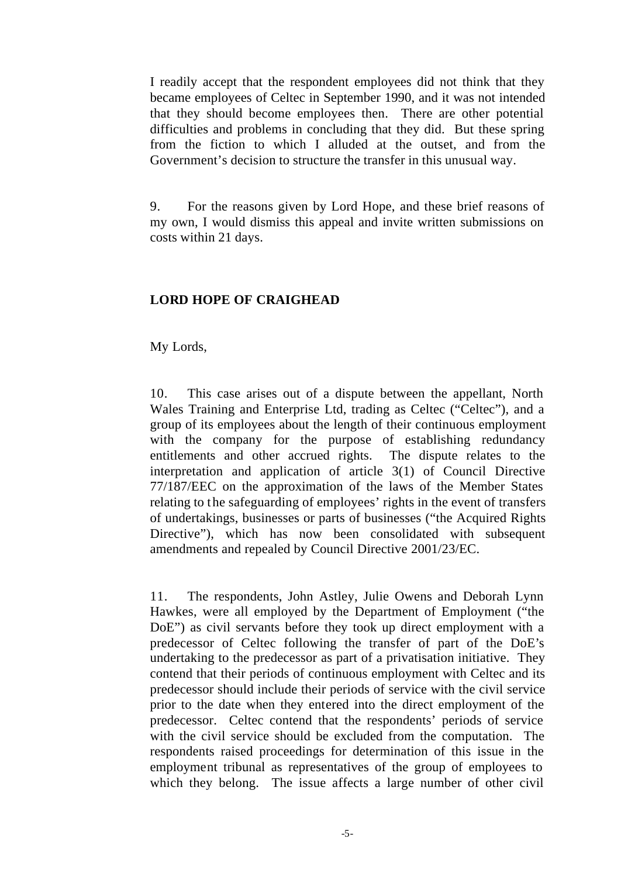I readily accept that the respondent employees did not think that they became employees of Celtec in September 1990, and it was not intended that they should become employees then. There are other potential difficulties and problems in concluding that they did. But these spring from the fiction to which I alluded at the outset, and from the Government's decision to structure the transfer in this unusual way.

9. For the reasons given by Lord Hope, and these brief reasons of my own, I would dismiss this appeal and invite written submissions on costs within 21 days.

## LORD HOPE OF CRAIGHEAD

My Lords,

10. This case arises out of a dispute between the appellant, North Wales Training and Enterprise Ltd, trading as Celtec ("Celtec"), and a group of its employees about the length of their continuous employment with the company for the purpose of establishing redundancy entitlements and other accrued rights. The dispute relates to the interpretation and application of article 3(1) of Council Directive 77/187/EEC on the approximation of the laws of the Member States relating to the safeguarding of employees' rights in the event of transfers of undertakings, businesses or parts of businesses ("the Acquired Rights Directive"), which has now been consolidated with subsequent amendments and repealed by Council Directive 2001/23/EC.

11. The respondents, John Astley, Julie Owens and Deborah Lynn Hawkes, were all employed by the Department of Employment ("the DoE") as civil servants before they took up direct employment with a predecessor of Celtec following the transfer of part of the DoE's undertaking to the predecessor as part of a privatisation initiative. They contend that their periods of continuous employment with Celtec and its predecessor should include their periods of service with the civil service prior to the date when they entered into the direct employment of the predecessor. Celtec contend that the respondents' periods of service with the civil service should be excluded from the computation. The respondents raised proceedings for determination of this issue in the employment tribunal as representatives of the group of employees to which they belong. The issue affects a large number of other civil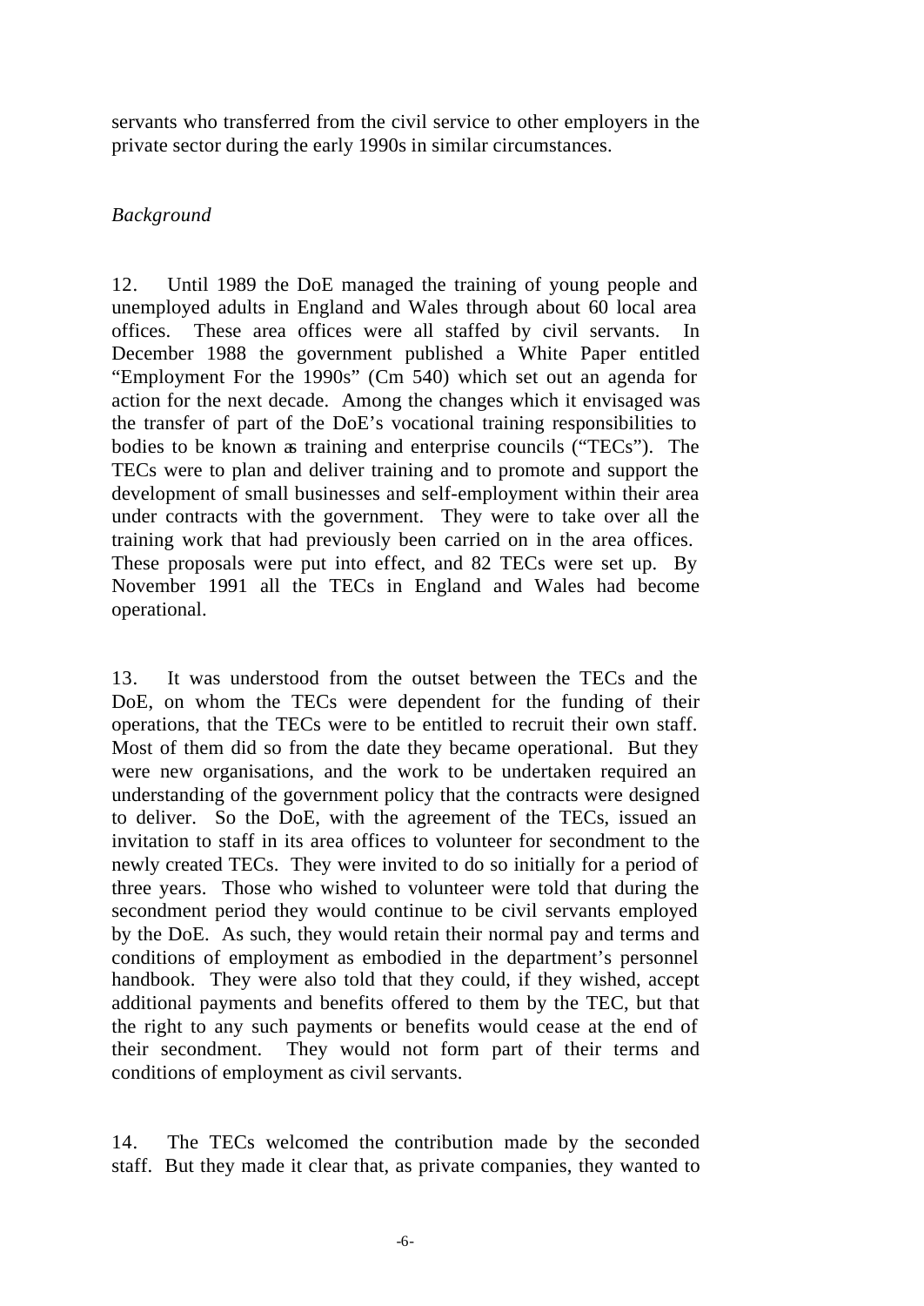servants who transferred from the civil service to other employers in the private sector during the early 1990s in similar circumstances.

*Background*

12. Until 1989 the DoE managed the training of young people and unemployed adults in England and Wales through about 60 local area offices. These area offices were all staffed by civil servants. In December 1988 the government published a White Paper entitled "Employment For the 1990s" (Cm 540) which set out an agenda for action for the next decade. Among the changes which it envisaged was the transfer of part of the DoE's vocational training responsibilities to bodies to be known as training and enterprise councils ("TECs"). The TECs were to plan and deliver training and to promote and support the development of small businesses and self-employment within their area under contracts with the government. They were to take over all the training work that had previously been carried on in the area offices. These proposals were put into effect, and 82 TECs were set up. By November 1991 all the TECs in England and Wales had become operational.

13. It was understood from the outset between the TECs and the DoE, on whom the TECs were dependent for the funding of their operations, that the TECs were to be entitled to recruit their own staff. Most of them did so from the date they became operational. But they were new organisations, and the work to be undertaken required an understanding of the government policy that the contracts were designed to deliver. So the DoE, with the agreement of the TECs, issued an invitation to staff in its area offices to volunteer for secondment to the newly created TECs. They were invited to do so initially for a period of three years. Those who wished to volunteer were told that during the secondment period they would continue to be civil servants employed by the DoE. As such, they would retain their normal pay and terms and conditions of employment as embodied in the department's personnel handbook. They were also told that they could, if they wished, accept additional payments and benefits offered to them by the TEC, but that the right to any such payments or benefits would cease at the end of their secondment. They would not form part of their terms and conditions of employment as civil servants.

14. The TECs welcomed the contribution made by the seconded staff. But they made it clear that, as private companies, they wanted to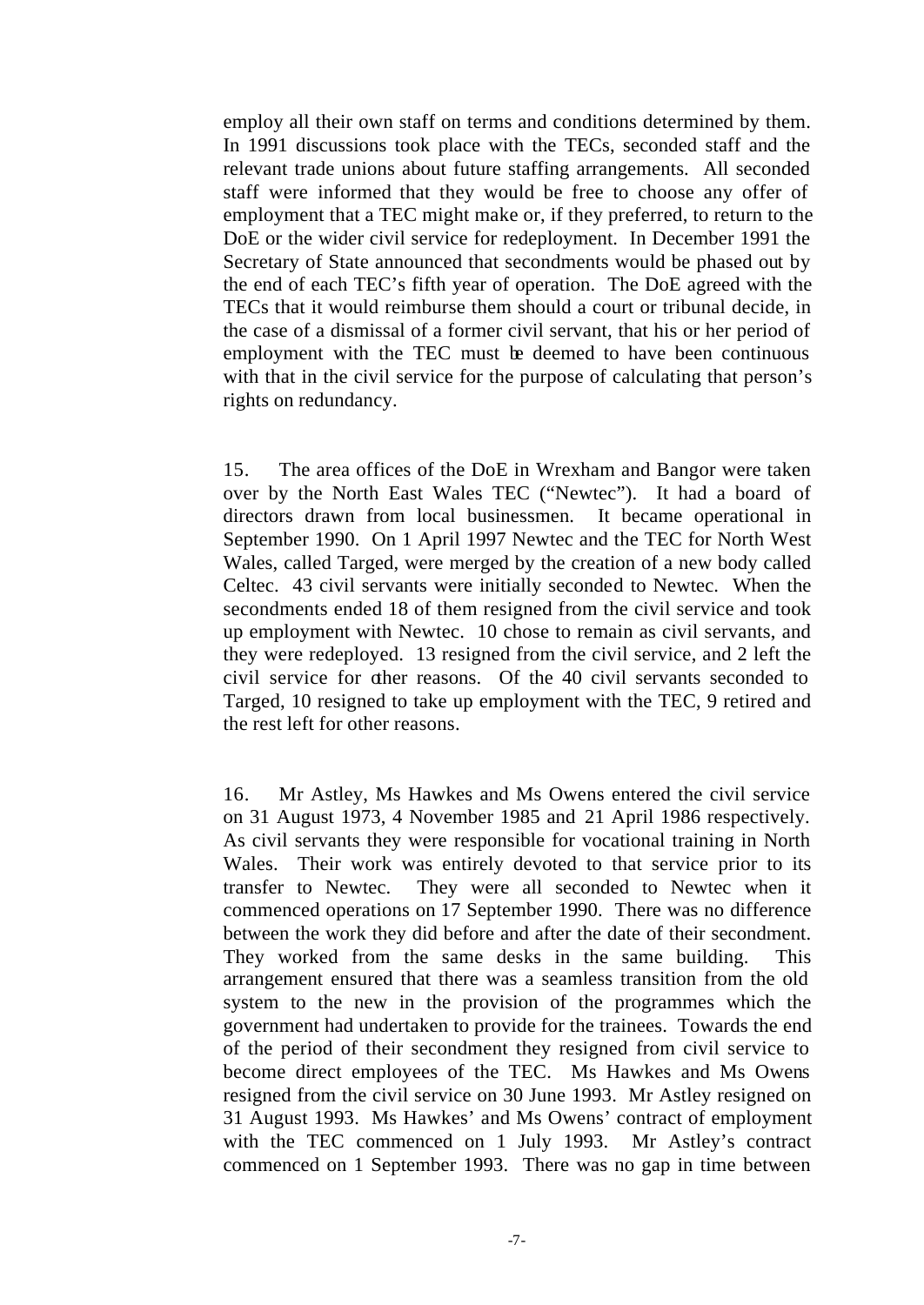employ all their own staff on terms and conditions determined by them. In 1991 discussions took place with the TECs, seconded staff and the relevant trade unions about future staffing arrangements. All seconded staff were informed that they would be free to choose any offer of employment that a TEC might make or, if they preferred, to return to the DoE or the wider civil service for redeployment. In December 1991 the Secretary of State announced that secondments would be phased out by the end of each TEC's fifth year of operation. The DoE agreed with the TECs that it would reimburse them should a court or tribunal decide, in the case of a dismissal of a former civil servant, that his or her period of employment with the TEC must be deemed to have been continuous with that in the civil service for the purpose of calculating that person's rights on redundancy.

15. The area offices of the DoE in Wrexham and Bangor were taken over by the North East Wales TEC ("Newtec"). It had a board of directors drawn from local businessmen. It became operational in September 1990. On 1 April 1997 Newtec and the TEC for North West Wales, called Targed, were merged by the creation of a new body called Celtec. 43 civil servants were initially seconded to Newtec. When the secondments ended 18 of them resigned from the civil service and took up employment with Newtec. 10 chose to remain as civil servants, and they were redeployed. 13 resigned from the civil service, and 2 left the civil service for other reasons. Of the 40 civil servants seconded to Targed, 10 resigned to take up employment with the TEC, 9 retired and the rest left for other reasons.

16. Mr Astley, Ms Hawkes and Ms Owens entered the civil service on 31 August 1973, 4 November 1985 and 21 April 1986 respectively. As civil servants they were responsible for vocational training in North Wales. Their work was entirely devoted to that service prior to its transfer to Newtec. They were all seconded to Newtec when it commenced operations on 17 September 1990. There was no difference between the work they did before and after the date of their secondment. They worked from the same desks in the same building. This arrangement ensured that there was a seamless transition from the old system to the new in the provision of the programmes which the government had undertaken to provide for the trainees. Towards the end of the period of their secondment they resigned from civil service to become direct employees of the TEC. Ms Hawkes and Ms Owens resigned from the civil service on 30 June 1993. Mr Astley resigned on 31 August 1993. Ms Hawkes' and Ms Owens' contract of employment with the TEC commenced on 1 July 1993. Mr Astley's contract commenced on 1 September 1993. There was no gap in time between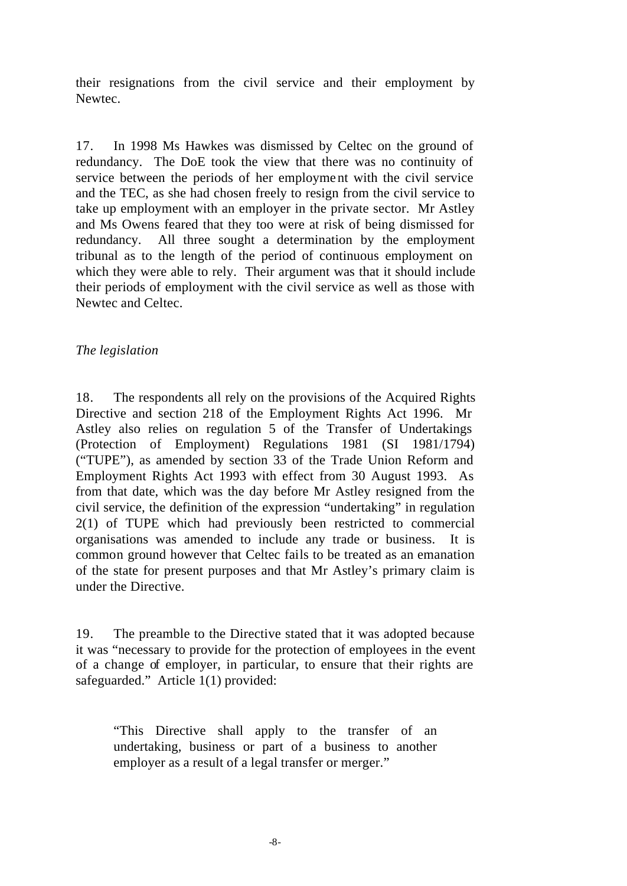their resignations from the civil service and their employment by Newtec.

17. In 1998 Ms Hawkes was dismissed by Celtec on the ground of redundancy. The DoE took the view that there was no continuity of service between the periods of her employment with the civil service and the TEC, as she had chosen freely to resign from the civil service to take up employment with an employer in the private sector. Mr Astley and Ms Owens feared that they too were at risk of being dismissed for redundancy. All three sought a determination by the employment tribunal as to the length of the period of continuous employment on which they were able to rely. Their argument was that it should include their periods of employment with the civil service as well as those with Newtec and Celtec.

*The legislation*

18. The respondents all rely on the provisions of the Acquired Rights Directive and section 218 of the Employment Rights Act 1996. Mr Astley also relies on regulation 5 of the Transfer of Undertakings (Protection of Employment) Regulations 1981 (SI 1981/1794) ("TUPE"), as amended by section 33 of the Trade Union Reform and Employment Rights Act 1993 with effect from 30 August 1993. As from that date, which was the day before Mr Astley resigned from the civil service, the definition of the expression "undertaking" in regulation 2(1) of TUPE which had previously been restricted to commercial organisations was amended to include any trade or business. It is common ground however that Celtec fails to be treated as an emanation of the state for present purposes and that Mr Astley's primary claim is under the Directive.

19. The preamble to the Directive stated that it was adopted because it was "necessary to provide for the protection of employees in the event of a change of employer, in particular, to ensure that their rights are safeguarded." Article 1(1) provided:

> "This Directive shall apply to the transfer of an undertaking, business or part of a business to another employer as a result of a legal transfer or merger."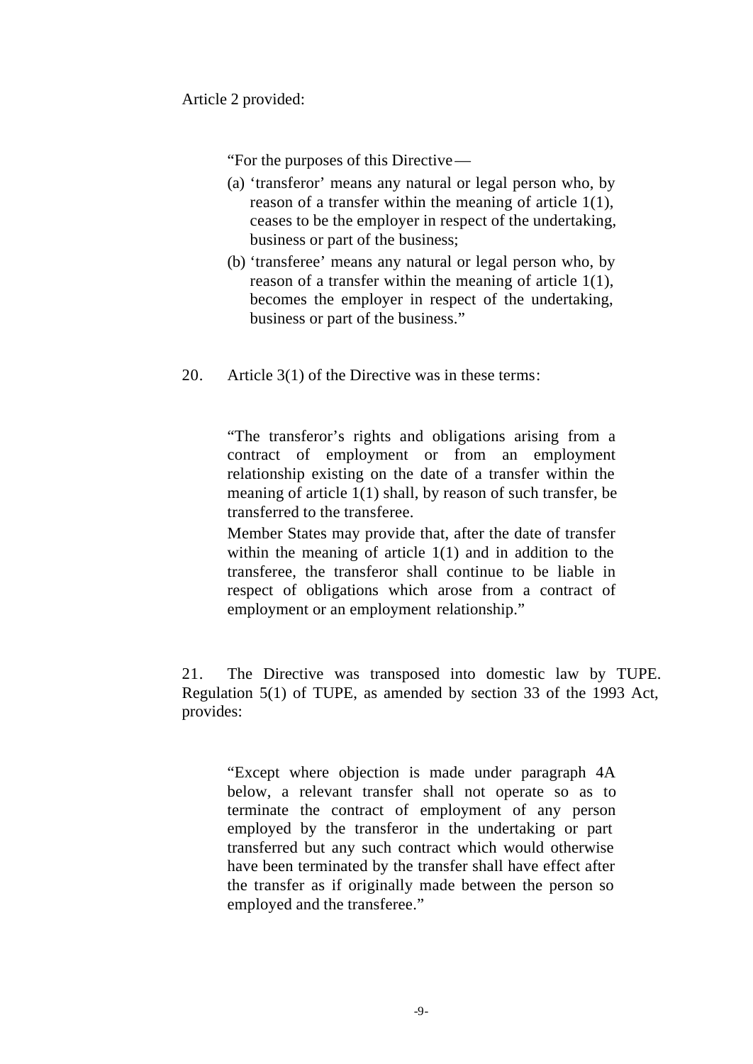Article 2 provided:

> "For the purposes of this Directive—
>
> (a) 'transferor' means any natural or legal person who, by reason of a transfer within the meaning of article 1(1), ceases to be the employer in respect of the undertaking, business or part of the business;
>
> (b) 'transferee' means any natural or legal person who, by reason of a transfer within the meaning of article 1(1), becomes the employer in respect of the undertaking, business or part of the business."

20. Article 3(1) of the Directive was in these terms:

> "The transferor's rights and obligations arising from a contract of employment or from an employment relationship existing on the date of a transfer within the meaning of article 1(1) shall, by reason of such transfer, be transferred to the transferee.
>
> Member States may provide that, after the date of transfer within the meaning of article 1(1) and in addition to the transferee, the transferor shall continue to be liable in respect of obligations which arose from a contract of employment or an employment relationship."

21. The Directive was transposed into domestic law by TUPE. Regulation 5(1) of TUPE, as amended by section 33 of the 1993 Act, provides:

> "Except where objection is made under paragraph 4A below, a relevant transfer shall not operate so as to terminate the contract of employment of any person employed by the transferor in the undertaking or part transferred but any such contract which would otherwise have been terminated by the transfer shall have effect after the transfer as if originally made between the person so employed and the transferee."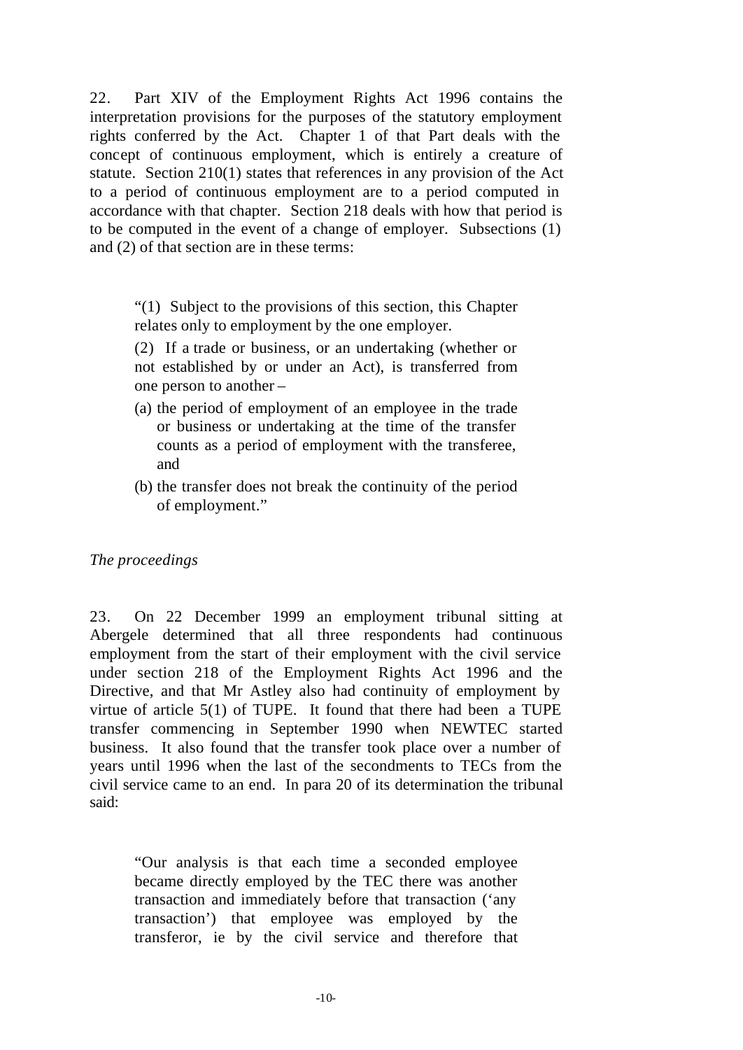22. Part XIV of the Employment Rights Act 1996 contains the interpretation provisions for the purposes of the statutory employment rights conferred by the Act. Chapter 1 of that Part deals with the concept of continuous employment, which is entirely a creature of statute. Section 210(1) states that references in any provision of the Act to a period of continuous employment are to a period computed in accordance with that chapter. Section 218 deals with how that period is to be computed in the event of a change of employer. Subsections (1) and (2) of that section are in these terms:

> "(1) Subject to the provisions of this section, this Chapter relates only to employment by the one employer.
>
> (2) If a trade or business, or an undertaking (whether or not established by or under an Act), is transferred from one person to another –
>
> (a) the period of employment of an employee in the trade or business or undertaking at the time of the transfer counts as a period of employment with the transferee, and
>
> (b) the transfer does not break the continuity of the period of employment."

*The proceedings*

23. On 22 December 1999 an employment tribunal sitting at Abergele determined that all three respondents had continuous employment from the start of their employment with the civil service under section 218 of the Employment Rights Act 1996 and the Directive, and that Mr Astley also had continuity of employment by virtue of article 5(1) of TUPE. It found that there had been a TUPE transfer commencing in September 1990 when NEWTEC started business. It also found that the transfer took place over a number of years until 1996 when the last of the secondments to TECs from the civil service came to an end. In para 20 of its determination the tribunal said:

> "Our analysis is that each time a seconded employee became directly employed by the TEC there was another transaction and immediately before that transaction ('any transaction') that employee was employed by the transferor, ie by the civil service and therefore that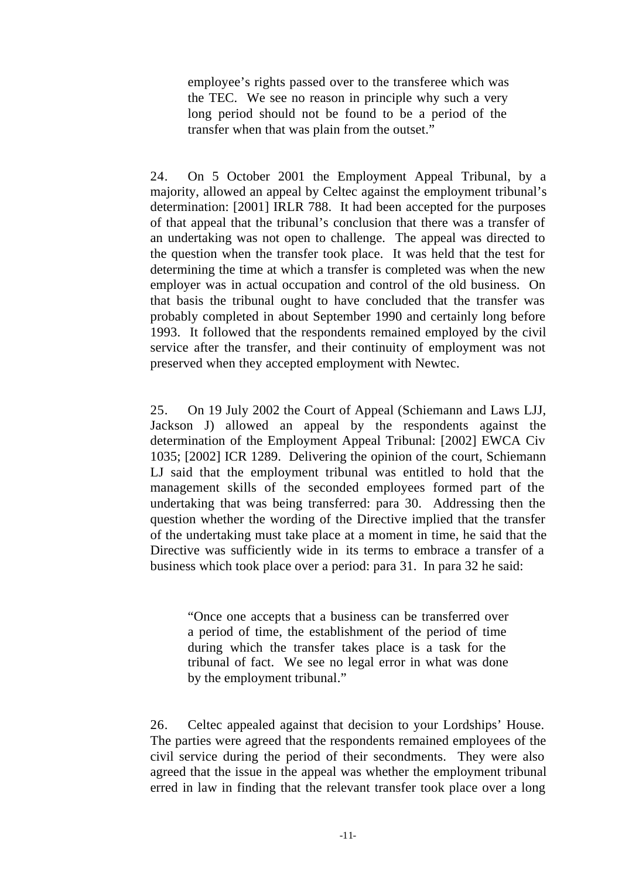> employee's rights passed over to the transferee which was the TEC. We see no reason in principle why such a very long period should not be found to be a period of the transfer when that was plain from the outset."

24. On 5 October 2001 the Employment Appeal Tribunal, by a majority, allowed an appeal by Celtec against the employment tribunal's determination: [2001] IRLR 788. It had been accepted for the purposes of that appeal that the tribunal's conclusion that there was a transfer of an undertaking was not open to challenge. The appeal was directed to the question when the transfer took place. It was held that the test for determining the time at which a transfer is completed was when the new employer was in actual occupation and control of the old business. On that basis the tribunal ought to have concluded that the transfer was probably completed in about September 1990 and certainly long before 1993. It followed that the respondents remained employed by the civil service after the transfer, and their continuity of employment was not preserved when they accepted employment with Newtec.

25. On 19 July 2002 the Court of Appeal (Schiemann and Laws LJJ, Jackson J) allowed an appeal by the respondents against the determination of the Employment Appeal Tribunal: [2002] EWCA Civ 1035; [2002] ICR 1289. Delivering the opinion of the court, Schiemann LJ said that the employment tribunal was entitled to hold that the management skills of the seconded employees formed part of the undertaking that was being transferred: para 30. Addressing then the question whether the wording of the Directive implied that the transfer of the undertaking must take place at a moment in time, he said that the Directive was sufficiently wide in its terms to embrace a transfer of a business which took place over a period: para 31. In para 32 he said:

> "Once one accepts that a business can be transferred over a period of time, the establishment of the period of time during which the transfer takes place is a task for the tribunal of fact. We see no legal error in what was done by the employment tribunal."

26. Celtec appealed against that decision to your Lordships' House. The parties were agreed that the respondents remained employees of the civil service during the period of their secondments. They were also agreed that the issue in the appeal was whether the employment tribunal erred in law in finding that the relevant transfer took place over a long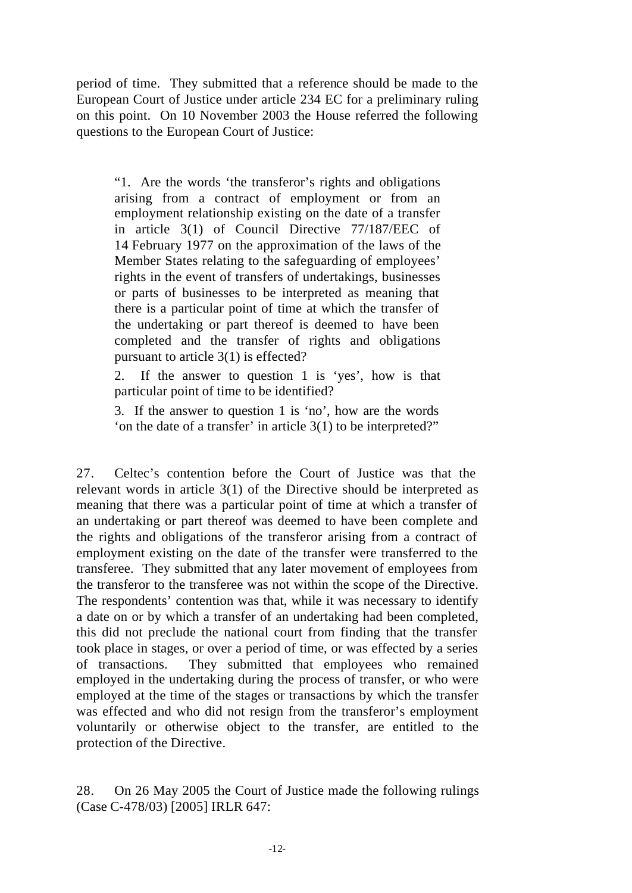period of time. They submitted that a reference should be made to the European Court of Justice under article 234 EC for a preliminary ruling on this point. On 10 November 2003 the House referred the following questions to the European Court of Justice:

> "1. Are the words 'the transferor's rights and obligations arising from a contract of employment or from an employment relationship existing on the date of a transfer in article 3(1) of Council Directive 77/187/EEC of 14 February 1977 on the approximation of the laws of the Member States relating to the safeguarding of employees' rights in the event of transfers of undertakings, businesses or parts of businesses to be interpreted as meaning that there is a particular point of time at which the transfer of the undertaking or part thereof is deemed to have been completed and the transfer of rights and obligations pursuant to article 3(1) is effected?
>
> 2. If the answer to question 1 is 'yes', how is that particular point of time to be identified?
>
> 3. If the answer to question 1 is 'no', how are the words 'on the date of a transfer' in article 3(1) to be interpreted?"

27. Celtec's contention before the Court of Justice was that the relevant words in article 3(1) of the Directive should be interpreted as meaning that there was a particular point of time at which a transfer of an undertaking or part thereof was deemed to have been complete and the rights and obligations of the transferor arising from a contract of employment existing on the date of the transfer were transferred to the transferee. They submitted that any later movement of employees from the transferor to the transferee was not within the scope of the Directive. The respondents' contention was that, while it was necessary to identify a date on or by which a transfer of an undertaking had been completed, this did not preclude the national court from finding that the transfer took place in stages, or over a period of time, or was effected by a series of transactions. They submitted that employees who remained employed in the undertaking during the process of transfer, or who were employed at the time of the stages or transactions by which the transfer was effected and who did not resign from the transferor's employment voluntarily or otherwise object to the transfer, are entitled to the protection of the Directive.

28. On 26 May 2005 the Court of Justice made the following rulings (Case C-478/03) [2005] IRLR 647: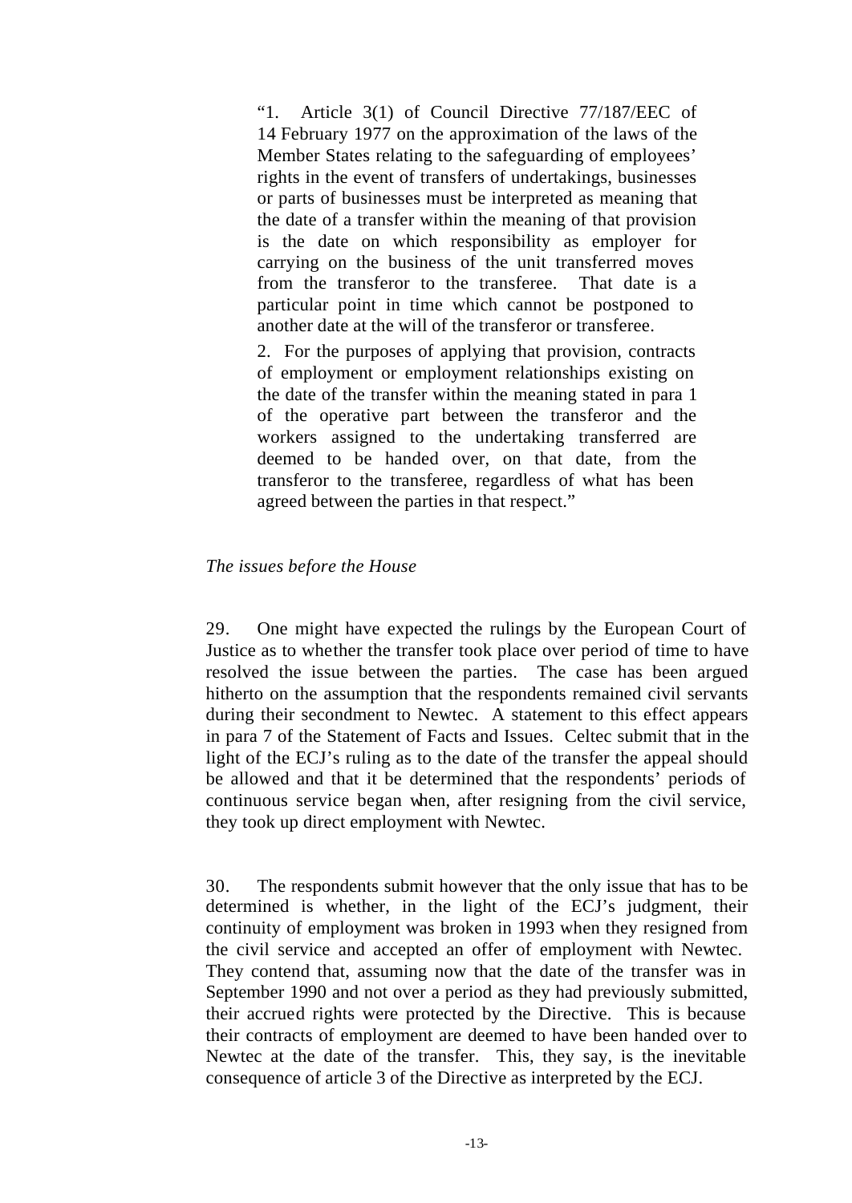> "1. Article 3(1) of Council Directive 77/187/EEC of 14 February 1977 on the approximation of the laws of the Member States relating to the safeguarding of employees' rights in the event of transfers of undertakings, businesses or parts of businesses must be interpreted as meaning that the date of a transfer within the meaning of that provision is the date on which responsibility as employer for carrying on the business of the unit transferred moves from the transferor to the transferee. That date is a particular point in time which cannot be postponed to another date at the will of the transferor or transferee.
>
> 2. For the purposes of applying that provision, contracts of employment or employment relationships existing on the date of the transfer within the meaning stated in para 1 of the operative part between the transferor and the workers assigned to the undertaking transferred are deemed to be handed over, on that date, from the transferor to the transferee, regardless of what has been agreed between the parties in that respect."

*The issues before the House*

29. One might have expected the rulings by the European Court of Justice as to whether the transfer took place over period of time to have resolved the issue between the parties. The case has been argued hitherto on the assumption that the respondents remained civil servants during their secondment to Newtec. A statement to this effect appears in para 7 of the Statement of Facts and Issues. Celtec submit that in the light of the ECJ's ruling as to the date of the transfer the appeal should be allowed and that it be determined that the respondents' periods of continuous service began when, after resigning from the civil service, they took up direct employment with Newtec.

30. The respondents submit however that the only issue that has to be determined is whether, in the light of the ECJ's judgment, their continuity of employment was broken in 1993 when they resigned from the civil service and accepted an offer of employment with Newtec. They contend that, assuming now that the date of the transfer was in September 1990 and not over a period as they had previously submitted, their accrued rights were protected by the Directive. This is because their contracts of employment are deemed to have been handed over to Newtec at the date of the transfer. This, they say, is the inevitable consequence of article 3 of the Directive as interpreted by the ECJ.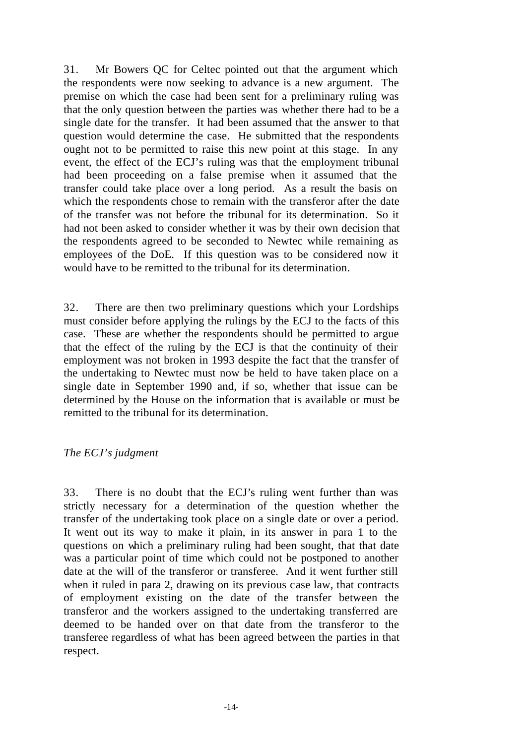31. Mr Bowers QC for Celtec pointed out that the argument which the respondents were now seeking to advance is a new argument. The premise on which the case had been sent for a preliminary ruling was that the only question between the parties was whether there had to be a single date for the transfer. It had been assumed that the answer to that question would determine the case. He submitted that the respondents ought not to be permitted to raise this new point at this stage. In any event, the effect of the ECJ's ruling was that the employment tribunal had been proceeding on a false premise when it assumed that the transfer could take place over a long period. As a result the basis on which the respondents chose to remain with the transferor after the date of the transfer was not before the tribunal for its determination. So it had not been asked to consider whether it was by their own decision that the respondents agreed to be seconded to Newtec while remaining as employees of the DoE. If this question was to be considered now it would have to be remitted to the tribunal for its determination.

32. There are then two preliminary questions which your Lordships must consider before applying the rulings by the ECJ to the facts of this case. These are whether the respondents should be permitted to argue that the effect of the ruling by the ECJ is that the continuity of their employment was not broken in 1993 despite the fact that the transfer of the undertaking to Newtec must now be held to have taken place on a single date in September 1990 and, if so, whether that issue can be determined by the House on the information that is available or must be remitted to the tribunal for its determination.

*The ECJ's judgment*

33. There is no doubt that the ECJ's ruling went further than was strictly necessary for a determination of the question whether the transfer of the undertaking took place on a single date or over a period. It went out its way to make it plain, in its answer in para 1 to the questions on which a preliminary ruling had been sought, that that date was a particular point of time which could not be postponed to another date at the will of the transferor or transferee. And it went further still when it ruled in para 2, drawing on its previous case law, that contracts of employment existing on the date of the transfer between the transferor and the workers assigned to the undertaking transferred are deemed to be handed over on that date from the transferor to the transferee regardless of what has been agreed between the parties in that respect.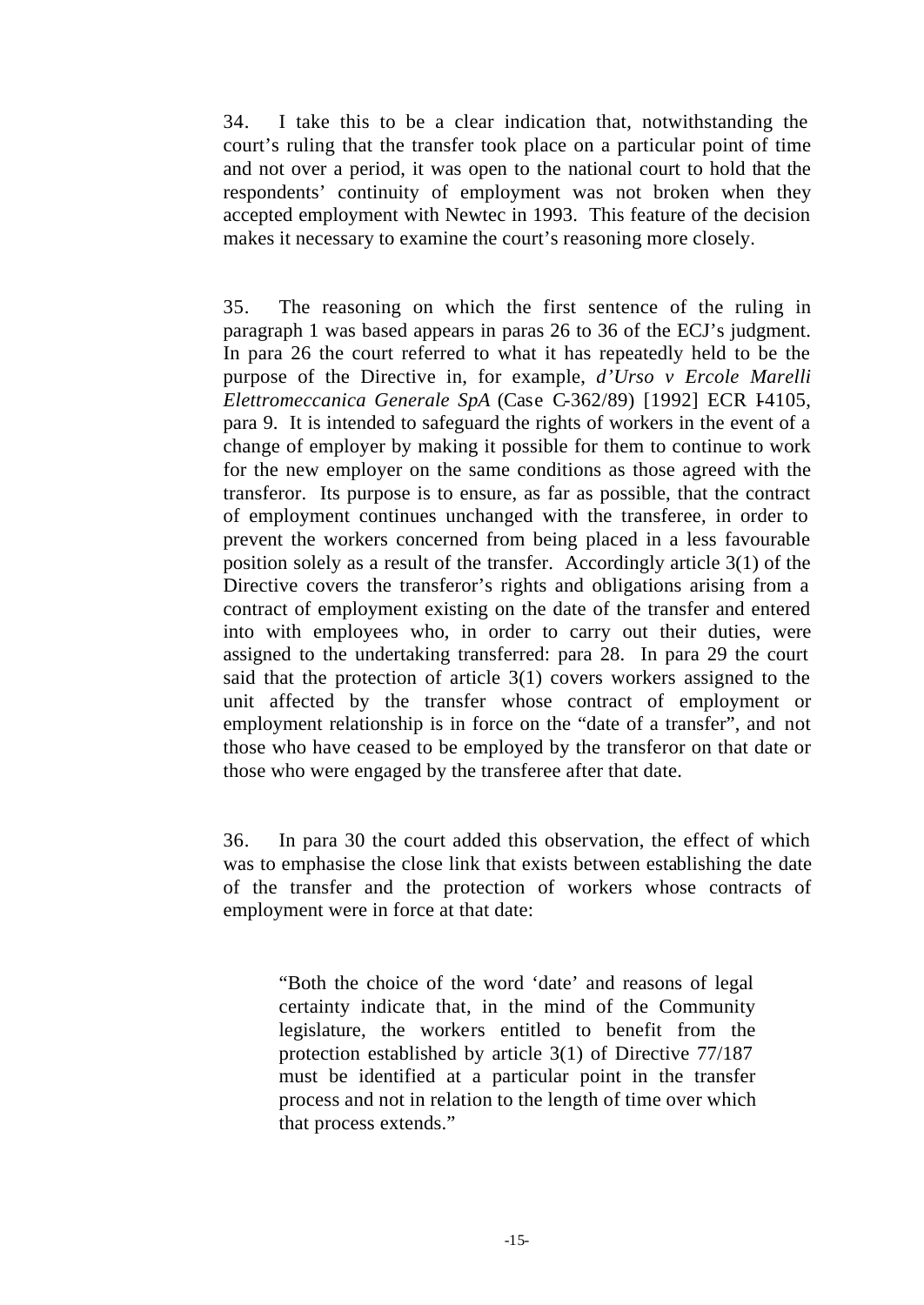34. I take this to be a clear indication that, notwithstanding the court's ruling that the transfer took place on a particular point of time and not over a period, it was open to the national court to hold that the respondents' continuity of employment was not broken when they accepted employment with Newtec in 1993. This feature of the decision makes it necessary to examine the court's reasoning more closely.

35. The reasoning on which the first sentence of the ruling in paragraph 1 was based appears in paras 26 to 36 of the ECJ's judgment. In para 26 the court referred to what it has repeatedly held to be the purpose of the Directive in, for example, *d'Urso v Ercole Marelli Elettromeccanica Generale SpA* (Case C-362/89) [1992] ECR I-4105, para 9. It is intended to safeguard the rights of workers in the event of a change of employer by making it possible for them to continue to work for the new employer on the same conditions as those agreed with the transferor. Its purpose is to ensure, as far as possible, that the contract of employment continues unchanged with the transferee, in order to prevent the workers concerned from being placed in a less favourable position solely as a result of the transfer. Accordingly article 3(1) of the Directive covers the transferor's rights and obligations arising from a contract of employment existing on the date of the transfer and entered into with employees who, in order to carry out their duties, were assigned to the undertaking transferred: para 28. In para 29 the court said that the protection of article 3(1) covers workers assigned to the unit affected by the transfer whose contract of employment or employment relationship is in force on the "date of a transfer", and not those who have ceased to be employed by the transferor on that date or those who were engaged by the transferee after that date.

36. In para 30 the court added this observation, the effect of which was to emphasise the close link that exists between establishing the date of the transfer and the protection of workers whose contracts of employment were in force at that date:

> "Both the choice of the word 'date' and reasons of legal certainty indicate that, in the mind of the Community legislature, the workers entitled to benefit from the protection established by article 3(1) of Directive 77/187 must be identified at a particular point in the transfer process and not in relation to the length of time over which that process extends."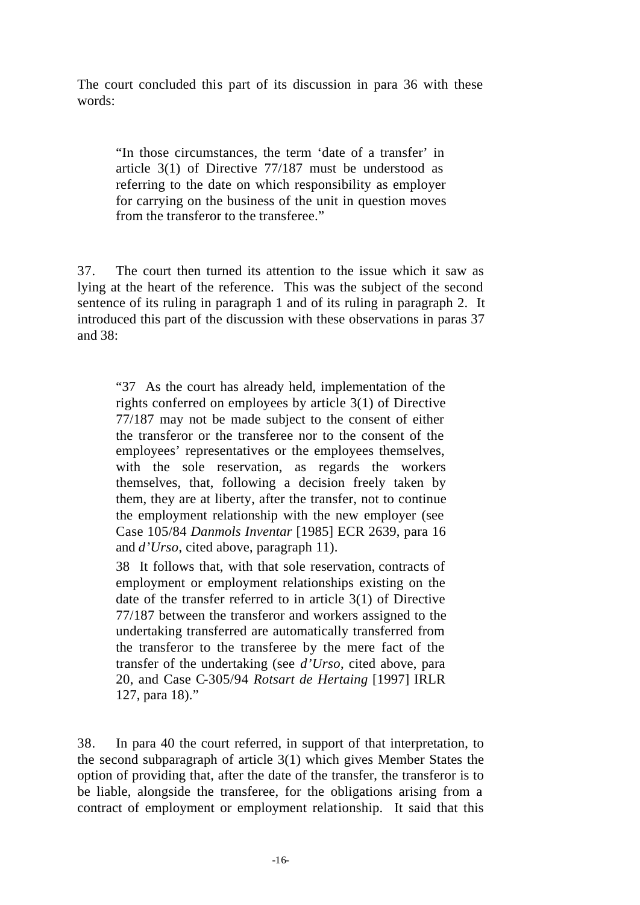The court concluded this part of its discussion in para 36 with these words:

> "In those circumstances, the term 'date of a transfer' in article 3(1) of Directive 77/187 must be understood as referring to the date on which responsibility as employer for carrying on the business of the unit in question moves from the transferor to the transferee."

37. The court then turned its attention to the issue which it saw as lying at the heart of the reference. This was the subject of the second sentence of its ruling in paragraph 1 and of its ruling in paragraph 2. It introduced this part of the discussion with these observations in paras 37 and 38:

> "37 As the court has already held, implementation of the rights conferred on employees by article 3(1) of Directive 77/187 may not be made subject to the consent of either the transferor or the transferee nor to the consent of the employees' representatives or the employees themselves, with the sole reservation, as regards the workers themselves, that, following a decision freely taken by them, they are at liberty, after the transfer, not to continue the employment relationship with the new employer (see Case 105/84 *Danmols Inventar* [1985] ECR 2639, para 16 and *d'Urso*, cited above, paragraph 11).
>
> 38 It follows that, with that sole reservation, contracts of employment or employment relationships existing on the date of the transfer referred to in article 3(1) of Directive 77/187 between the transferor and workers assigned to the undertaking transferred are automatically transferred from the transferor to the transferee by the mere fact of the transfer of the undertaking (see *d'Urso*, cited above, para 20, and Case C-305/94 *Rotsart de Hertaing* [1997] IRLR 127, para 18)."

38. In para 40 the court referred, in support of that interpretation, to the second subparagraph of article 3(1) which gives Member States the option of providing that, after the date of the transfer, the transferor is to be liable, alongside the transferee, for the obligations arising from a contract of employment or employment relationship. It said that this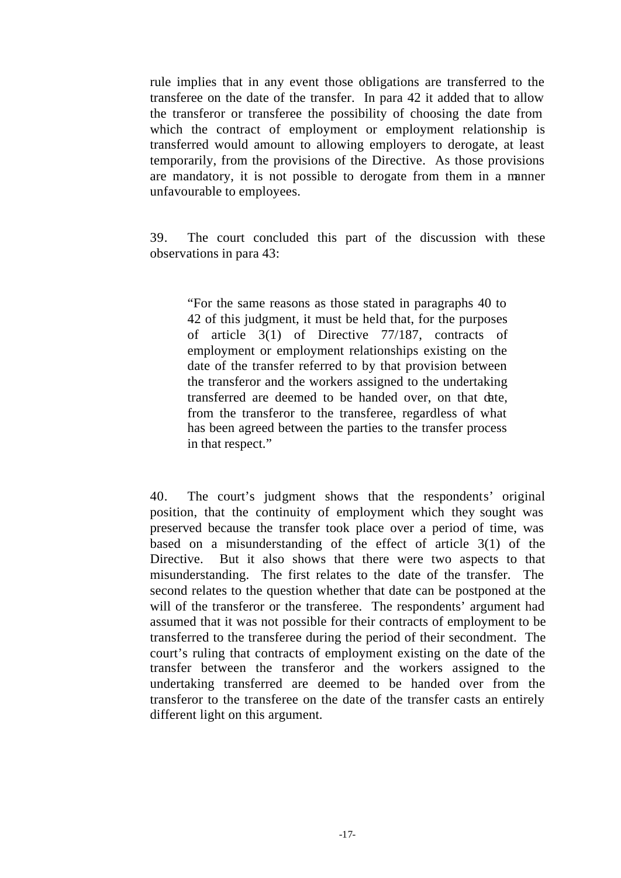rule implies that in any event those obligations are transferred to the transferee on the date of the transfer. In para 42 it added that to allow the transferor or transferee the possibility of choosing the date from which the contract of employment or employment relationship is transferred would amount to allowing employers to derogate, at least temporarily, from the provisions of the Directive. As those provisions are mandatory, it is not possible to derogate from them in a manner unfavourable to employees.

39. The court concluded this part of the discussion with these observations in para 43:

> "For the same reasons as those stated in paragraphs 40 to 42 of this judgment, it must be held that, for the purposes of article 3(1) of Directive 77/187, contracts of employment or employment relationships existing on the date of the transfer referred to by that provision between the transferor and the workers assigned to the undertaking transferred are deemed to be handed over, on that date, from the transferor to the transferee, regardless of what has been agreed between the parties to the transfer process in that respect."

40. The court's judgment shows that the respondents' original position, that the continuity of employment which they sought was preserved because the transfer took place over a period of time, was based on a misunderstanding of the effect of article 3(1) of the Directive. But it also shows that there were two aspects to that misunderstanding. The first relates to the date of the transfer. The second relates to the question whether that date can be postponed at the will of the transferor or the transferee. The respondents' argument had assumed that it was not possible for their contracts of employment to be transferred to the transferee during the period of their secondment. The court's ruling that contracts of employment existing on the date of the transfer between the transferor and the workers assigned to the undertaking transferred are deemed to be handed over from the transferor to the transferee on the date of the transfer casts an entirely different light on this argument.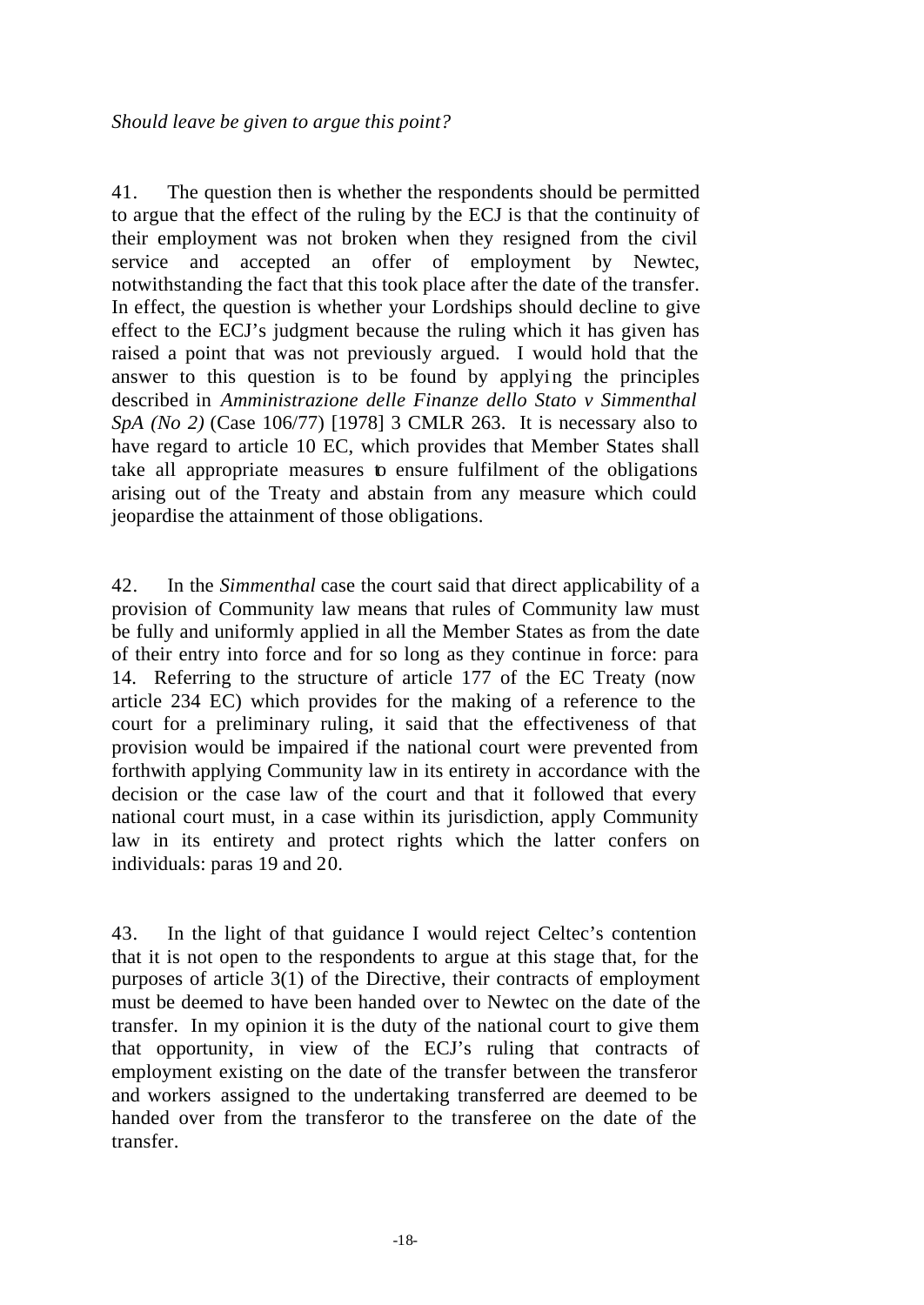*Should leave be given to argue this point?*

41. The question then is whether the respondents should be permitted to argue that the effect of the ruling by the ECJ is that the continuity of their employment was not broken when they resigned from the civil service and accepted an offer of employment by Newtec, notwithstanding the fact that this took place after the date of the transfer. In effect, the question is whether your Lordships should decline to give effect to the ECJ's judgment because the ruling which it has given has raised a point that was not previously argued. I would hold that the answer to this question is to be found by applying the principles described in *Amministrazione delle Finanze dello Stato v Simmenthal SpA (No 2)* (Case 106/77) [1978] 3 CMLR 263. It is necessary also to have regard to article 10 EC, which provides that Member States shall take all appropriate measures to ensure fulfilment of the obligations arising out of the Treaty and abstain from any measure which could jeopardise the attainment of those obligations.

42. In the *Simmenthal* case the court said that direct applicability of a provision of Community law means that rules of Community law must be fully and uniformly applied in all the Member States as from the date of their entry into force and for so long as they continue in force: para 14. Referring to the structure of article 177 of the EC Treaty (now article 234 EC) which provides for the making of a reference to the court for a preliminary ruling, it said that the effectiveness of that provision would be impaired if the national court were prevented from forthwith applying Community law in its entirety in accordance with the decision or the case law of the court and that it followed that every national court must, in a case within its jurisdiction, apply Community law in its entirety and protect rights which the latter confers on individuals: paras 19 and 20.

43. In the light of that guidance I would reject Celtec's contention that it is not open to the respondents to argue at this stage that, for the purposes of article 3(1) of the Directive, their contracts of employment must be deemed to have been handed over to Newtec on the date of the transfer. In my opinion it is the duty of the national court to give them that opportunity, in view of the ECJ's ruling that contracts of employment existing on the date of the transfer between the transferor and workers assigned to the undertaking transferred are deemed to be handed over from the transferor to the transferee on the date of the transfer.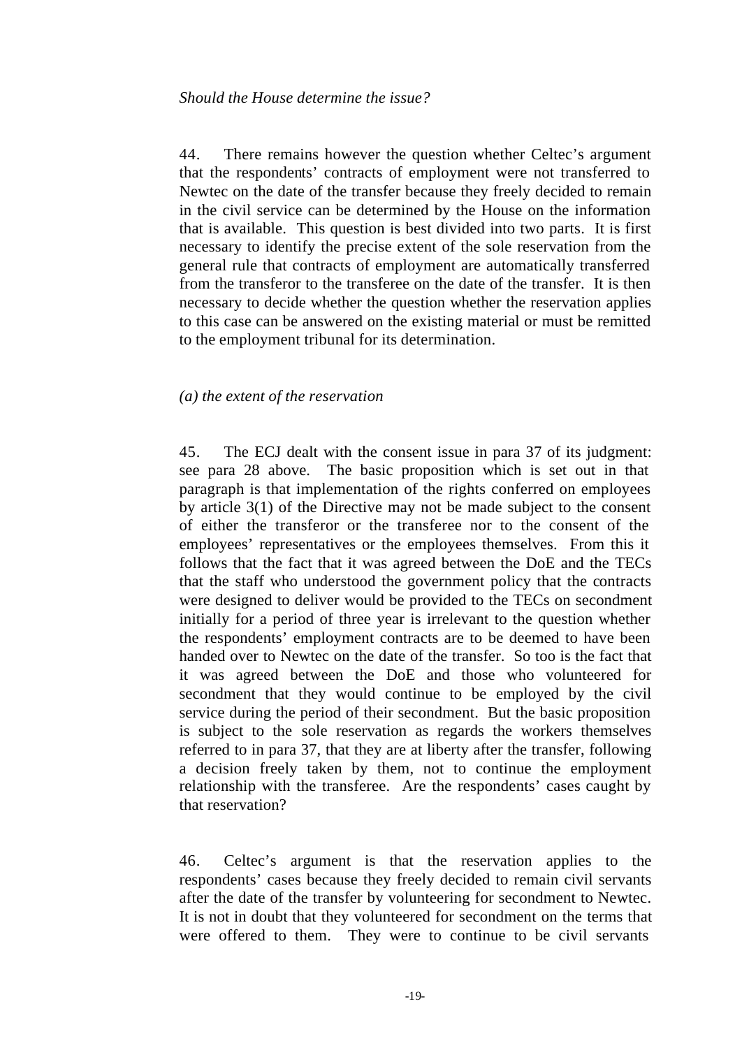*Should the House determine the issue?*

44. There remains however the question whether Celtec's argument that the respondents' contracts of employment were not transferred to Newtec on the date of the transfer because they freely decided to remain in the civil service can be determined by the House on the information that is available. This question is best divided into two parts. It is first necessary to identify the precise extent of the sole reservation from the general rule that contracts of employment are automatically transferred from the transferor to the transferee on the date of the transfer. It is then necessary to decide whether the question whether the reservation applies to this case can be answered on the existing material or must be remitted to the employment tribunal for its determination.

*(a) the extent of the reservation*

45. The ECJ dealt with the consent issue in para 37 of its judgment: see para 28 above. The basic proposition which is set out in that paragraph is that implementation of the rights conferred on employees by article 3(1) of the Directive may not be made subject to the consent of either the transferor or the transferee nor to the consent of the employees' representatives or the employees themselves. From this it follows that the fact that it was agreed between the DoE and the TECs that the staff who understood the government policy that the contracts were designed to deliver would be provided to the TECs on secondment initially for a period of three year is irrelevant to the question whether the respondents' employment contracts are to be deemed to have been handed over to Newtec on the date of the transfer. So too is the fact that it was agreed between the DoE and those who volunteered for secondment that they would continue to be employed by the civil service during the period of their secondment. But the basic proposition is subject to the sole reservation as regards the workers themselves referred to in para 37, that they are at liberty after the transfer, following a decision freely taken by them, not to continue the employment relationship with the transferee. Are the respondents' cases caught by that reservation?

46. Celtec's argument is that the reservation applies to the respondents' cases because they freely decided to remain civil servants after the date of the transfer by volunteering for secondment to Newtec. It is not in doubt that they volunteered for secondment on the terms that were offered to them. They were to continue to be civil servants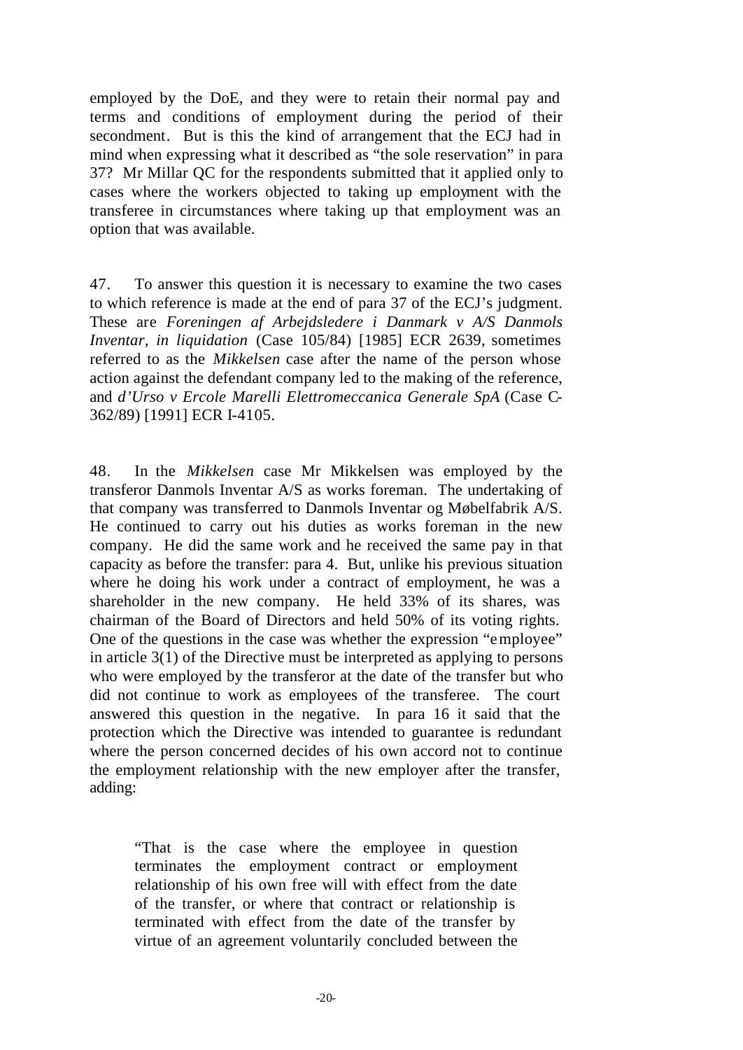employed by the DoE, and they were to retain their normal pay and terms and conditions of employment during the period of their secondment. But is this the kind of arrangement that the ECJ had in mind when expressing what it described as "the sole reservation" in para 37? Mr Millar QC for the respondents submitted that it applied only to cases where the workers objected to taking up employment with the transferee in circumstances where taking up that employment was an option that was available.

47. To answer this question it is necessary to examine the two cases to which reference is made at the end of para 37 of the ECJ's judgment. These are *Foreningen af Arbejdsledere i Danmark v A/S Danmols Inventar, in liquidation* (Case 105/84) [1985] ECR 2639, sometimes referred to as the *Mikkelsen* case after the name of the person whose action against the defendant company led to the making of the reference, and *d'Urso v Ercole Marelli Elettromeccanica Generale SpA* (Case C-362/89) [1991] ECR I-4105.

48. In the *Mikkelsen* case Mr Mikkelsen was employed by the transferor Danmols Inventar A/S as works foreman. The undertaking of that company was transferred to Danmols Inventar og Møbelfabrik A/S. He continued to carry out his duties as works foreman in the new company. He did the same work and he received the same pay in that capacity as before the transfer: para 4. But, unlike his previous situation where he doing his work under a contract of employment, he was a shareholder in the new company. He held 33% of its shares, was chairman of the Board of Directors and held 50% of its voting rights. One of the questions in the case was whether the expression "employee" in article 3(1) of the Directive must be interpreted as applying to persons who were employed by the transferor at the date of the transfer but who did not continue to work as employees of the transferee. The court answered this question in the negative. In para 16 it said that the protection which the Directive was intended to guarantee is redundant where the person concerned decides of his own accord not to continue the employment relationship with the new employer after the transfer, adding:

> "That is the case where the employee in question terminates the employment contract or employment relationship of his own free will with effect from the date of the transfer, or where that contract or relationship is terminated with effect from the date of the transfer by virtue of an agreement voluntarily concluded between the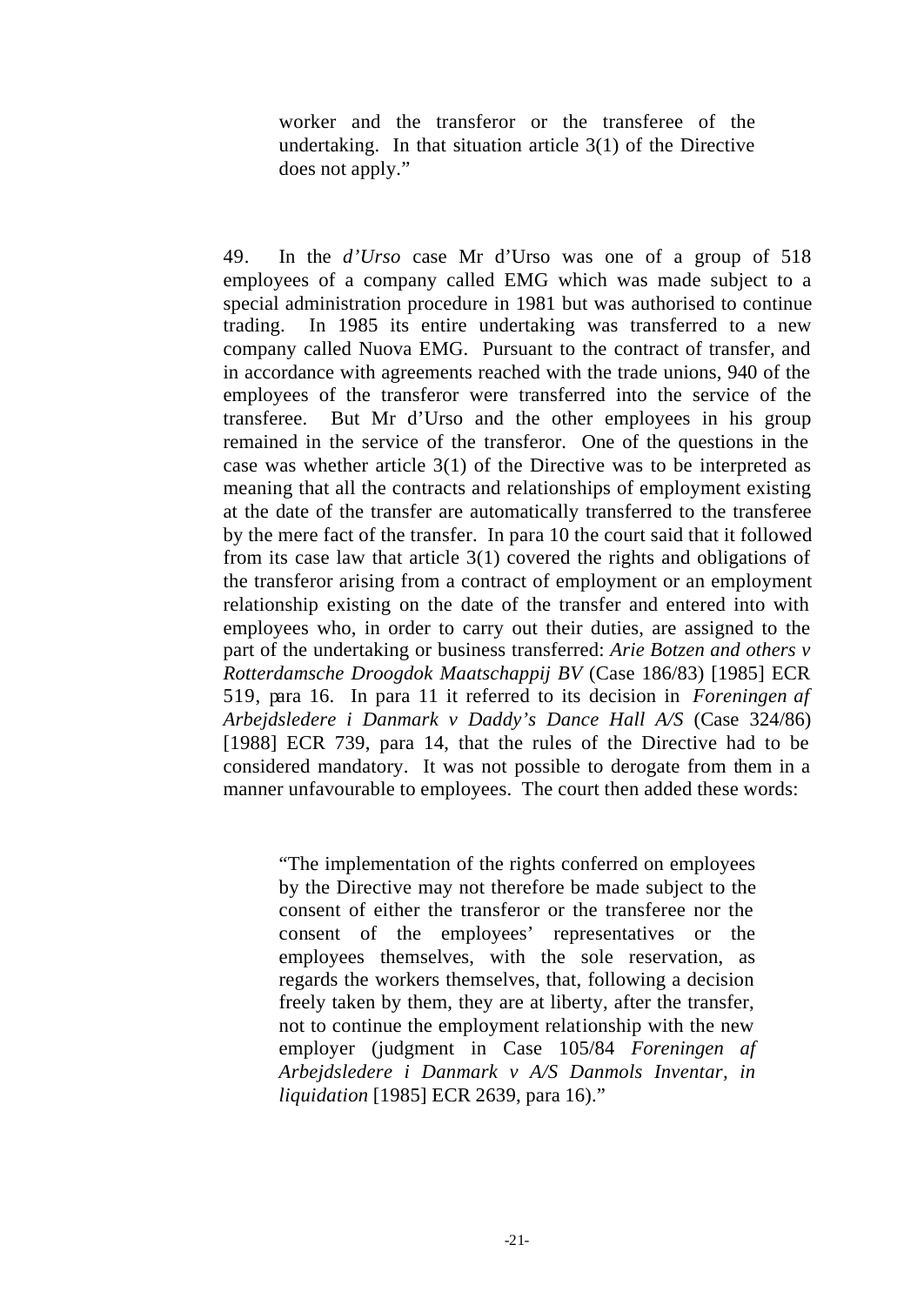> worker and the transferor or the transferee of the undertaking. In that situation article 3(1) of the Directive does not apply."

49. In the *d'Urso* case Mr d'Urso was one of a group of 518 employees of a company called EMG which was made subject to a special administration procedure in 1981 but was authorised to continue trading. In 1985 its entire undertaking was transferred to a new company called Nuova EMG. Pursuant to the contract of transfer, and in accordance with agreements reached with the trade unions, 940 of the employees of the transferor were transferred into the service of the transferee. But Mr d'Urso and the other employees in his group remained in the service of the transferor. One of the questions in the case was whether article 3(1) of the Directive was to be interpreted as meaning that all the contracts and relationships of employment existing at the date of the transfer are automatically transferred to the transferee by the mere fact of the transfer. In para 10 the court said that it followed from its case law that article 3(1) covered the rights and obligations of the transferor arising from a contract of employment or an employment relationship existing on the date of the transfer and entered into with employees who, in order to carry out their duties, are assigned to the part of the undertaking or business transferred: *Arie Botzen and others v Rotterdamsche Droogdok Maatschappij BV* (Case 186/83) [1985] ECR 519, para 16. In para 11 it referred to its decision in *Foreningen af Arbejdsledere i Danmark v Daddy's Dance Hall A/S* (Case 324/86) [1988] ECR 739, para 14, that the rules of the Directive had to be considered mandatory. It was not possible to derogate from them in a manner unfavourable to employees. The court then added these words:

> "The implementation of the rights conferred on employees by the Directive may not therefore be made subject to the consent of either the transferor or the transferee nor the consent of the employees' representatives or the employees themselves, with the sole reservation, as regards the workers themselves, that, following a decision freely taken by them, they are at liberty, after the transfer, not to continue the employment relationship with the new employer (judgment in Case 105/84 *Foreningen af Arbejdsledere i Danmark v A/S Danmols Inventar, in liquidation* [1985] ECR 2639, para 16)."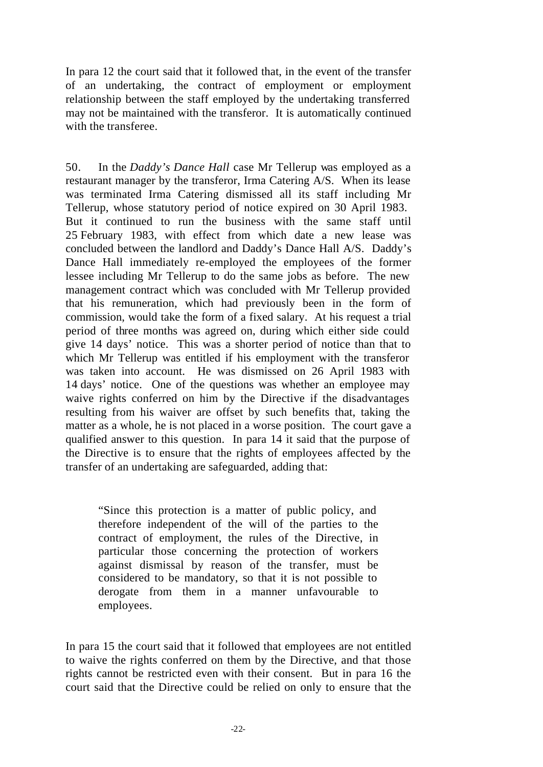In para 12 the court said that it followed that, in the event of the transfer of an undertaking, the contract of employment or employment relationship between the staff employed by the undertaking transferred may not be maintained with the transferor. It is automatically continued with the transferee.

50. In the *Daddy's Dance Hall* case Mr Tellerup was employed as a restaurant manager by the transferor, Irma Catering A/S. When its lease was terminated Irma Catering dismissed all its staff including Mr Tellerup, whose statutory period of notice expired on 30 April 1983. But it continued to run the business with the same staff until 25 February 1983, with effect from which date a new lease was concluded between the landlord and Daddy's Dance Hall A/S. Daddy's Dance Hall immediately re-employed the employees of the former lessee including Mr Tellerup to do the same jobs as before. The new management contract which was concluded with Mr Tellerup provided that his remuneration, which had previously been in the form of commission, would take the form of a fixed salary. At his request a trial period of three months was agreed on, during which either side could give 14 days' notice. This was a shorter period of notice than that to which Mr Tellerup was entitled if his employment with the transferor was taken into account. He was dismissed on 26 April 1983 with 14 days' notice. One of the questions was whether an employee may waive rights conferred on him by the Directive if the disadvantages resulting from his waiver are offset by such benefits that, taking the matter as a whole, he is not placed in a worse position. The court gave a qualified answer to this question. In para 14 it said that the purpose of the Directive is to ensure that the rights of employees affected by the transfer of an undertaking are safeguarded, adding that:

> "Since this protection is a matter of public policy, and therefore independent of the will of the parties to the contract of employment, the rules of the Directive, in particular those concerning the protection of workers against dismissal by reason of the transfer, must be considered to be mandatory, so that it is not possible to derogate from them in a manner unfavourable to employees.

In para 15 the court said that it followed that employees are not entitled to waive the rights conferred on them by the Directive, and that those rights cannot be restricted even with their consent. But in para 16 the court said that the Directive could be relied on only to ensure that the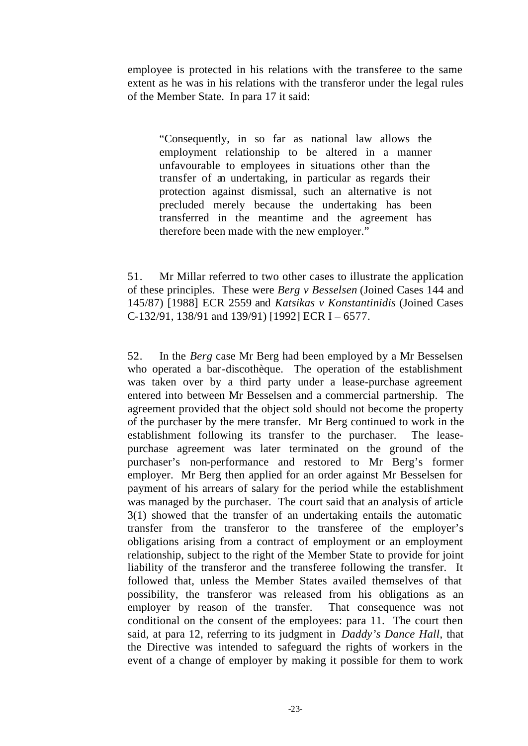employee is protected in his relations with the transferee to the same extent as he was in his relations with the transferor under the legal rules of the Member State. In para 17 it said:

> "Consequently, in so far as national law allows the employment relationship to be altered in a manner unfavourable to employees in situations other than the transfer of an undertaking, in particular as regards their protection against dismissal, such an alternative is not precluded merely because the undertaking has been transferred in the meantime and the agreement has therefore been made with the new employer."

51. Mr Millar referred to two other cases to illustrate the application of these principles. These were *Berg v Besselsen* (Joined Cases 144 and 145/87) [1988] ECR 2559 and *Katsikas v Konstantinidis* (Joined Cases C-132/91, 138/91 and 139/91) [1992] ECR I – 6577.

52. In the *Berg* case Mr Berg had been employed by a Mr Besselsen who operated a bar-discothèque. The operation of the establishment was taken over by a third party under a lease-purchase agreement entered into between Mr Besselsen and a commercial partnership. The agreement provided that the object sold should not become the property of the purchaser by the mere transfer. Mr Berg continued to work in the establishment following its transfer to the purchaser. The lease-purchase agreement was later terminated on the ground of the purchaser's non-performance and restored to Mr Berg's former employer. Mr Berg then applied for an order against Mr Besselsen for payment of his arrears of salary for the period while the establishment was managed by the purchaser. The court said that an analysis of article 3(1) showed that the transfer of an undertaking entails the automatic transfer from the transferor to the transferee of the employer's obligations arising from a contract of employment or an employment relationship, subject to the right of the Member State to provide for joint liability of the transferor and the transferee following the transfer. It followed that, unless the Member States availed themselves of that possibility, the transferor was released from his obligations as an employer by reason of the transfer. That consequence was not conditional on the consent of the employees: para 11. The court then said, at para 12, referring to its judgment in *Daddy's Dance Hall*, that the Directive was intended to safeguard the rights of workers in the event of a change of employer by making it possible for them to work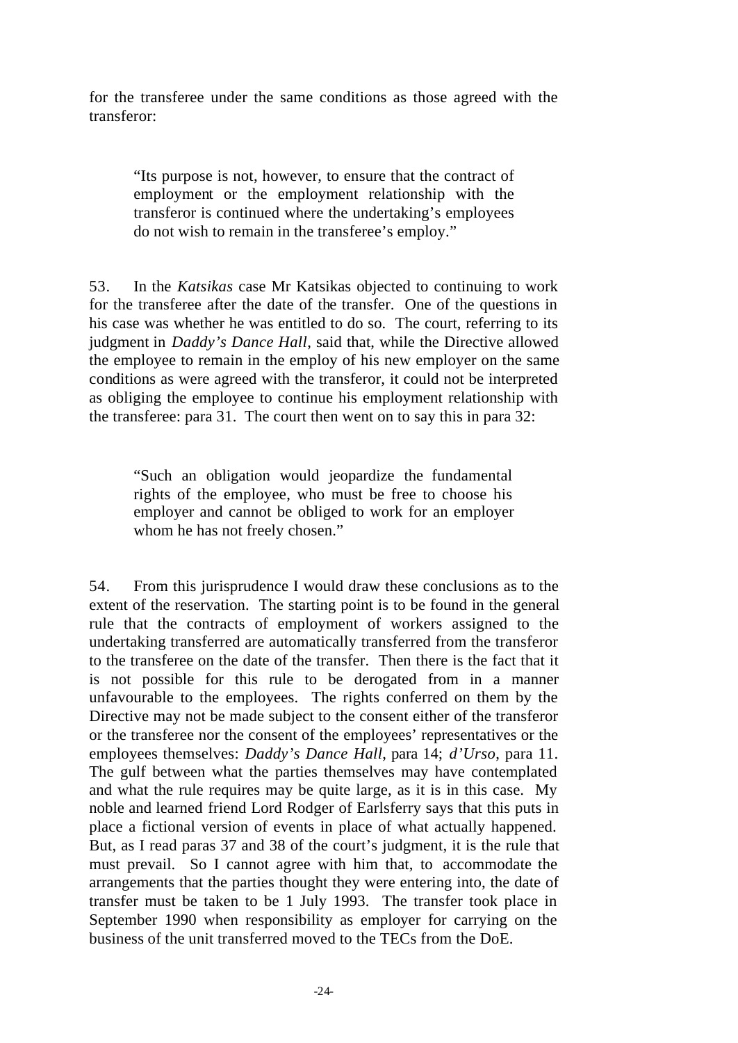for the transferee under the same conditions as those agreed with the transferor:

> "Its purpose is not, however, to ensure that the contract of employment or the employment relationship with the transferor is continued where the undertaking's employees do not wish to remain in the transferee's employ."

53. In the *Katsikas* case Mr Katsikas objected to continuing to work for the transferee after the date of the transfer. One of the questions in his case was whether he was entitled to do so. The court, referring to its judgment in *Daddy's Dance Hall*, said that, while the Directive allowed the employee to remain in the employ of his new employer on the same conditions as were agreed with the transferor, it could not be interpreted as obliging the employee to continue his employment relationship with the transferee: para 31. The court then went on to say this in para 32:

> "Such an obligation would jeopardize the fundamental rights of the employee, who must be free to choose his employer and cannot be obliged to work for an employer whom he has not freely chosen."

54. From this jurisprudence I would draw these conclusions as to the extent of the reservation. The starting point is to be found in the general rule that the contracts of employment of workers assigned to the undertaking transferred are automatically transferred from the transferor to the transferee on the date of the transfer. Then there is the fact that it is not possible for this rule to be derogated from in a manner unfavourable to the employees. The rights conferred on them by the Directive may not be made subject to the consent either of the transferor or the transferee nor the consent of the employees' representatives or the employees themselves: *Daddy's Dance Hall*, para 14; *d'Urso*, para 11. The gulf between what the parties themselves may have contemplated and what the rule requires may be quite large, as it is in this case. My noble and learned friend Lord Rodger of Earlsferry says that this puts in place a fictional version of events in place of what actually happened. But, as I read paras 37 and 38 of the court's judgment, it is the rule that must prevail. So I cannot agree with him that, to accommodate the arrangements that the parties thought they were entering into, the date of transfer must be taken to be 1 July 1993. The transfer took place in September 1990 when responsibility as employer for carrying on the business of the unit transferred moved to the TECs from the DoE.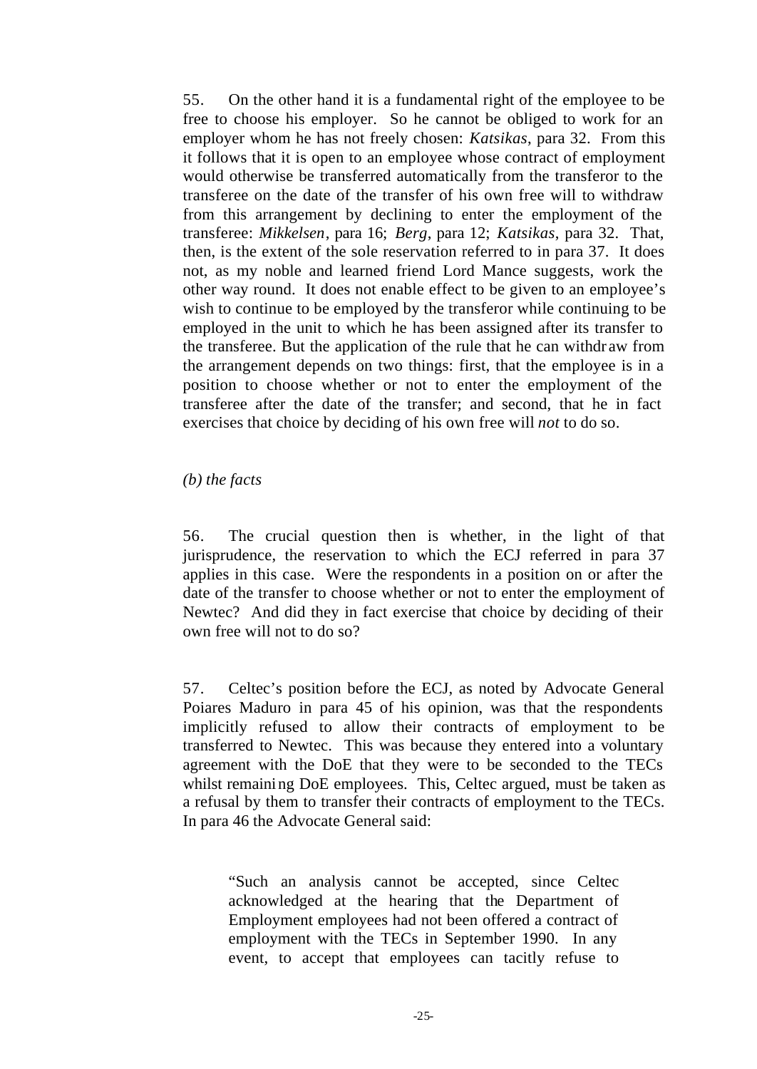55. On the other hand it is a fundamental right of the employee to be free to choose his employer. So he cannot be obliged to work for an employer whom he has not freely chosen: *Katsikas*, para 32. From this it follows that it is open to an employee whose contract of employment would otherwise be transferred automatically from the transferor to the transferee on the date of the transfer of his own free will to withdraw from this arrangement by declining to enter the employment of the transferee: *Mikkelsen*, para 16; *Berg*, para 12; *Katsikas*, para 32. That, then, is the extent of the sole reservation referred to in para 37. It does not, as my noble and learned friend Lord Mance suggests, work the other way round. It does not enable effect to be given to an employee's wish to continue to be employed by the transferor while continuing to be employed in the unit to which he has been assigned after its transfer to the transferee. But the application of the rule that he can withdraw from the arrangement depends on two things: first, that the employee is in a position to choose whether or not to enter the employment of the transferee after the date of the transfer; and second, that he in fact exercises that choice by deciding of his own free will *not* to do so.

*(b) the facts*

56. The crucial question then is whether, in the light of that jurisprudence, the reservation to which the ECJ referred in para 37 applies in this case. Were the respondents in a position on or after the date of the transfer to choose whether or not to enter the employment of Newtec? And did they in fact exercise that choice by deciding of their own free will not to do so?

57. Celtec's position before the ECJ, as noted by Advocate General Poiares Maduro in para 45 of his opinion, was that the respondents implicitly refused to allow their contracts of employment to be transferred to Newtec. This was because they entered into a voluntary agreement with the DoE that they were to be seconded to the TECs whilst remaining DoE employees. This, Celtec argued, must be taken as a refusal by them to transfer their contracts of employment to the TECs. In para 46 the Advocate General said:

> "Such an analysis cannot be accepted, since Celtec acknowledged at the hearing that the Department of Employment employees had not been offered a contract of employment with the TECs in September 1990. In any event, to accept that employees can tacitly refuse to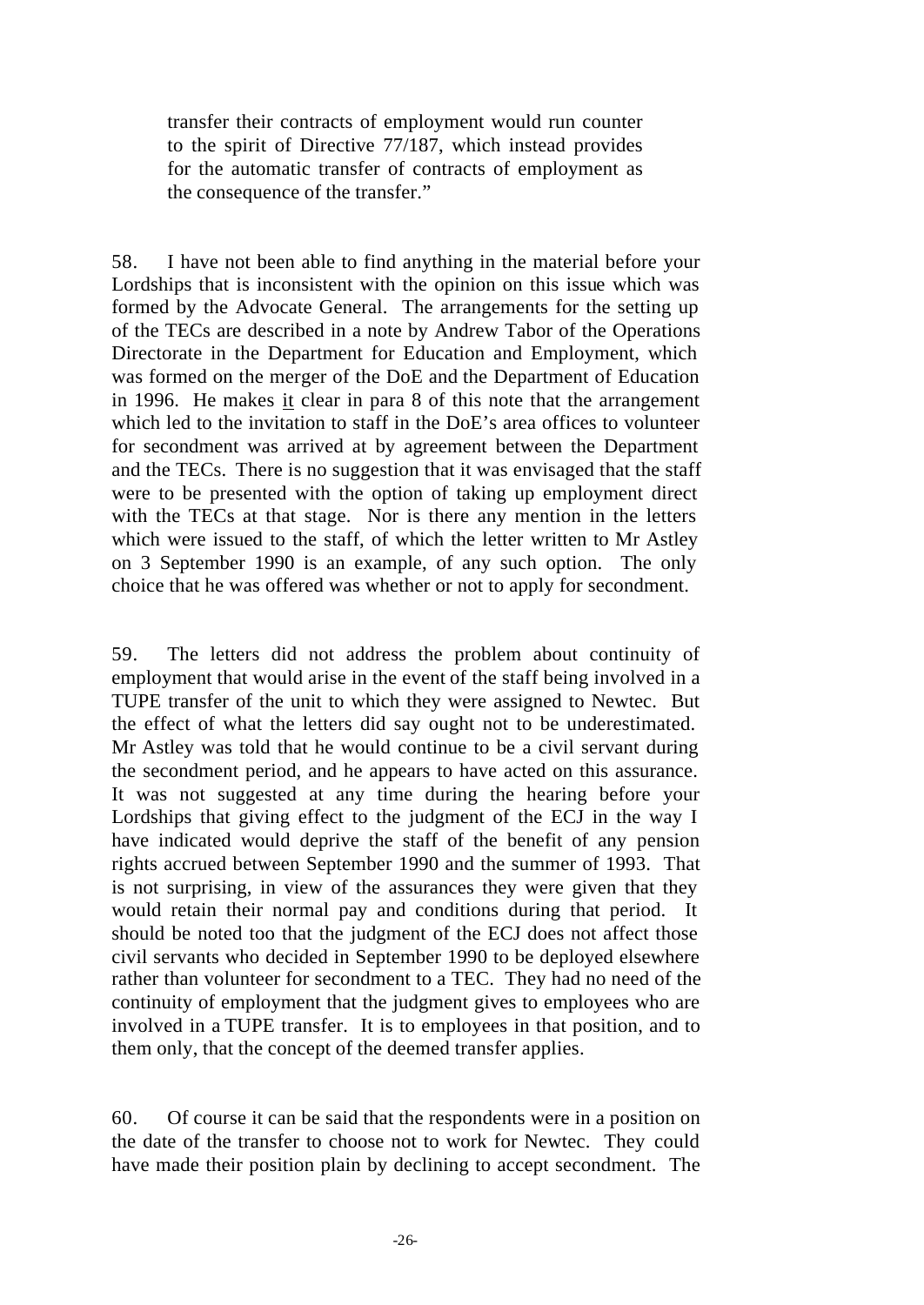> transfer their contracts of employment would run counter to the spirit of Directive 77/187, which instead provides for the automatic transfer of contracts of employment as the consequence of the transfer."

58. I have not been able to find anything in the material before your Lordships that is inconsistent with the opinion on this issue which was formed by the Advocate General. The arrangements for the setting up of the TECs are described in a note by Andrew Tabor of the Operations Directorate in the Department for Education and Employment, which was formed on the merger of the DoE and the Department of Education in 1996. He makes it clear in para 8 of this note that the arrangement which led to the invitation to staff in the DoE's area offices to volunteer for secondment was arrived at by agreement between the Department and the TECs. There is no suggestion that it was envisaged that the staff were to be presented with the option of taking up employment direct with the TECs at that stage. Nor is there any mention in the letters which were issued to the staff, of which the letter written to Mr Astley on 3 September 1990 is an example, of any such option. The only choice that he was offered was whether or not to apply for secondment.

59. The letters did not address the problem about continuity of employment that would arise in the event of the staff being involved in a TUPE transfer of the unit to which they were assigned to Newtec. But the effect of what the letters did say ought not to be underestimated. Mr Astley was told that he would continue to be a civil servant during the secondment period, and he appears to have acted on this assurance. It was not suggested at any time during the hearing before your Lordships that giving effect to the judgment of the ECJ in the way I have indicated would deprive the staff of the benefit of any pension rights accrued between September 1990 and the summer of 1993. That is not surprising, in view of the assurances they were given that they would retain their normal pay and conditions during that period. It should be noted too that the judgment of the ECJ does not affect those civil servants who decided in September 1990 to be deployed elsewhere rather than volunteer for secondment to a TEC. They had no need of the continuity of employment that the judgment gives to employees who are involved in a TUPE transfer. It is to employees in that position, and to them only, that the concept of the deemed transfer applies.

60. Of course it can be said that the respondents were in a position on the date of the transfer to choose not to work for Newtec. They could have made their position plain by declining to accept secondment. The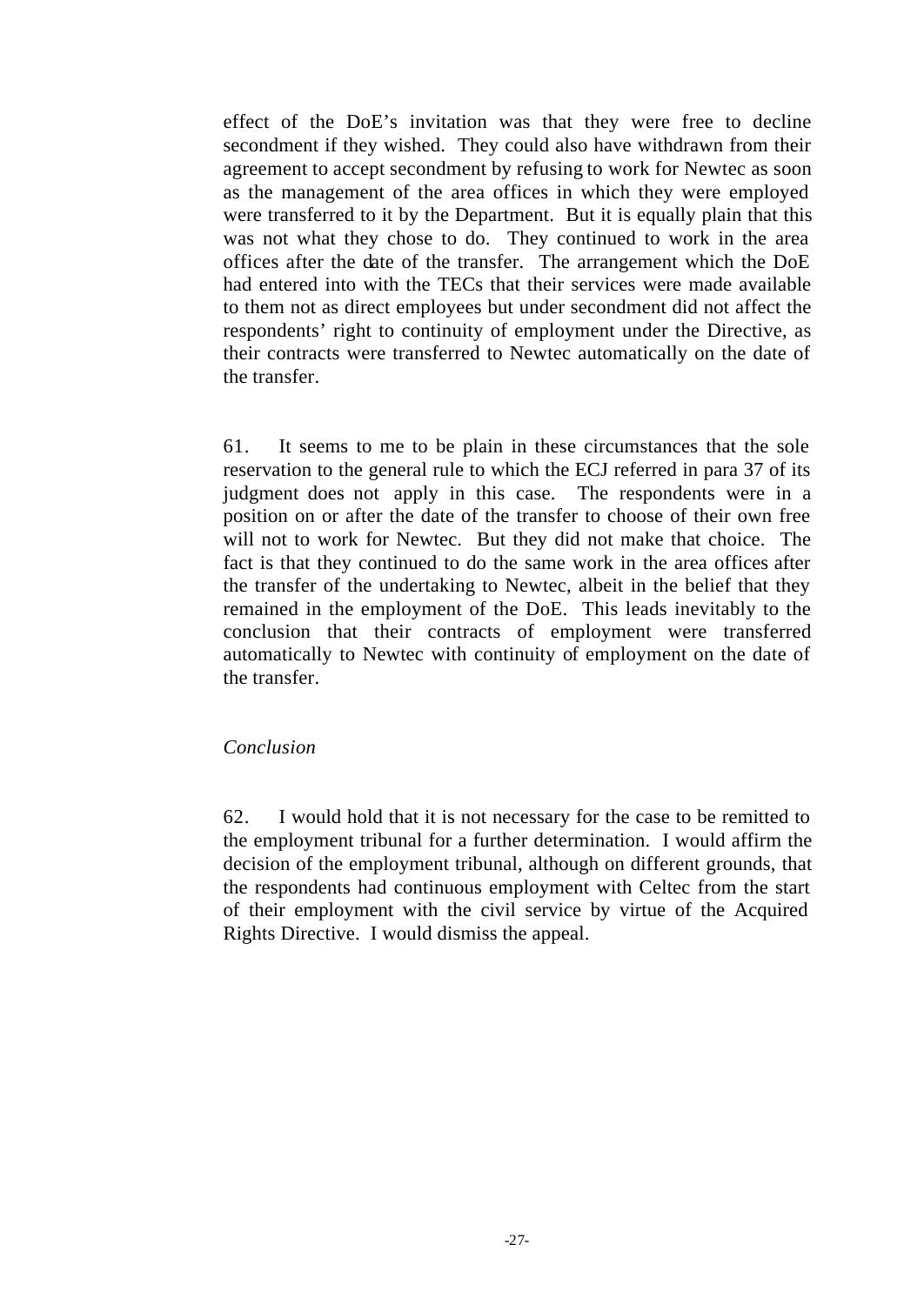effect of the DoE's invitation was that they were free to decline secondment if they wished. They could also have withdrawn from their agreement to accept secondment by refusing to work for Newtec as soon as the management of the area offices in which they were employed were transferred to it by the Department. But it is equally plain that this was not what they chose to do. They continued to work in the area offices after the date of the transfer. The arrangement which the DoE had entered into with the TECs that their services were made available to them not as direct employees but under secondment did not affect the respondents' right to continuity of employment under the Directive, as their contracts were transferred to Newtec automatically on the date of the transfer.

61. It seems to me to be plain in these circumstances that the sole reservation to the general rule to which the ECJ referred in para 37 of its judgment does not apply in this case. The respondents were in a position on or after the date of the transfer to choose of their own free will not to work for Newtec. But they did not make that choice. The fact is that they continued to do the same work in the area offices after the transfer of the undertaking to Newtec, albeit in the belief that they remained in the employment of the DoE. This leads inevitably to the conclusion that their contracts of employment were transferred automatically to Newtec with continuity of employment on the date of the transfer.

*Conclusion*

62. I would hold that it is not necessary for the case to be remitted to the employment tribunal for a further determination. I would affirm the decision of the employment tribunal, although on different grounds, that the respondents had continuous employment with Celtec from the start of their employment with the civil service by virtue of the Acquired Rights Directive. I would dismiss the appeal.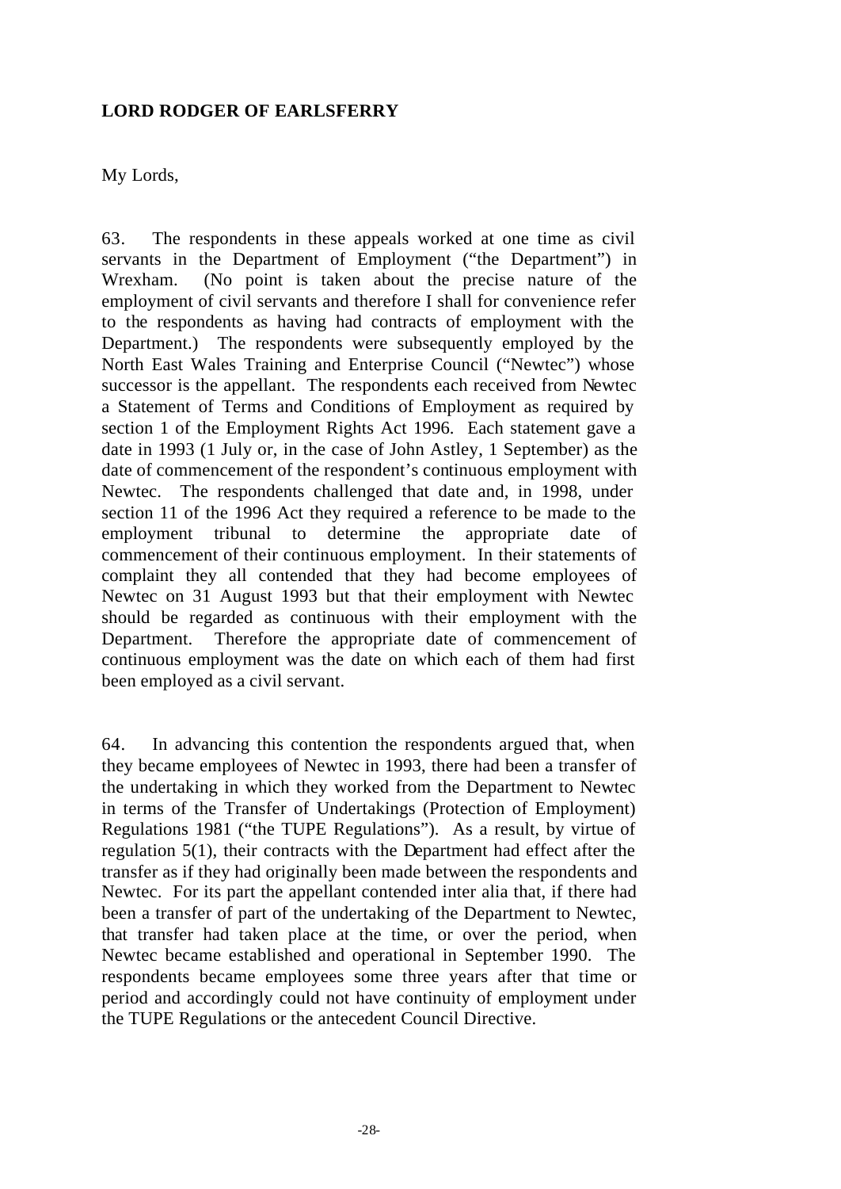**LORD RODGER OF EARLSFERRY**

My Lords,

63. The respondents in these appeals worked at one time as civil servants in the Department of Employment ("the Department") in Wrexham. (No point is taken about the precise nature of the employment of civil servants and therefore I shall for convenience refer to the respondents as having had contracts of employment with the Department.) The respondents were subsequently employed by the North East Wales Training and Enterprise Council ("Newtec") whose successor is the appellant. The respondents each received from Newtec a Statement of Terms and Conditions of Employment as required by section 1 of the Employment Rights Act 1996. Each statement gave a date in 1993 (1 July or, in the case of John Astley, 1 September) as the date of commencement of the respondent's continuous employment with Newtec. The respondents challenged that date and, in 1998, under section 11 of the 1996 Act they required a reference to be made to the employment tribunal to determine the appropriate date of commencement of their continuous employment. In their statements of complaint they all contended that they had become employees of Newtec on 31 August 1993 but that their employment with Newtec should be regarded as continuous with their employment with the Department. Therefore the appropriate date of commencement of continuous employment was the date on which each of them had first been employed as a civil servant.

64. In advancing this contention the respondents argued that, when they became employees of Newtec in 1993, there had been a transfer of the undertaking in which they worked from the Department to Newtec in terms of the Transfer of Undertakings (Protection of Employment) Regulations 1981 ("the TUPE Regulations"). As a result, by virtue of regulation 5(1), their contracts with the Department had effect after the transfer as if they had originally been made between the respondents and Newtec. For its part the appellant contended inter alia that, if there had been a transfer of part of the undertaking of the Department to Newtec, that transfer had taken place at the time, or over the period, when Newtec became established and operational in September 1990. The respondents became employees some three years after that time or period and accordingly could not have continuity of employment under the TUPE Regulations or the antecedent Council Directive.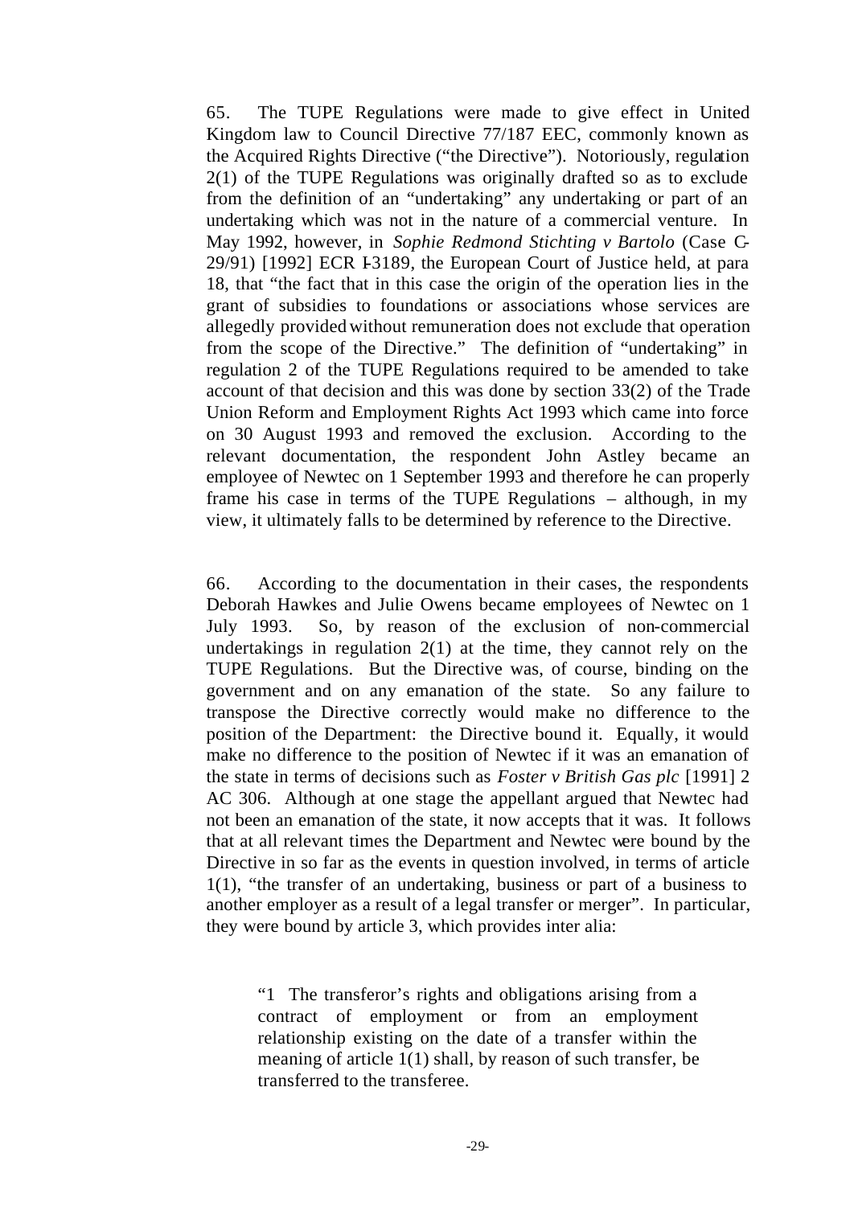65. The TUPE Regulations were made to give effect in United Kingdom law to Council Directive 77/187 EEC, commonly known as the Acquired Rights Directive ("the Directive"). Notoriously, regulation 2(1) of the TUPE Regulations was originally drafted so as to exclude from the definition of an "undertaking" any undertaking or part of an undertaking which was not in the nature of a commercial venture. In May 1992, however, in *Sophie Redmond Stichting v Bartolo* (Case C-29/91) [1992] ECR I-3189, the European Court of Justice held, at para 18, that "the fact that in this case the origin of the operation lies in the grant of subsidies to foundations or associations whose services are allegedly provided without remuneration does not exclude that operation from the scope of the Directive." The definition of "undertaking" in regulation 2 of the TUPE Regulations required to be amended to take account of that decision and this was done by section 33(2) of the Trade Union Reform and Employment Rights Act 1993 which came into force on 30 August 1993 and removed the exclusion. According to the relevant documentation, the respondent John Astley became an employee of Newtec on 1 September 1993 and therefore he can properly frame his case in terms of the TUPE Regulations – although, in my view, it ultimately falls to be determined by reference to the Directive.

66. According to the documentation in their cases, the respondents Deborah Hawkes and Julie Owens became employees of Newtec on 1 July 1993. So, by reason of the exclusion of non-commercial undertakings in regulation 2(1) at the time, they cannot rely on the TUPE Regulations. But the Directive was, of course, binding on the government and on any emanation of the state. So any failure to transpose the Directive correctly would make no difference to the position of the Department: the Directive bound it. Equally, it would make no difference to the position of Newtec if it was an emanation of the state in terms of decisions such as *Foster v British Gas plc* [1991] 2 AC 306. Although at one stage the appellant argued that Newtec had not been an emanation of the state, it now accepts that it was. It follows that at all relevant times the Department and Newtec were bound by the Directive in so far as the events in question involved, in terms of article 1(1), "the transfer of an undertaking, business or part of a business to another employer as a result of a legal transfer or merger". In particular, they were bound by article 3, which provides inter alia:

> "1 The transferor's rights and obligations arising from a contract of employment or from an employment relationship existing on the date of a transfer within the meaning of article 1(1) shall, by reason of such transfer, be transferred to the transferee.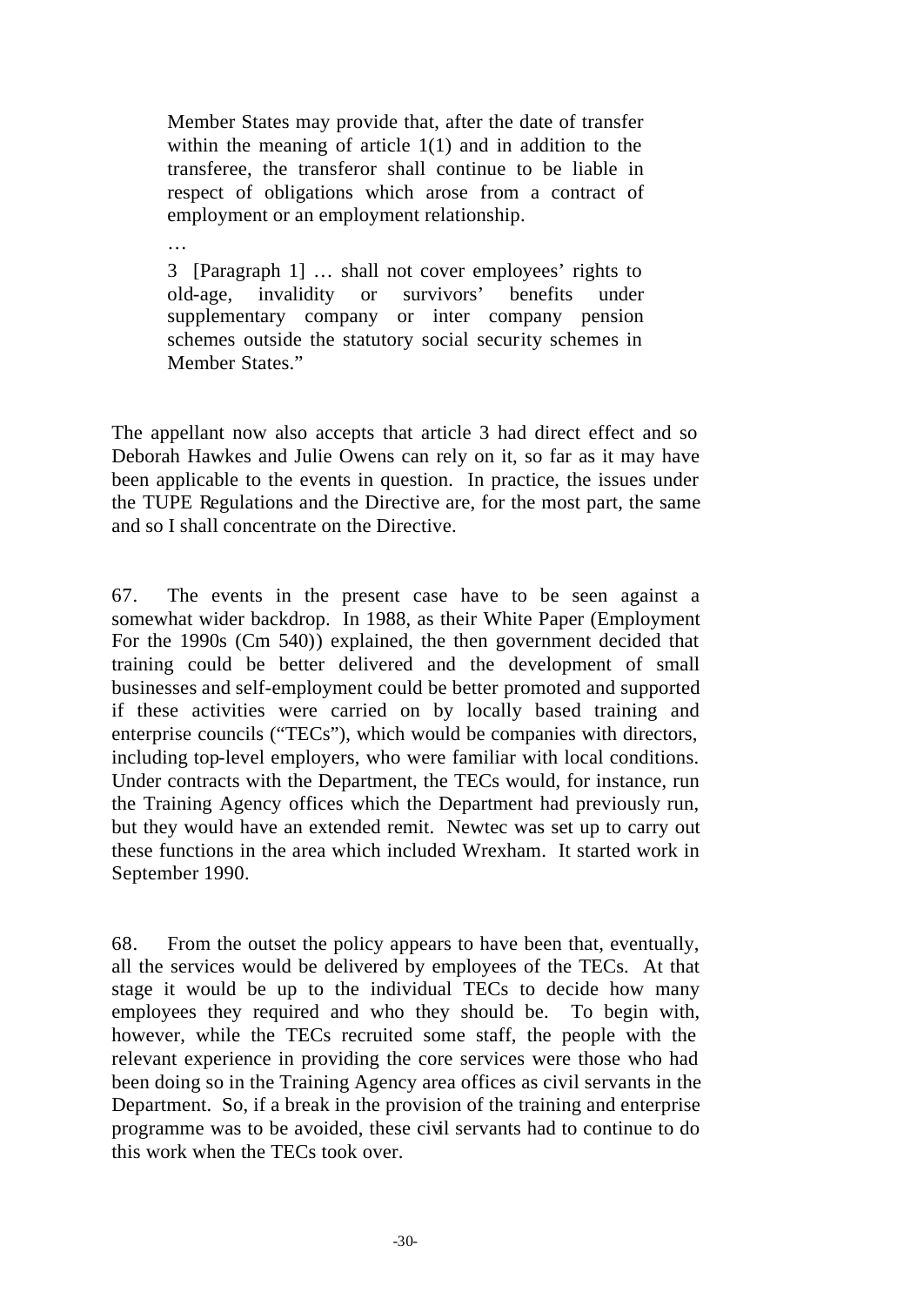> Member States may provide that, after the date of transfer within the meaning of article 1(1) and in addition to the transferee, the transferor shall continue to be liable in respect of obligations which arose from a contract of employment or an employment relationship.
>
> …
>
> 3 [Paragraph 1] … shall not cover employees' rights to old-age, invalidity or survivors' benefits under supplementary company or inter company pension schemes outside the statutory social security schemes in Member States."

The appellant now also accepts that article 3 had direct effect and so Deborah Hawkes and Julie Owens can rely on it, so far as it may have been applicable to the events in question. In practice, the issues under the TUPE Regulations and the Directive are, for the most part, the same and so I shall concentrate on the Directive.

67. The events in the present case have to be seen against a somewhat wider backdrop. In 1988, as their White Paper (Employment For the 1990s (Cm 540)) explained, the then government decided that training could be better delivered and the development of small businesses and self-employment could be better promoted and supported if these activities were carried on by locally based training and enterprise councils ("TECs"), which would be companies with directors, including top-level employers, who were familiar with local conditions. Under contracts with the Department, the TECs would, for instance, run the Training Agency offices which the Department had previously run, but they would have an extended remit. Newtec was set up to carry out these functions in the area which included Wrexham. It started work in September 1990.

68. From the outset the policy appears to have been that, eventually, all the services would be delivered by employees of the TECs. At that stage it would be up to the individual TECs to decide how many employees they required and who they should be. To begin with, however, while the TECs recruited some staff, the people with the relevant experience in providing the core services were those who had been doing so in the Training Agency area offices as civil servants in the Department. So, if a break in the provision of the training and enterprise programme was to be avoided, these civil servants had to continue to do this work when the TECs took over.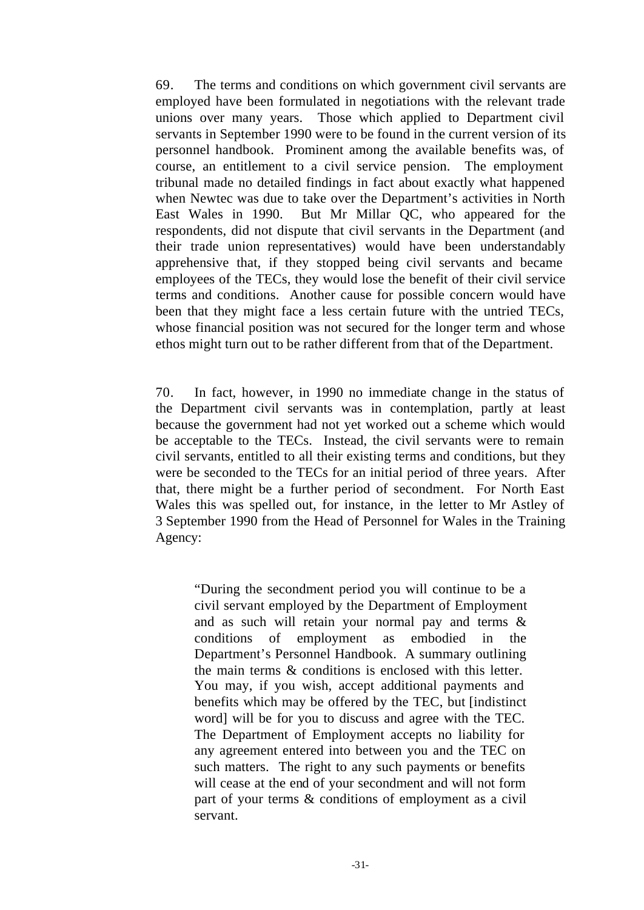69. The terms and conditions on which government civil servants are employed have been formulated in negotiations with the relevant trade unions over many years. Those which applied to Department civil servants in September 1990 were to be found in the current version of its personnel handbook. Prominent among the available benefits was, of course, an entitlement to a civil service pension. The employment tribunal made no detailed findings in fact about exactly what happened when Newtec was due to take over the Department's activities in North East Wales in 1990. But Mr Millar QC, who appeared for the respondents, did not dispute that civil servants in the Department (and their trade union representatives) would have been understandably apprehensive that, if they stopped being civil servants and became employees of the TECs, they would lose the benefit of their civil service terms and conditions. Another cause for possible concern would have been that they might face a less certain future with the untried TECs, whose financial position was not secured for the longer term and whose ethos might turn out to be rather different from that of the Department.

70. In fact, however, in 1990 no immediate change in the status of the Department civil servants was in contemplation, partly at least because the government had not yet worked out a scheme which would be acceptable to the TECs. Instead, the civil servants were to remain civil servants, entitled to all their existing terms and conditions, but they were be seconded to the TECs for an initial period of three years. After that, there might be a further period of secondment. For North East Wales this was spelled out, for instance, in the letter to Mr Astley of 3 September 1990 from the Head of Personnel for Wales in the Training Agency:

> "During the secondment period you will continue to be a civil servant employed by the Department of Employment and as such will retain your normal pay and terms & conditions of employment as embodied in the Department's Personnel Handbook. A summary outlining the main terms & conditions is enclosed with this letter. You may, if you wish, accept additional payments and benefits which may be offered by the TEC, but [indistinct word] will be for you to discuss and agree with the TEC. The Department of Employment accepts no liability for any agreement entered into between you and the TEC on such matters. The right to any such payments or benefits will cease at the end of your secondment and will not form part of your terms & conditions of employment as a civil servant.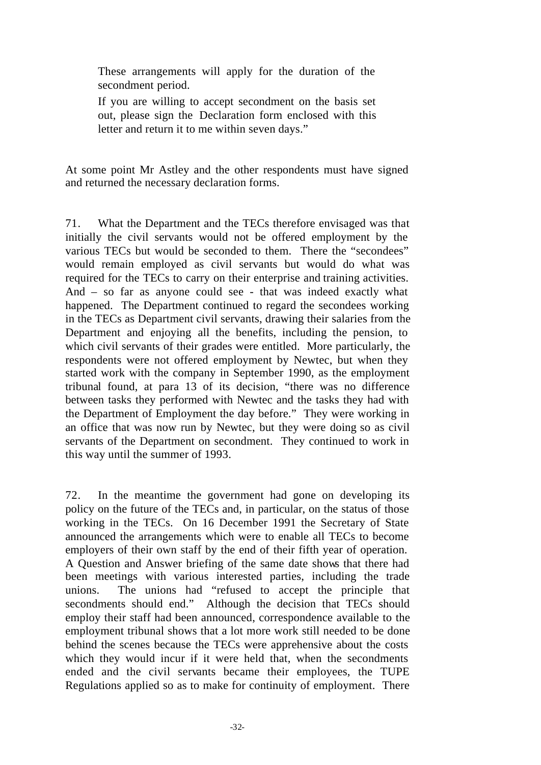> These arrangements will apply for the duration of the secondment period.
>
> If you are willing to accept secondment on the basis set out, please sign the Declaration form enclosed with this letter and return it to me within seven days."

At some point Mr Astley and the other respondents must have signed and returned the necessary declaration forms.

71. What the Department and the TECs therefore envisaged was that initially the civil servants would not be offered employment by the various TECs but would be seconded to them. There the "secondees" would remain employed as civil servants but would do what was required for the TECs to carry on their enterprise and training activities. And – so far as anyone could see - that was indeed exactly what happened. The Department continued to regard the secondees working in the TECs as Department civil servants, drawing their salaries from the Department and enjoying all the benefits, including the pension, to which civil servants of their grades were entitled. More particularly, the respondents were not offered employment by Newtec, but when they started work with the company in September 1990, as the employment tribunal found, at para 13 of its decision, "there was no difference between tasks they performed with Newtec and the tasks they had with the Department of Employment the day before." They were working in an office that was now run by Newtec, but they were doing so as civil servants of the Department on secondment. They continued to work in this way until the summer of 1993.

72. In the meantime the government had gone on developing its policy on the future of the TECs and, in particular, on the status of those working in the TECs. On 16 December 1991 the Secretary of State announced the arrangements which were to enable all TECs to become employers of their own staff by the end of their fifth year of operation. A Question and Answer briefing of the same date shows that there had been meetings with various interested parties, including the trade unions. The unions had "refused to accept the principle that secondments should end." Although the decision that TECs should employ their staff had been announced, correspondence available to the employment tribunal shows that a lot more work still needed to be done behind the scenes because the TECs were apprehensive about the costs which they would incur if it were held that, when the secondments ended and the civil servants became their employees, the TUPE Regulations applied so as to make for continuity of employment. There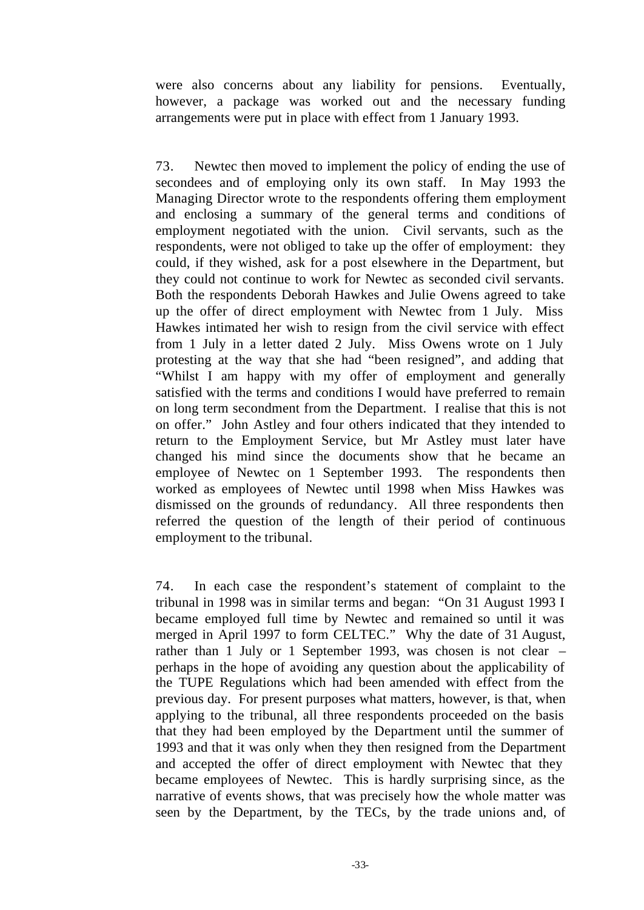were also concerns about any liability for pensions. Eventually, however, a package was worked out and the necessary funding arrangements were put in place with effect from 1 January 1993.

73. Newtec then moved to implement the policy of ending the use of secondees and of employing only its own staff. In May 1993 the Managing Director wrote to the respondents offering them employment and enclosing a summary of the general terms and conditions of employment negotiated with the union. Civil servants, such as the respondents, were not obliged to take up the offer of employment: they could, if they wished, ask for a post elsewhere in the Department, but they could not continue to work for Newtec as seconded civil servants. Both the respondents Deborah Hawkes and Julie Owens agreed to take up the offer of direct employment with Newtec from 1 July. Miss Hawkes intimated her wish to resign from the civil service with effect from 1 July in a letter dated 2 July. Miss Owens wrote on 1 July protesting at the way that she had "been resigned", and adding that "Whilst I am happy with my offer of employment and generally satisfied with the terms and conditions I would have preferred to remain on long term secondment from the Department. I realise that this is not on offer." John Astley and four others indicated that they intended to return to the Employment Service, but Mr Astley must later have changed his mind since the documents show that he became an employee of Newtec on 1 September 1993. The respondents then worked as employees of Newtec until 1998 when Miss Hawkes was dismissed on the grounds of redundancy. All three respondents then referred the question of the length of their period of continuous employment to the tribunal.

74. In each case the respondent's statement of complaint to the tribunal in 1998 was in similar terms and began: "On 31 August 1993 I became employed full time by Newtec and remained so until it was merged in April 1997 to form CELTEC." Why the date of 31 August, rather than 1 July or 1 September 1993, was chosen is not clear – perhaps in the hope of avoiding any question about the applicability of the TUPE Regulations which had been amended with effect from the previous day. For present purposes what matters, however, is that, when applying to the tribunal, all three respondents proceeded on the basis that they had been employed by the Department until the summer of 1993 and that it was only when they then resigned from the Department and accepted the offer of direct employment with Newtec that they became employees of Newtec. This is hardly surprising since, as the narrative of events shows, that was precisely how the whole matter was seen by the Department, by the TECs, by the trade unions and, of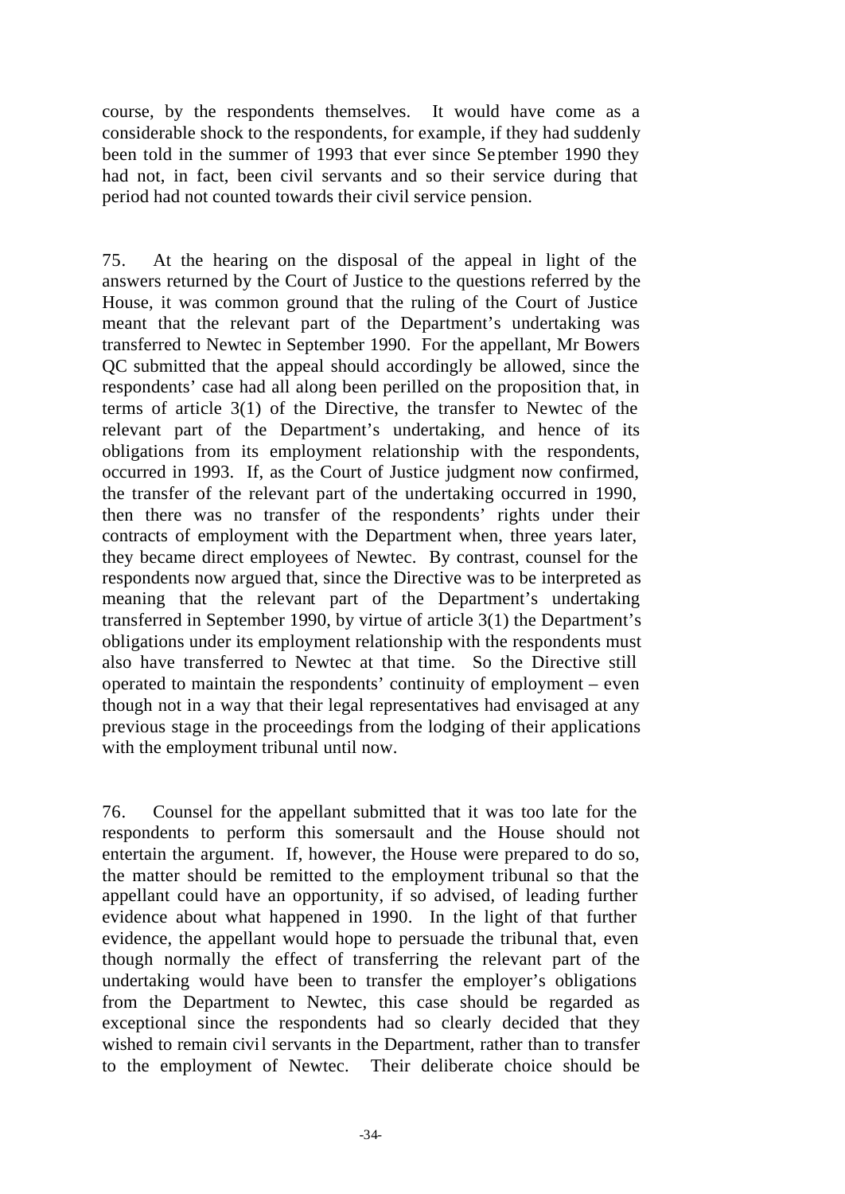course, by the respondents themselves. It would have come as a considerable shock to the respondents, for example, if they had suddenly been told in the summer of 1993 that ever since September 1990 they had not, in fact, been civil servants and so their service during that period had not counted towards their civil service pension.

75. At the hearing on the disposal of the appeal in light of the answers returned by the Court of Justice to the questions referred by the House, it was common ground that the ruling of the Court of Justice meant that the relevant part of the Department's undertaking was transferred to Newtec in September 1990. For the appellant, Mr Bowers QC submitted that the appeal should accordingly be allowed, since the respondents' case had all along been perilled on the proposition that, in terms of article 3(1) of the Directive, the transfer to Newtec of the relevant part of the Department's undertaking, and hence of its obligations from its employment relationship with the respondents, occurred in 1993. If, as the Court of Justice judgment now confirmed, the transfer of the relevant part of the undertaking occurred in 1990, then there was no transfer of the respondents' rights under their contracts of employment with the Department when, three years later, they became direct employees of Newtec. By contrast, counsel for the respondents now argued that, since the Directive was to be interpreted as meaning that the relevant part of the Department's undertaking transferred in September 1990, by virtue of article 3(1) the Department's obligations under its employment relationship with the respondents must also have transferred to Newtec at that time. So the Directive still operated to maintain the respondents' continuity of employment – even though not in a way that their legal representatives had envisaged at any previous stage in the proceedings from the lodging of their applications with the employment tribunal until now.

76. Counsel for the appellant submitted that it was too late for the respondents to perform this somersault and the House should not entertain the argument. If, however, the House were prepared to do so, the matter should be remitted to the employment tribunal so that the appellant could have an opportunity, if so advised, of leading further evidence about what happened in 1990. In the light of that further evidence, the appellant would hope to persuade the tribunal that, even though normally the effect of transferring the relevant part of the undertaking would have been to transfer the employer's obligations from the Department to Newtec, this case should be regarded as exceptional since the respondents had so clearly decided that they wished to remain civil servants in the Department, rather than to transfer to the employment of Newtec. Their deliberate choice should be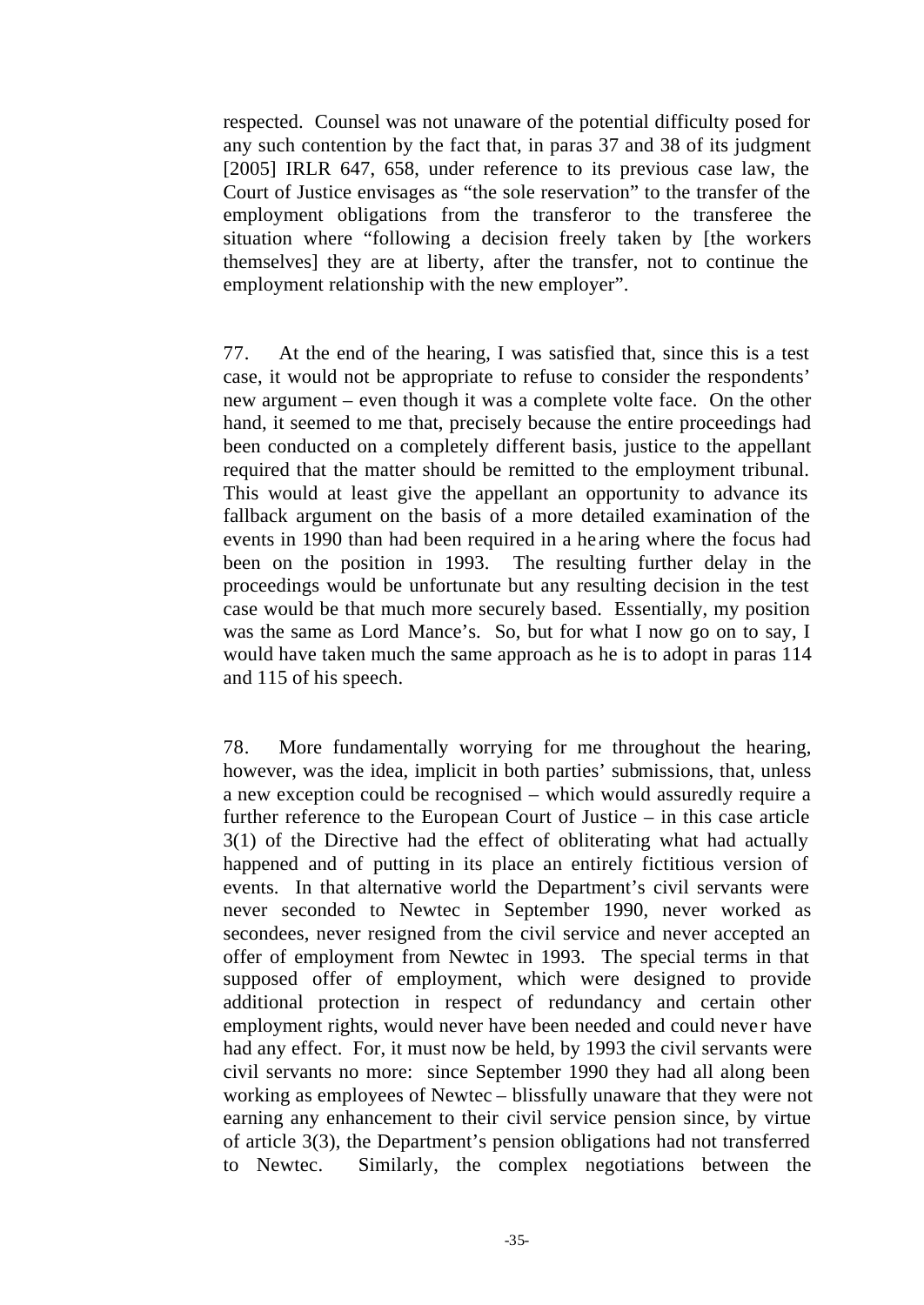respected. Counsel was not unaware of the potential difficulty posed for any such contention by the fact that, in paras 37 and 38 of its judgment [2005] IRLR 647, 658, under reference to its previous case law, the Court of Justice envisages as "the sole reservation" to the transfer of the employment obligations from the transferor to the transferee the situation where "following a decision freely taken by [the workers themselves] they are at liberty, after the transfer, not to continue the employment relationship with the new employer".

77. At the end of the hearing, I was satisfied that, since this is a test case, it would not be appropriate to refuse to consider the respondents' new argument – even though it was a complete volte face. On the other hand, it seemed to me that, precisely because the entire proceedings had been conducted on a completely different basis, justice to the appellant required that the matter should be remitted to the employment tribunal. This would at least give the appellant an opportunity to advance its fallback argument on the basis of a more detailed examination of the events in 1990 than had been required in a hearing where the focus had been on the position in 1993. The resulting further delay in the proceedings would be unfortunate but any resulting decision in the test case would be that much more securely based. Essentially, my position was the same as Lord Mance's. So, but for what I now go on to say, I would have taken much the same approach as he is to adopt in paras 114 and 115 of his speech.

78. More fundamentally worrying for me throughout the hearing, however, was the idea, implicit in both parties' submissions, that, unless a new exception could be recognised – which would assuredly require a further reference to the European Court of Justice – in this case article 3(1) of the Directive had the effect of obliterating what had actually happened and of putting in its place an entirely fictitious version of events. In that alternative world the Department's civil servants were never seconded to Newtec in September 1990, never worked as secondees, never resigned from the civil service and never accepted an offer of employment from Newtec in 1993. The special terms in that supposed offer of employment, which were designed to provide additional protection in respect of redundancy and certain other employment rights, would never have been needed and could never have had any effect. For, it must now be held, by 1993 the civil servants were civil servants no more: since September 1990 they had all along been working as employees of Newtec – blissfully unaware that they were not earning any enhancement to their civil service pension since, by virtue of article 3(3), the Department's pension obligations had not transferred to Newtec. Similarly, the complex negotiations between the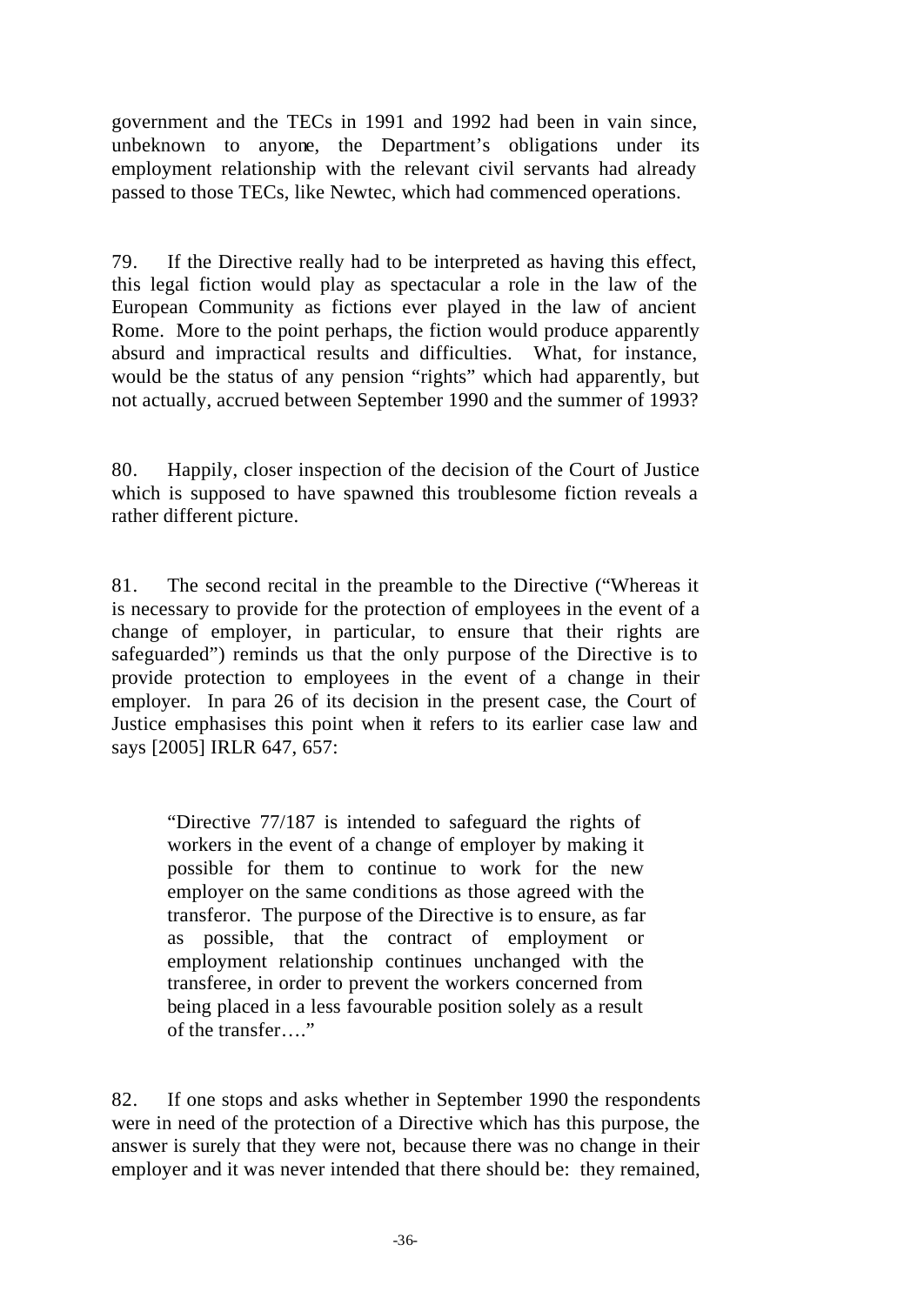government and the TECs in 1991 and 1992 had been in vain since, unbeknown to anyone, the Department's obligations under its employment relationship with the relevant civil servants had already passed to those TECs, like Newtec, which had commenced operations.

79. If the Directive really had to be interpreted as having this effect, this legal fiction would play as spectacular a role in the law of the European Community as fictions ever played in the law of ancient Rome. More to the point perhaps, the fiction would produce apparently absurd and impractical results and difficulties. What, for instance, would be the status of any pension "rights" which had apparently, but not actually, accrued between September 1990 and the summer of 1993?

80. Happily, closer inspection of the decision of the Court of Justice which is supposed to have spawned this troublesome fiction reveals a rather different picture.

81. The second recital in the preamble to the Directive ("Whereas it is necessary to provide for the protection of employees in the event of a change of employer, in particular, to ensure that their rights are safeguarded") reminds us that the only purpose of the Directive is to provide protection to employees in the event of a change in their employer. In para 26 of its decision in the present case, the Court of Justice emphasises this point when it refers to its earlier case law and says [2005] IRLR 647, 657:

> "Directive 77/187 is intended to safeguard the rights of workers in the event of a change of employer by making it possible for them to continue to work for the new employer on the same conditions as those agreed with the transferor. The purpose of the Directive is to ensure, as far as possible, that the contract of employment or employment relationship continues unchanged with the transferee, in order to prevent the workers concerned from being placed in a less favourable position solely as a result of the transfer…."

82. If one stops and asks whether in September 1990 the respondents were in need of the protection of a Directive which has this purpose, the answer is surely that they were not, because there was no change in their employer and it was never intended that there should be: they remained,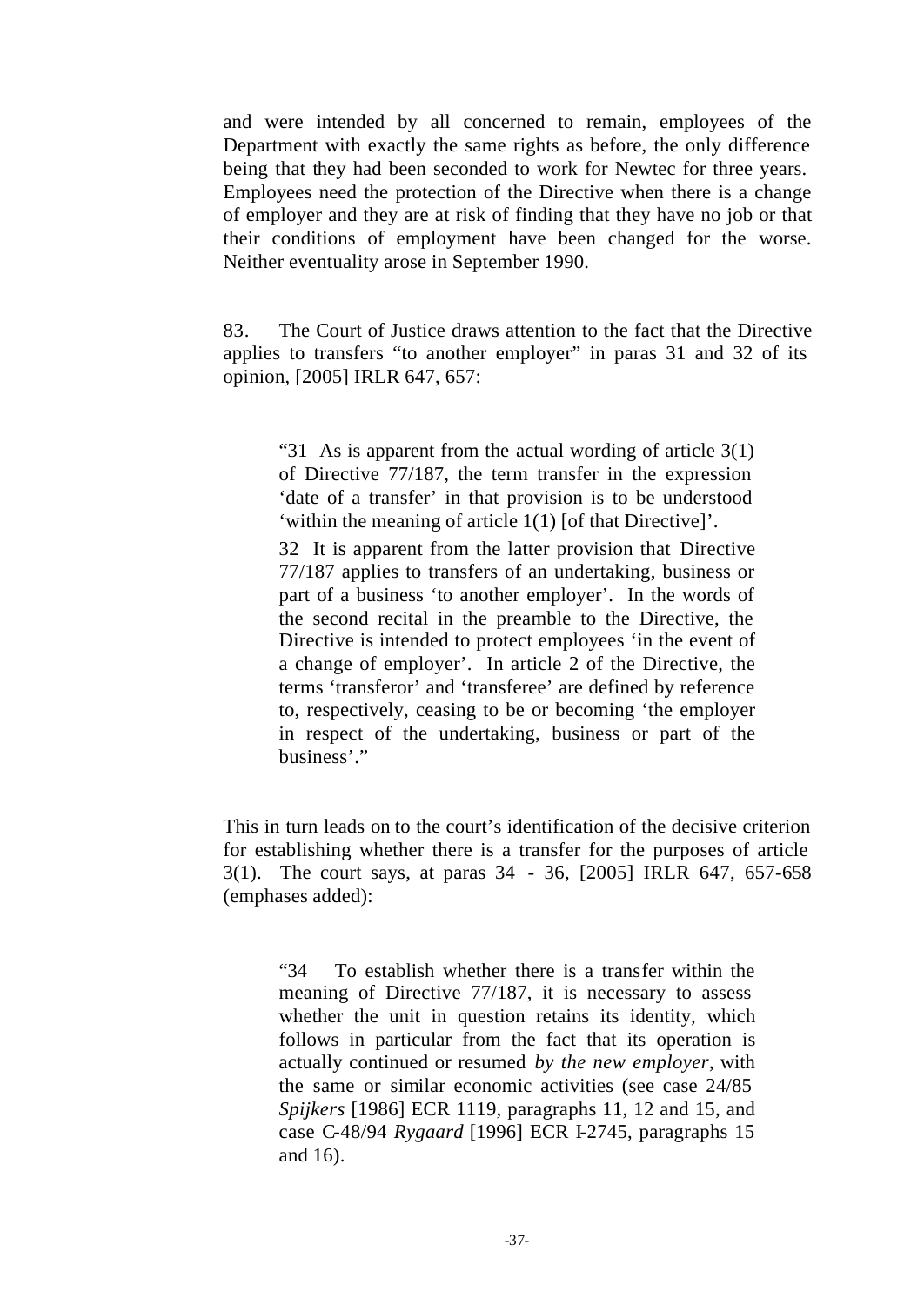and were intended by all concerned to remain, employees of the Department with exactly the same rights as before, the only difference being that they had been seconded to work for Newtec for three years. Employees need the protection of the Directive when there is a change of employer and they are at risk of finding that they have no job or that their conditions of employment have been changed for the worse. Neither eventuality arose in September 1990.

83. The Court of Justice draws attention to the fact that the Directive applies to transfers "to another employer" in paras 31 and 32 of its opinion, [2005] IRLR 647, 657:

> "31 As is apparent from the actual wording of article 3(1) of Directive 77/187, the term transfer in the expression 'date of a transfer' in that provision is to be understood 'within the meaning of article 1(1) [of that Directive]'.
>
> 32 It is apparent from the latter provision that Directive 77/187 applies to transfers of an undertaking, business or part of a business 'to another employer'. In the words of the second recital in the preamble to the Directive, the Directive is intended to protect employees 'in the event of a change of employer'. In article 2 of the Directive, the terms 'transferor' and 'transferee' are defined by reference to, respectively, ceasing to be or becoming 'the employer in respect of the undertaking, business or part of the business'."

This in turn leads on to the court's identification of the decisive criterion for establishing whether there is a transfer for the purposes of article 3(1). The court says, at paras 34 - 36, [2005] IRLR 647, 657-658 (emphases added):

> "34 To establish whether there is a transfer within the meaning of Directive 77/187, it is necessary to assess whether the unit in question retains its identity, which follows in particular from the fact that its operation is actually continued or resumed *by the new employer*, with the same or similar economic activities (see case 24/85 *Spijkers* [1986] ECR 1119, paragraphs 11, 12 and 15, and case C-48/94 *Rygaard* [1996] ECR I-2745, paragraphs 15 and 16).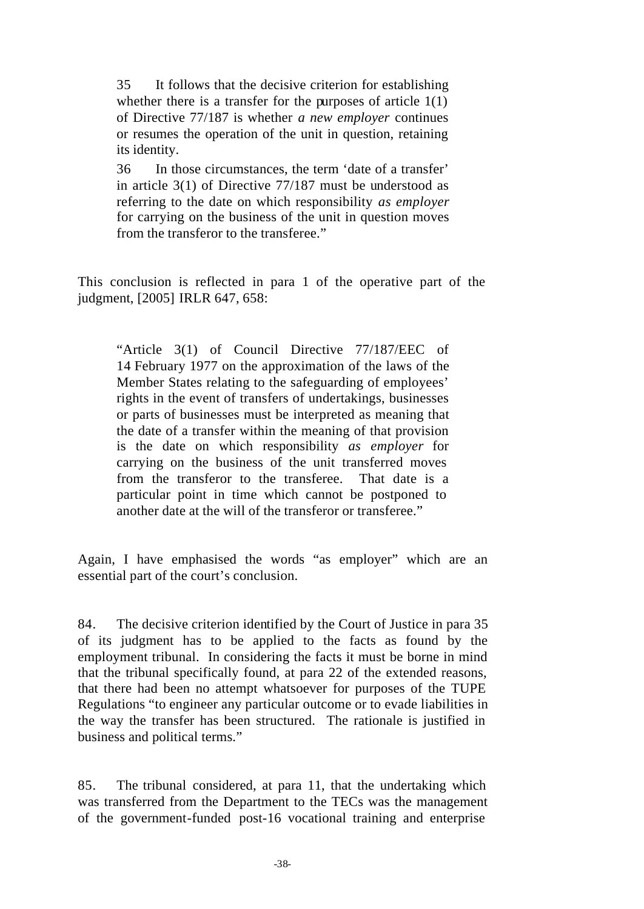> 35 It follows that the decisive criterion for establishing whether there is a transfer for the purposes of article 1(1) of Directive 77/187 is whether *a new employer* continues or resumes the operation of the unit in question, retaining its identity.
>
> 36 In those circumstances, the term 'date of a transfer' in article 3(1) of Directive 77/187 must be understood as referring to the date on which responsibility *as employer* for carrying on the business of the unit in question moves from the transferor to the transferee."

This conclusion is reflected in para 1 of the operative part of the judgment, [2005] IRLR 647, 658:

> "Article 3(1) of Council Directive 77/187/EEC of 14 February 1977 on the approximation of the laws of the Member States relating to the safeguarding of employees' rights in the event of transfers of undertakings, businesses or parts of businesses must be interpreted as meaning that the date of a transfer within the meaning of that provision is the date on which responsibility *as employer* for carrying on the business of the unit transferred moves from the transferor to the transferee. That date is a particular point in time which cannot be postponed to another date at the will of the transferor or transferee."

Again, I have emphasised the words "as employer" which are an essential part of the court's conclusion.

84. The decisive criterion identified by the Court of Justice in para 35 of its judgment has to be applied to the facts as found by the employment tribunal. In considering the facts it must be borne in mind that the tribunal specifically found, at para 22 of the extended reasons, that there had been no attempt whatsoever for purposes of the TUPE Regulations "to engineer any particular outcome or to evade liabilities in the way the transfer has been structured. The rationale is justified in business and political terms."

85. The tribunal considered, at para 11, that the undertaking which was transferred from the Department to the TECs was the management of the government-funded post-16 vocational training and enterprise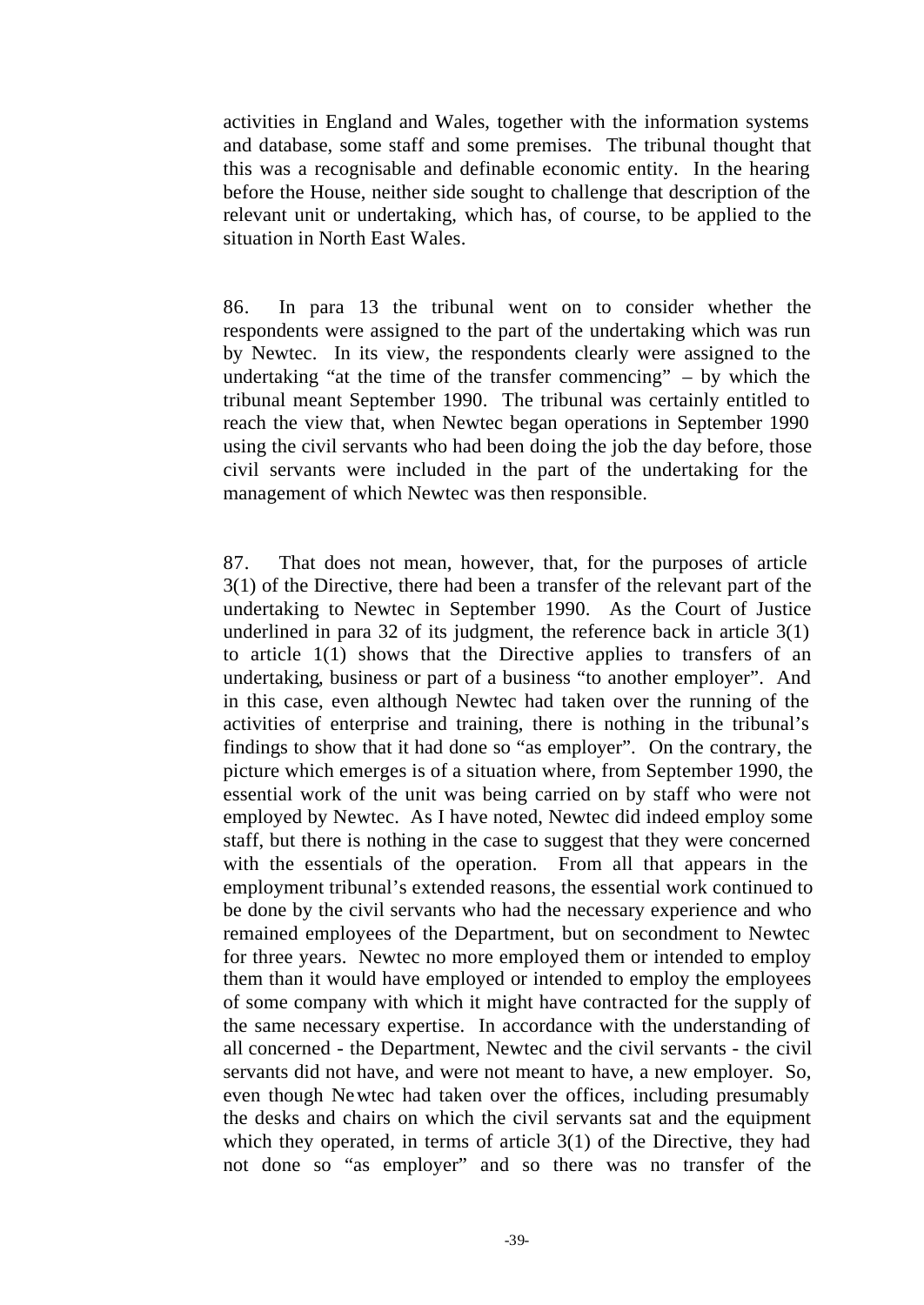activities in England and Wales, together with the information systems and database, some staff and some premises. The tribunal thought that this was a recognisable and definable economic entity. In the hearing before the House, neither side sought to challenge that description of the relevant unit or undertaking, which has, of course, to be applied to the situation in North East Wales.

86. In para 13 the tribunal went on to consider whether the respondents were assigned to the part of the undertaking which was run by Newtec. In its view, the respondents clearly were assigned to the undertaking "at the time of the transfer commencing" – by which the tribunal meant September 1990. The tribunal was certainly entitled to reach the view that, when Newtec began operations in September 1990 using the civil servants who had been doing the job the day before, those civil servants were included in the part of the undertaking for the management of which Newtec was then responsible.

87. That does not mean, however, that, for the purposes of article 3(1) of the Directive, there had been a transfer of the relevant part of the undertaking to Newtec in September 1990. As the Court of Justice underlined in para 32 of its judgment, the reference back in article 3(1) to article 1(1) shows that the Directive applies to transfers of an undertaking, business or part of a business "to another employer". And in this case, even although Newtec had taken over the running of the activities of enterprise and training, there is nothing in the tribunal's findings to show that it had done so "as employer". On the contrary, the picture which emerges is of a situation where, from September 1990, the essential work of the unit was being carried on by staff who were not employed by Newtec. As I have noted, Newtec did indeed employ some staff, but there is nothing in the case to suggest that they were concerned with the essentials of the operation. From all that appears in the employment tribunal's extended reasons, the essential work continued to be done by the civil servants who had the necessary experience and who remained employees of the Department, but on secondment to Newtec for three years. Newtec no more employed them or intended to employ them than it would have employed or intended to employ the employees of some company with which it might have contracted for the supply of the same necessary expertise. In accordance with the understanding of all concerned - the Department, Newtec and the civil servants - the civil servants did not have, and were not meant to have, a new employer. So, even though Newtec had taken over the offices, including presumably the desks and chairs on which the civil servants sat and the equipment which they operated, in terms of article 3(1) of the Directive, they had not done so "as employer" and so there was no transfer of the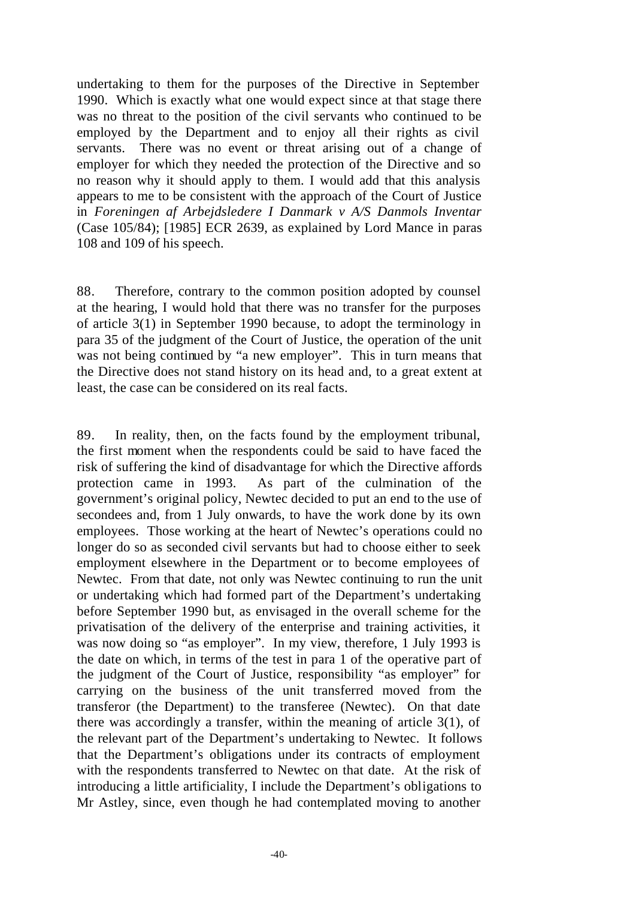undertaking to them for the purposes of the Directive in September 1990. Which is exactly what one would expect since at that stage there was no threat to the position of the civil servants who continued to be employed by the Department and to enjoy all their rights as civil servants. There was no event or threat arising out of a change of employer for which they needed the protection of the Directive and so no reason why it should apply to them. I would add that this analysis appears to me to be consistent with the approach of the Court of Justice in *Foreningen af Arbejdsledere I Danmark v A/S Danmols Inventar* (Case 105/84); [1985] ECR 2639, as explained by Lord Mance in paras 108 and 109 of his speech.

88. Therefore, contrary to the common position adopted by counsel at the hearing, I would hold that there was no transfer for the purposes of article 3(1) in September 1990 because, to adopt the terminology in para 35 of the judgment of the Court of Justice, the operation of the unit was not being continued by "a new employer". This in turn means that the Directive does not stand history on its head and, to a great extent at least, the case can be considered on its real facts.

89. In reality, then, on the facts found by the employment tribunal, the first moment when the respondents could be said to have faced the risk of suffering the kind of disadvantage for which the Directive affords protection came in 1993. As part of the culmination of the government's original policy, Newtec decided to put an end to the use of secondees and, from 1 July onwards, to have the work done by its own employees. Those working at the heart of Newtec's operations could no longer do so as seconded civil servants but had to choose either to seek employment elsewhere in the Department or to become employees of Newtec. From that date, not only was Newtec continuing to run the unit or undertaking which had formed part of the Department's undertaking before September 1990 but, as envisaged in the overall scheme for the privatisation of the delivery of the enterprise and training activities, it was now doing so "as employer". In my view, therefore, 1 July 1993 is the date on which, in terms of the test in para 1 of the operative part of the judgment of the Court of Justice, responsibility "as employer" for carrying on the business of the unit transferred moved from the transferor (the Department) to the transferee (Newtec). On that date there was accordingly a transfer, within the meaning of article 3(1), of the relevant part of the Department's undertaking to Newtec. It follows that the Department's obligations under its contracts of employment with the respondents transferred to Newtec on that date. At the risk of introducing a little artificiality, I include the Department's obligations to Mr Astley, since, even though he had contemplated moving to another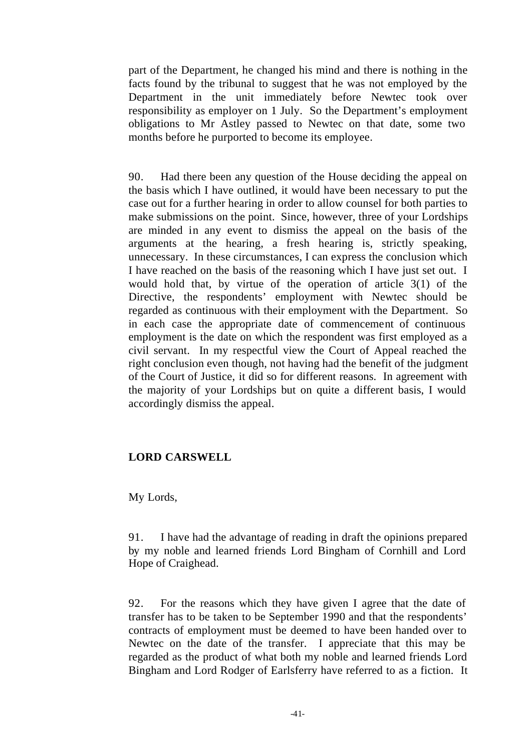part of the Department, he changed his mind and there is nothing in the facts found by the tribunal to suggest that he was not employed by the Department in the unit immediately before Newtec took over responsibility as employer on 1 July. So the Department's employment obligations to Mr Astley passed to Newtec on that date, some two months before he purported to become its employee.

90. Had there been any question of the House deciding the appeal on the basis which I have outlined, it would have been necessary to put the case out for a further hearing in order to allow counsel for both parties to make submissions on the point. Since, however, three of your Lordships are minded in any event to dismiss the appeal on the basis of the arguments at the hearing, a fresh hearing is, strictly speaking, unnecessary. In these circumstances, I can express the conclusion which I have reached on the basis of the reasoning which I have just set out. I would hold that, by virtue of the operation of article 3(1) of the Directive, the respondents' employment with Newtec should be regarded as continuous with their employment with the Department. So in each case the appropriate date of commencement of continuous employment is the date on which the respondent was first employed as a civil servant. In my respectful view the Court of Appeal reached the right conclusion even though, not having had the benefit of the judgment of the Court of Justice, it did so for different reasons. In agreement with the majority of your Lordships but on quite a different basis, I would accordingly dismiss the appeal.

**LORD CARSWELL**

My Lords,

91. I have had the advantage of reading in draft the opinions prepared by my noble and learned friends Lord Bingham of Cornhill and Lord Hope of Craighead.

92. For the reasons which they have given I agree that the date of transfer has to be taken to be September 1990 and that the respondents' contracts of employment must be deemed to have been handed over to Newtec on the date of the transfer. I appreciate that this may be regarded as the product of what both my noble and learned friends Lord Bingham and Lord Rodger of Earlsferry have referred to as a fiction. It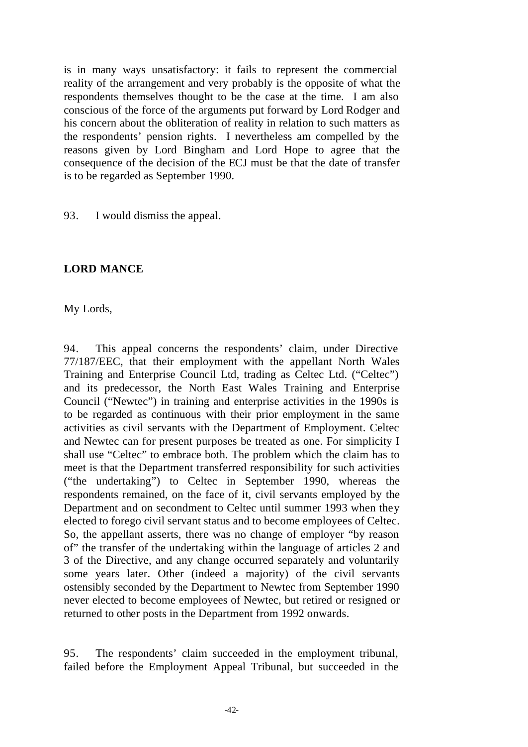is in many ways unsatisfactory: it fails to represent the commercial reality of the arrangement and very probably is the opposite of what the respondents themselves thought to be the case at the time. I am also conscious of the force of the arguments put forward by Lord Rodger and his concern about the obliteration of reality in relation to such matters as the respondents' pension rights. I nevertheless am compelled by the reasons given by Lord Bingham and Lord Hope to agree that the consequence of the decision of the ECJ must be that the date of transfer is to be regarded as September 1990.

93. I would dismiss the appeal.

**LORD MANCE**

My Lords,

94. This appeal concerns the respondents' claim, under Directive 77/187/EEC, that their employment with the appellant North Wales Training and Enterprise Council Ltd, trading as Celtec Ltd. ("Celtec") and its predecessor, the North East Wales Training and Enterprise Council ("Newtec") in training and enterprise activities in the 1990s is to be regarded as continuous with their prior employment in the same activities as civil servants with the Department of Employment. Celtec and Newtec can for present purposes be treated as one. For simplicity I shall use "Celtec" to embrace both. The problem which the claim has to meet is that the Department transferred responsibility for such activities ("the undertaking") to Celtec in September 1990, whereas the respondents remained, on the face of it, civil servants employed by the Department and on secondment to Celtec until summer 1993 when they elected to forego civil servant status and to become employees of Celtec. So, the appellant asserts, there was no change of employer "by reason of" the transfer of the undertaking within the language of articles 2 and 3 of the Directive, and any change occurred separately and voluntarily some years later. Other (indeed a majority) of the civil servants ostensibly seconded by the Department to Newtec from September 1990 never elected to become employees of Newtec, but retired or resigned or returned to other posts in the Department from 1992 onwards.

95. The respondents' claim succeeded in the employment tribunal, failed before the Employment Appeal Tribunal, but succeeded in the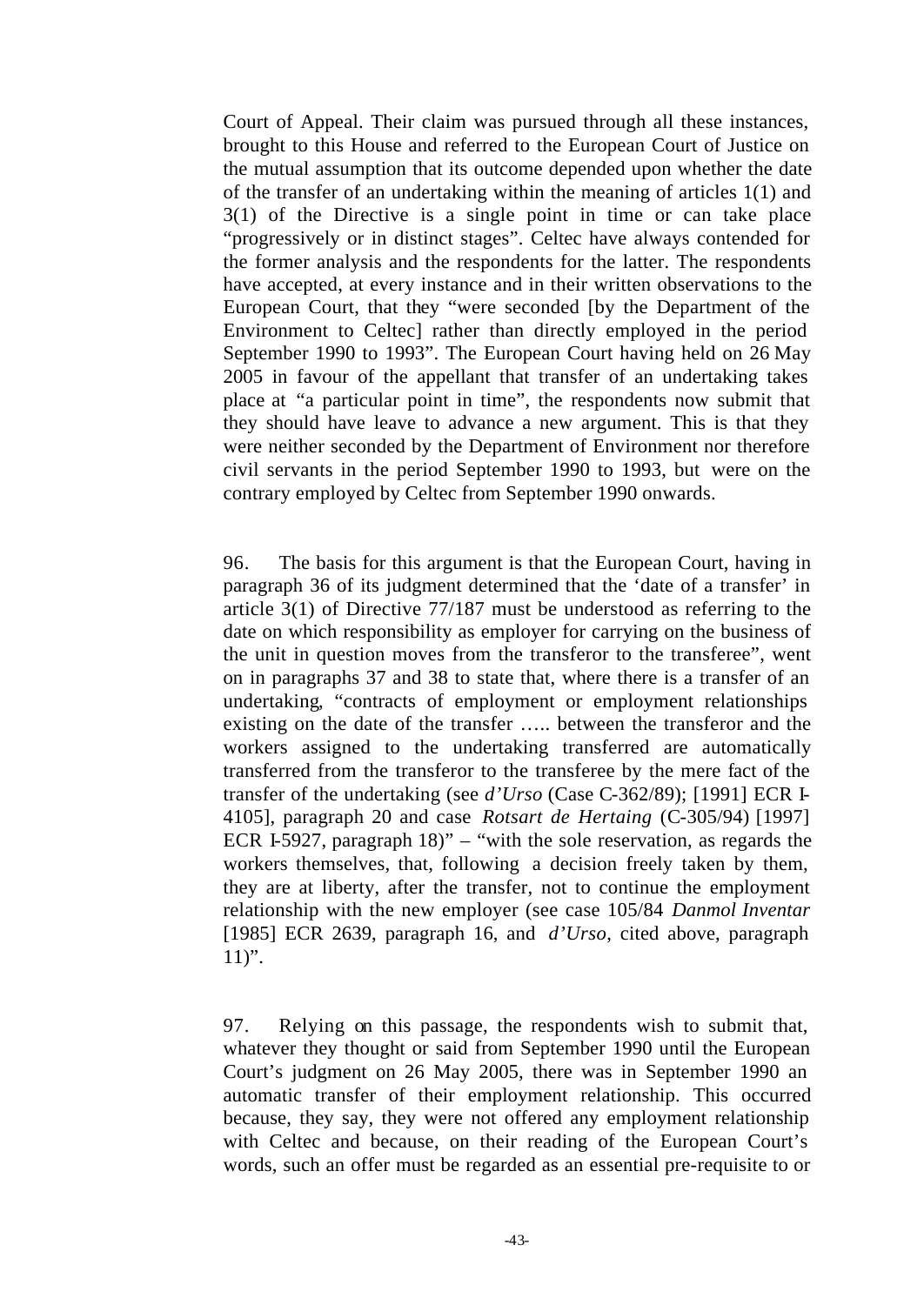Court of Appeal. Their claim was pursued through all these instances, brought to this House and referred to the European Court of Justice on the mutual assumption that its outcome depended upon whether the date of the transfer of an undertaking within the meaning of articles 1(1) and 3(1) of the Directive is a single point in time or can take place "progressively or in distinct stages". Celtec have always contended for the former analysis and the respondents for the latter. The respondents have accepted, at every instance and in their written observations to the European Court, that they "were seconded [by the Department of the Environment to Celtec] rather than directly employed in the period September 1990 to 1993". The European Court having held on 26 May 2005 in favour of the appellant that transfer of an undertaking takes place at "a particular point in time", the respondents now submit that they should have leave to advance a new argument. This is that they were neither seconded by the Department of Environment nor therefore civil servants in the period September 1990 to 1993, but were on the contrary employed by Celtec from September 1990 onwards.

96. The basis for this argument is that the European Court, having in paragraph 36 of its judgment determined that the 'date of a transfer' in article 3(1) of Directive 77/187 must be understood as referring to the date on which responsibility as employer for carrying on the business of the unit in question moves from the transferor to the transferee", went on in paragraphs 37 and 38 to state that, where there is a transfer of an undertaking, "contracts of employment or employment relationships existing on the date of the transfer ….. between the transferor and the workers assigned to the undertaking transferred are automatically transferred from the transferor to the transferee by the mere fact of the transfer of the undertaking (see *d'Urso* (Case C-362/89); [1991] ECR I-4105], paragraph 20 and case *Rotsart de Hertaing* (C-305/94) [1997] ECR I-5927, paragraph 18)" – "with the sole reservation, as regards the workers themselves, that, following a decision freely taken by them, they are at liberty, after the transfer, not to continue the employment relationship with the new employer (see case 105/84 *Danmol Inventar* [1985] ECR 2639, paragraph 16, and *d'Urso*, cited above, paragraph 11)".

97. Relying on this passage, the respondents wish to submit that, whatever they thought or said from September 1990 until the European Court's judgment on 26 May 2005, there was in September 1990 an automatic transfer of their employment relationship. This occurred because, they say, they were not offered any employment relationship with Celtec and because, on their reading of the European Court's words, such an offer must be regarded as an essential pre-requisite to or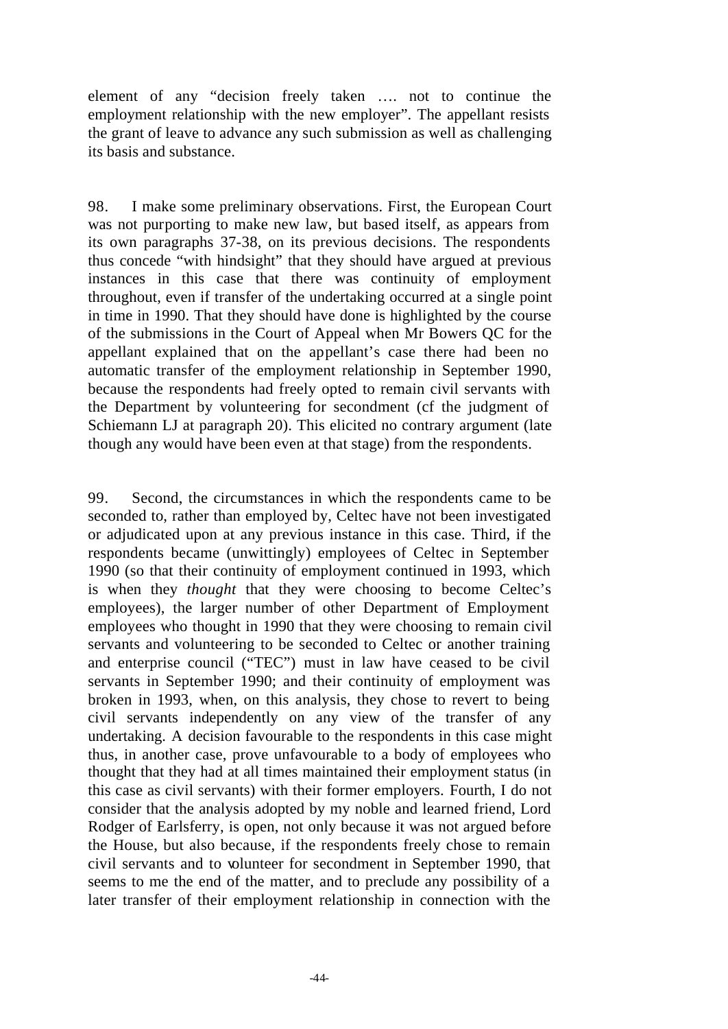element of any "decision freely taken …. not to continue the employment relationship with the new employer". The appellant resists the grant of leave to advance any such submission as well as challenging its basis and substance.

98. I make some preliminary observations. First, the European Court was not purporting to make new law, but based itself, as appears from its own paragraphs 37-38, on its previous decisions. The respondents thus concede "with hindsight" that they should have argued at previous instances in this case that there was continuity of employment throughout, even if transfer of the undertaking occurred at a single point in time in 1990. That they should have done is highlighted by the course of the submissions in the Court of Appeal when Mr Bowers QC for the appellant explained that on the appellant's case there had been no automatic transfer of the employment relationship in September 1990, because the respondents had freely opted to remain civil servants with the Department by volunteering for secondment (cf the judgment of Schiemann LJ at paragraph 20). This elicited no contrary argument (late though any would have been even at that stage) from the respondents.

99. Second, the circumstances in which the respondents came to be seconded to, rather than employed by, Celtec have not been investigated or adjudicated upon at any previous instance in this case. Third, if the respondents became (unwittingly) employees of Celtec in September 1990 (so that their continuity of employment continued in 1993, which is when they *thought* that they were choosing to become Celtec's employees), the larger number of other Department of Employment employees who thought in 1990 that they were choosing to remain civil servants and volunteering to be seconded to Celtec or another training and enterprise council ("TEC") must in law have ceased to be civil servants in September 1990; and their continuity of employment was broken in 1993, when, on this analysis, they chose to revert to being civil servants independently on any view of the transfer of any undertaking. A decision favourable to the respondents in this case might thus, in another case, prove unfavourable to a body of employees who thought that they had at all times maintained their employment status (in this case as civil servants) with their former employers. Fourth, I do not consider that the analysis adopted by my noble and learned friend, Lord Rodger of Earlsferry, is open, not only because it was not argued before the House, but also because, if the respondents freely chose to remain civil servants and to volunteer for secondment in September 1990, that seems to me the end of the matter, and to preclude any possibility of a later transfer of their employment relationship in connection with the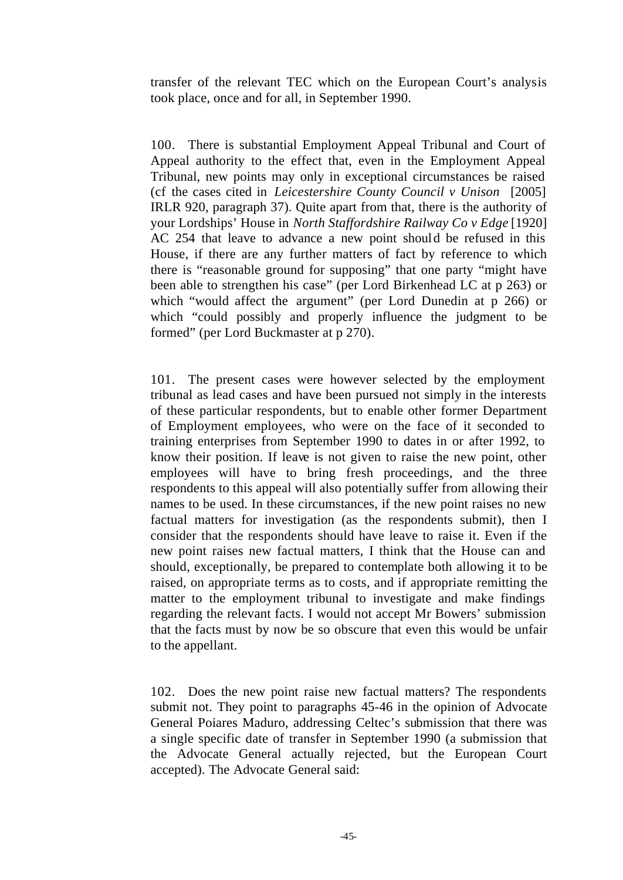transfer of the relevant TEC which on the European Court's analysis took place, once and for all, in September 1990.

100. There is substantial Employment Appeal Tribunal and Court of Appeal authority to the effect that, even in the Employment Appeal Tribunal, new points may only in exceptional circumstances be raised (cf the cases cited in *Leicestershire County Council v Unison* [2005] IRLR 920, paragraph 37). Quite apart from that, there is the authority of your Lordships' House in *North Staffordshire Railway Co v Edge* [1920] AC 254 that leave to advance a new point should be refused in this House, if there are any further matters of fact by reference to which there is "reasonable ground for supposing" that one party "might have been able to strengthen his case" (per Lord Birkenhead LC at p 263) or which "would affect the argument" (per Lord Dunedin at p 266) or which "could possibly and properly influence the judgment to be formed" (per Lord Buckmaster at p 270).

101. The present cases were however selected by the employment tribunal as lead cases and have been pursued not simply in the interests of these particular respondents, but to enable other former Department of Employment employees, who were on the face of it seconded to training enterprises from September 1990 to dates in or after 1992, to know their position. If leave is not given to raise the new point, other employees will have to bring fresh proceedings, and the three respondents to this appeal will also potentially suffer from allowing their names to be used. In these circumstances, if the new point raises no new factual matters for investigation (as the respondents submit), then I consider that the respondents should have leave to raise it. Even if the new point raises new factual matters, I think that the House can and should, exceptionally, be prepared to contemplate both allowing it to be raised, on appropriate terms as to costs, and if appropriate remitting the matter to the employment tribunal to investigate and make findings regarding the relevant facts. I would not accept Mr Bowers' submission that the facts must by now be so obscure that even this would be unfair to the appellant.

102. Does the new point raise new factual matters? The respondents submit not. They point to paragraphs 45-46 in the opinion of Advocate General Poiares Maduro, addressing Celtec's submission that there was a single specific date of transfer in September 1990 (a submission that the Advocate General actually rejected, but the European Court accepted). The Advocate General said: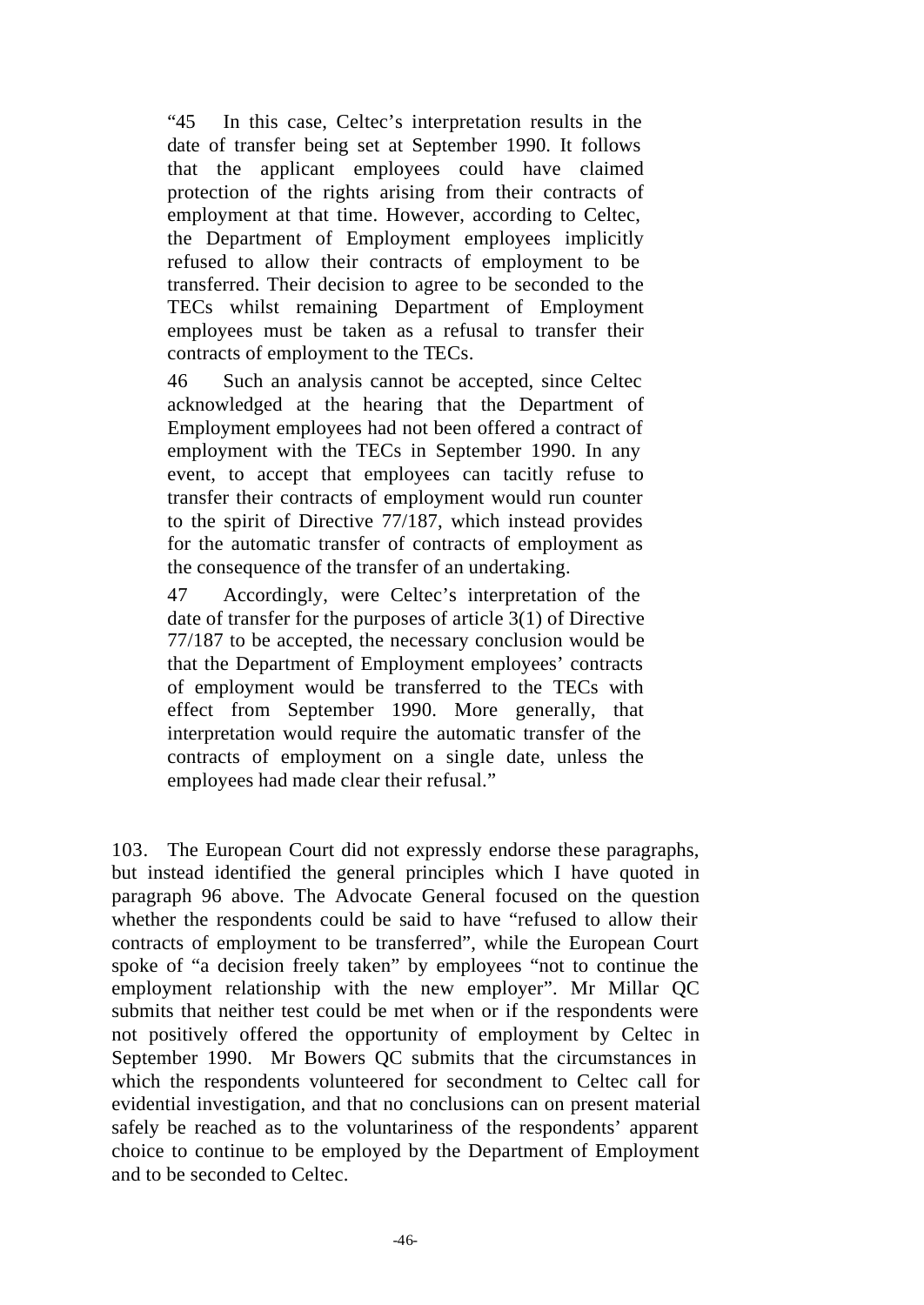> "45 In this case, Celtec's interpretation results in the date of transfer being set at September 1990. It follows that the applicant employees could have claimed protection of the rights arising from their contracts of employment at that time. However, according to Celtec, the Department of Employment employees implicitly refused to allow their contracts of employment to be transferred. Their decision to agree to be seconded to the TECs whilst remaining Department of Employment employees must be taken as a refusal to transfer their contracts of employment to the TECs.
>
> 46 Such an analysis cannot be accepted, since Celtec acknowledged at the hearing that the Department of Employment employees had not been offered a contract of employment with the TECs in September 1990. In any event, to accept that employees can tacitly refuse to transfer their contracts of employment would run counter to the spirit of Directive 77/187, which instead provides for the automatic transfer of contracts of employment as the consequence of the transfer of an undertaking.
>
> 47 Accordingly, were Celtec's interpretation of the date of transfer for the purposes of article 3(1) of Directive 77/187 to be accepted, the necessary conclusion would be that the Department of Employment employees' contracts of employment would be transferred to the TECs with effect from September 1990. More generally, that interpretation would require the automatic transfer of the contracts of employment on a single date, unless the employees had made clear their refusal."

103. The European Court did not expressly endorse these paragraphs, but instead identified the general principles which I have quoted in paragraph 96 above. The Advocate General focused on the question whether the respondents could be said to have "refused to allow their contracts of employment to be transferred", while the European Court spoke of "a decision freely taken" by employees "not to continue the employment relationship with the new employer". Mr Millar QC submits that neither test could be met when or if the respondents were not positively offered the opportunity of employment by Celtec in September 1990. Mr Bowers QC submits that the circumstances in which the respondents volunteered for secondment to Celtec call for evidential investigation, and that no conclusions can on present material safely be reached as to the voluntariness of the respondents' apparent choice to continue to be employed by the Department of Employment and to be seconded to Celtec.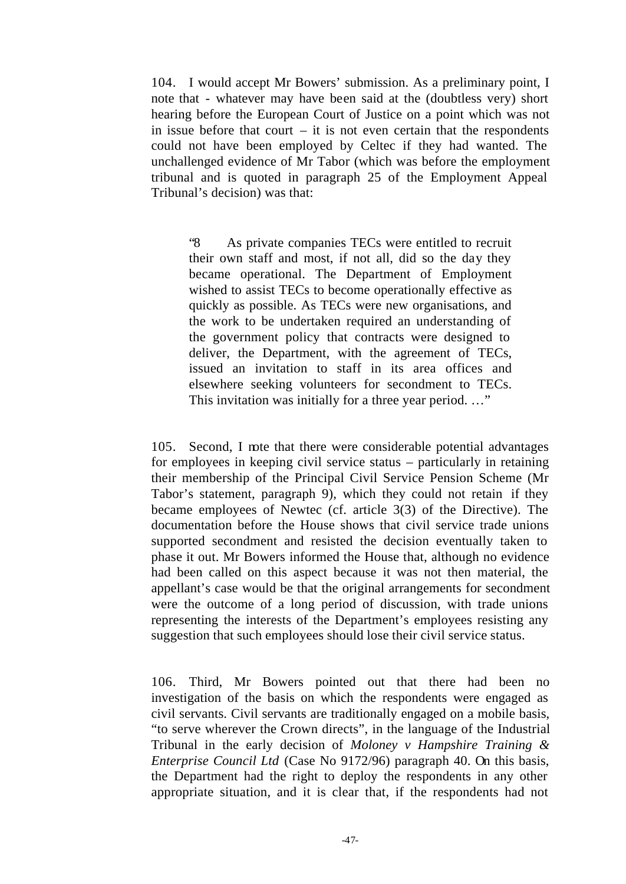104. I would accept Mr Bowers' submission. As a preliminary point, I note that - whatever may have been said at the (doubtless very) short hearing before the European Court of Justice on a point which was not in issue before that court – it is not even certain that the respondents could not have been employed by Celtec if they had wanted. The unchallenged evidence of Mr Tabor (which was before the employment tribunal and is quoted in paragraph 25 of the Employment Appeal Tribunal's decision) was that:

> "8 As private companies TECs were entitled to recruit their own staff and most, if not all, did so the day they became operational. The Department of Employment wished to assist TECs to become operationally effective as quickly as possible. As TECs were new organisations, and the work to be undertaken required an understanding of the government policy that contracts were designed to deliver, the Department, with the agreement of TECs, issued an invitation to staff in its area offices and elsewhere seeking volunteers for secondment to TECs. This invitation was initially for a three year period. …"

105. Second, I note that there were considerable potential advantages for employees in keeping civil service status – particularly in retaining their membership of the Principal Civil Service Pension Scheme (Mr Tabor's statement, paragraph 9), which they could not retain if they became employees of Newtec (cf. article 3(3) of the Directive). The documentation before the House shows that civil service trade unions supported secondment and resisted the decision eventually taken to phase it out. Mr Bowers informed the House that, although no evidence had been called on this aspect because it was not then material, the appellant's case would be that the original arrangements for secondment were the outcome of a long period of discussion, with trade unions representing the interests of the Department's employees resisting any suggestion that such employees should lose their civil service status.

106. Third, Mr Bowers pointed out that there had been no investigation of the basis on which the respondents were engaged as civil servants. Civil servants are traditionally engaged on a mobile basis, "to serve wherever the Crown directs", in the language of the Industrial Tribunal in the early decision of *Moloney v Hampshire Training & Enterprise Council Ltd* (Case No 9172/96) paragraph 40. On this basis, the Department had the right to deploy the respondents in any other appropriate situation, and it is clear that, if the respondents had not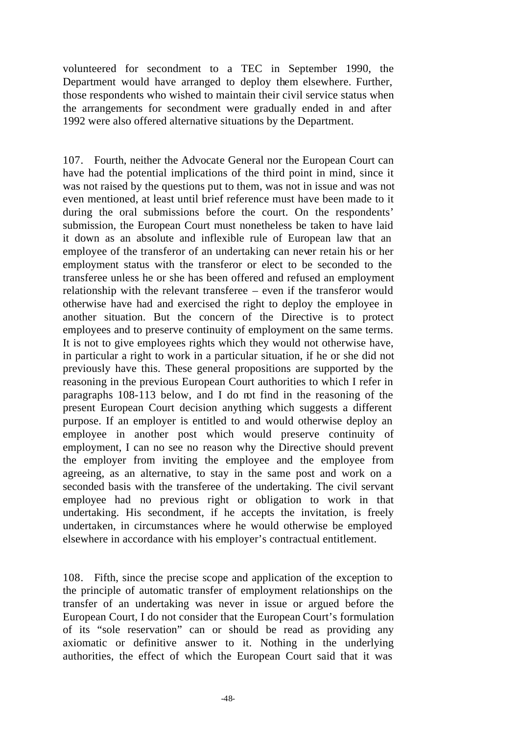volunteered for secondment to a TEC in September 1990, the Department would have arranged to deploy them elsewhere. Further, those respondents who wished to maintain their civil service status when the arrangements for secondment were gradually ended in and after 1992 were also offered alternative situations by the Department.

107. Fourth, neither the Advocate General nor the European Court can have had the potential implications of the third point in mind, since it was not raised by the questions put to them, was not in issue and was not even mentioned, at least until brief reference must have been made to it during the oral submissions before the court. On the respondents' submission, the European Court must nonetheless be taken to have laid it down as an absolute and inflexible rule of European law that an employee of the transferor of an undertaking can never retain his or her employment status with the transferor or elect to be seconded to the transferee unless he or she has been offered and refused an employment relationship with the relevant transferee – even if the transferor would otherwise have had and exercised the right to deploy the employee in another situation. But the concern of the Directive is to protect employees and to preserve continuity of employment on the same terms. It is not to give employees rights which they would not otherwise have, in particular a right to work in a particular situation, if he or she did not previously have this. These general propositions are supported by the reasoning in the previous European Court authorities to which I refer in paragraphs 108-113 below, and I do not find in the reasoning of the present European Court decision anything which suggests a different purpose. If an employer is entitled to and would otherwise deploy an employee in another post which would preserve continuity of employment, I can no see no reason why the Directive should prevent the employer from inviting the employee and the employee from agreeing, as an alternative, to stay in the same post and work on a seconded basis with the transferee of the undertaking. The civil servant employee had no previous right or obligation to work in that undertaking. His secondment, if he accepts the invitation, is freely undertaken, in circumstances where he would otherwise be employed elsewhere in accordance with his employer's contractual entitlement.

108. Fifth, since the precise scope and application of the exception to the principle of automatic transfer of employment relationships on the transfer of an undertaking was never in issue or argued before the European Court, I do not consider that the European Court's formulation of its "sole reservation" can or should be read as providing any axiomatic or definitive answer to it. Nothing in the underlying authorities, the effect of which the European Court said that it was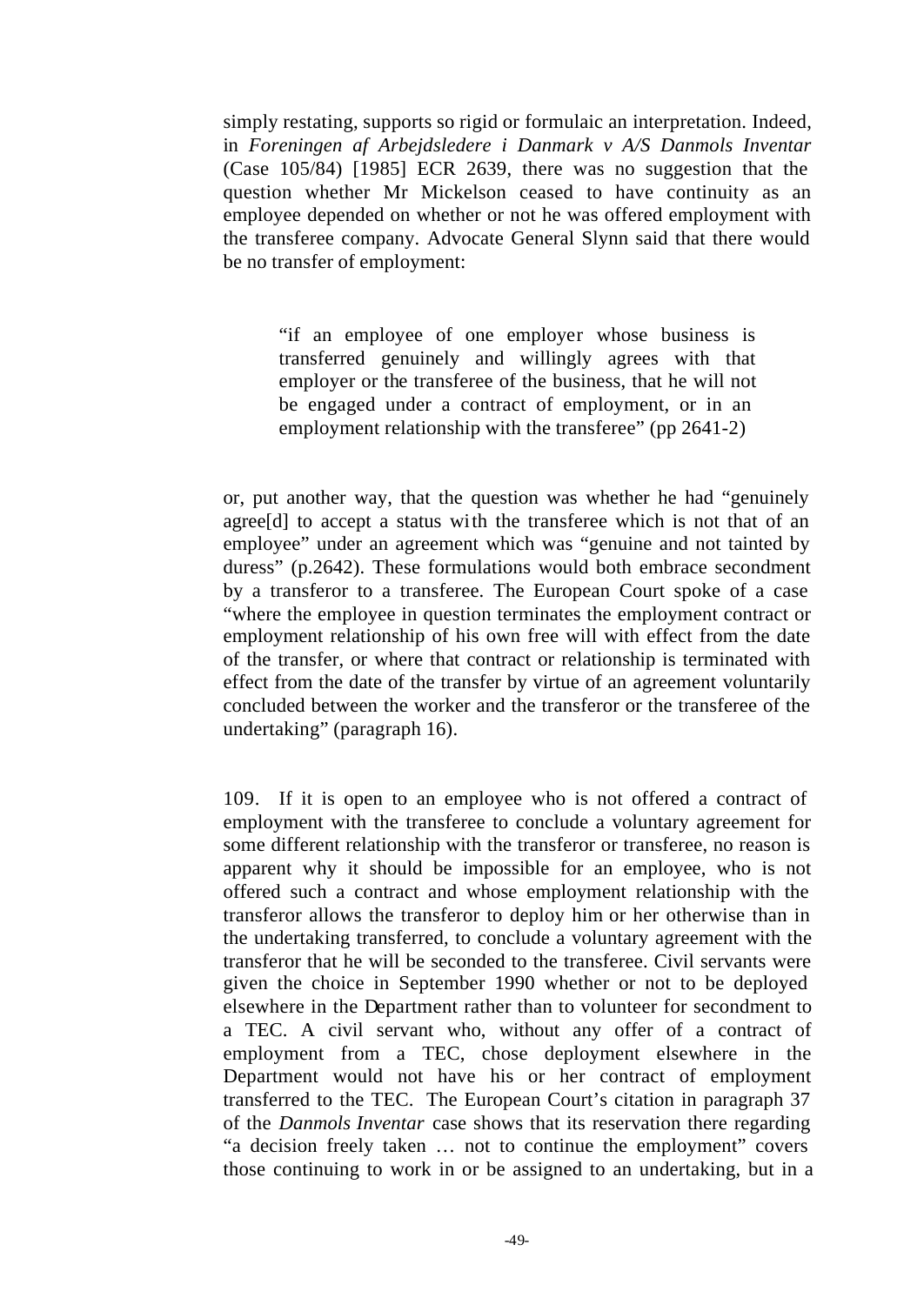simply restating, supports so rigid or formulaic an interpretation. Indeed, in *Foreningen af Arbejdsledere i Danmark v A/S Danmols Inventar* (Case 105/84) [1985] ECR 2639, there was no suggestion that the question whether Mr Mickelson ceased to have continuity as an employee depended on whether or not he was offered employment with the transferee company. Advocate General Slynn said that there would be no transfer of employment:

> "if an employee of one employer whose business is transferred genuinely and willingly agrees with that employer or the transferee of the business, that he will not be engaged under a contract of employment, or in an employment relationship with the transferee" (pp 2641-2)

or, put another way, that the question was whether he had "genuinely agree[d] to accept a status with the transferee which is not that of an employee" under an agreement which was "genuine and not tainted by duress" (p.2642). These formulations would both embrace secondment by a transferor to a transferee. The European Court spoke of a case "where the employee in question terminates the employment contract or employment relationship of his own free will with effect from the date of the transfer, or where that contract or relationship is terminated with effect from the date of the transfer by virtue of an agreement voluntarily concluded between the worker and the transferor or the transferee of the undertaking" (paragraph 16).

109. If it is open to an employee who is not offered a contract of employment with the transferee to conclude a voluntary agreement for some different relationship with the transferor or transferee, no reason is apparent why it should be impossible for an employee, who is not offered such a contract and whose employment relationship with the transferor allows the transferor to deploy him or her otherwise than in the undertaking transferred, to conclude a voluntary agreement with the transferor that he will be seconded to the transferee. Civil servants were given the choice in September 1990 whether or not to be deployed elsewhere in the Department rather than to volunteer for secondment to a TEC. A civil servant who, without any offer of a contract of employment from a TEC, chose deployment elsewhere in the Department would not have his or her contract of employment transferred to the TEC. The European Court's citation in paragraph 37 of the *Danmols Inventar* case shows that its reservation there regarding "a decision freely taken … not to continue the employment" covers those continuing to work in or be assigned to an undertaking, but in a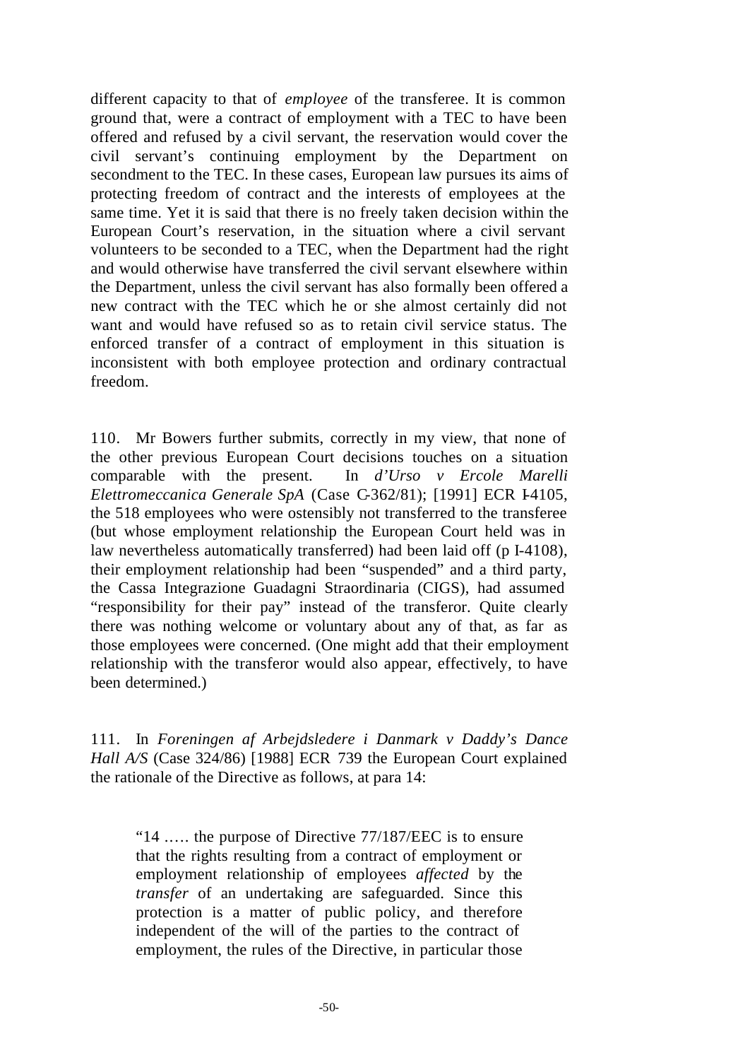different capacity to that of *employee* of the transferee. It is common ground that, were a contract of employment with a TEC to have been offered and refused by a civil servant, the reservation would cover the civil servant's continuing employment by the Department on secondment to the TEC. In these cases, European law pursues its aims of protecting freedom of contract and the interests of employees at the same time. Yet it is said that there is no freely taken decision within the European Court's reservation, in the situation where a civil servant volunteers to be seconded to a TEC, when the Department had the right and would otherwise have transferred the civil servant elsewhere within the Department, unless the civil servant has also formally been offered a new contract with the TEC which he or she almost certainly did not want and would have refused so as to retain civil service status. The enforced transfer of a contract of employment in this situation is inconsistent with both employee protection and ordinary contractual freedom.

110. Mr Bowers further submits, correctly in my view, that none of the other previous European Court decisions touches on a situation comparable with the present. In *d'Urso v Ercole Marelli Elettromeccanica Generale SpA* (Case C-362/81); [1991] ECR I-4105, the 518 employees who were ostensibly not transferred to the transferee (but whose employment relationship the European Court held was in law nevertheless automatically transferred) had been laid off (p I-4108), their employment relationship had been "suspended" and a third party, the Cassa Integrazione Guadagni Straordinaria (CIGS), had assumed "responsibility for their pay" instead of the transferor. Quite clearly there was nothing welcome or voluntary about any of that, as far as those employees were concerned. (One might add that their employment relationship with the transferor would also appear, effectively, to have been determined.)

111. In *Foreningen af Arbejdsledere i Danmark v Daddy's Dance Hall A/S* (Case 324/86) [1988] ECR 739 the European Court explained the rationale of the Directive as follows, at para 14:

> "14 ..... the purpose of Directive 77/187/EEC is to ensure that the rights resulting from a contract of employment or employment relationship of employees *affected* by the *transfer* of an undertaking are safeguarded. Since this protection is a matter of public policy, and therefore independent of the will of the parties to the contract of employment, the rules of the Directive, in particular those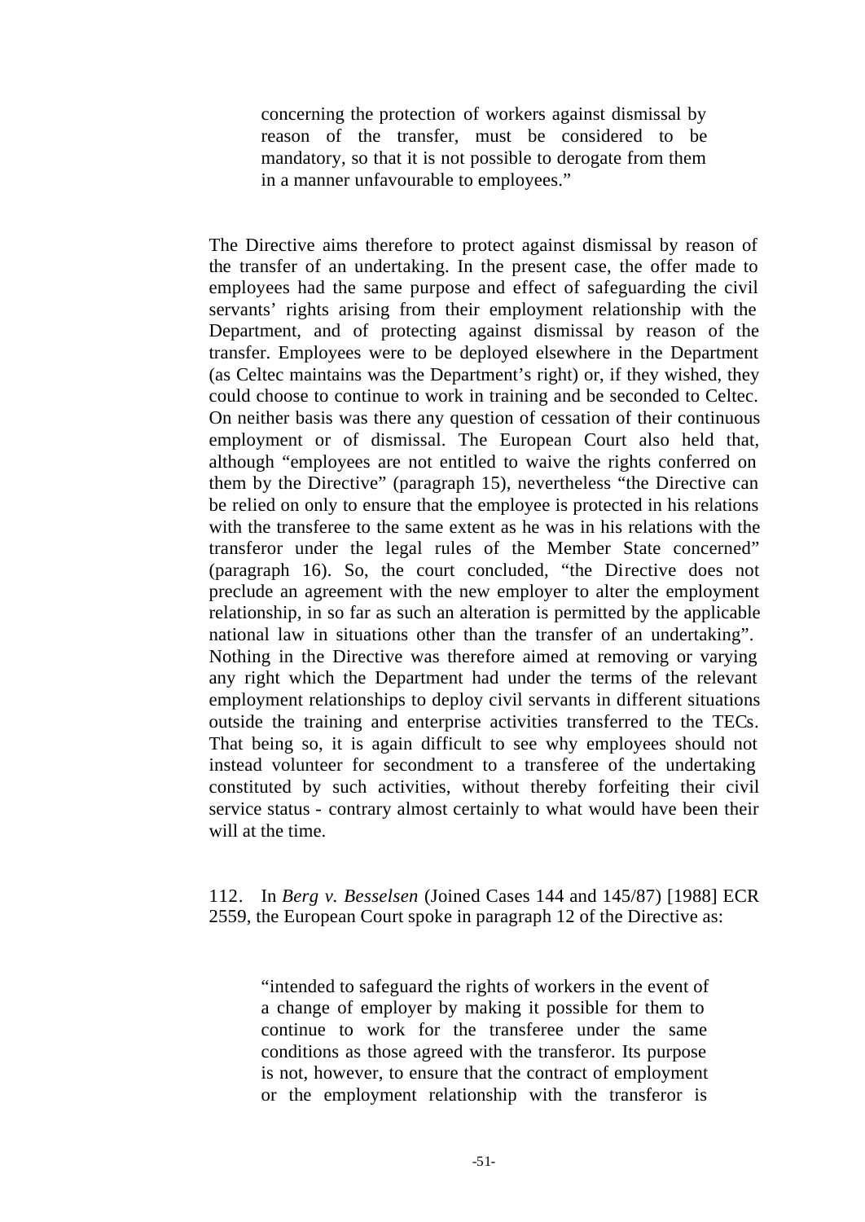> concerning the protection of workers against dismissal by reason of the transfer, must be considered to be mandatory, so that it is not possible to derogate from them in a manner unfavourable to employees."

The Directive aims therefore to protect against dismissal by reason of the transfer of an undertaking. In the present case, the offer made to employees had the same purpose and effect of safeguarding the civil servants' rights arising from their employment relationship with the Department, and of protecting against dismissal by reason of the transfer. Employees were to be deployed elsewhere in the Department (as Celtec maintains was the Department's right) or, if they wished, they could choose to continue to work in training and be seconded to Celtec. On neither basis was there any question of cessation of their continuous employment or of dismissal. The European Court also held that, although "employees are not entitled to waive the rights conferred on them by the Directive" (paragraph 15), nevertheless "the Directive can be relied on only to ensure that the employee is protected in his relations with the transferee to the same extent as he was in his relations with the transferor under the legal rules of the Member State concerned" (paragraph 16). So, the court concluded, "the Directive does not preclude an agreement with the new employer to alter the employment relationship, in so far as such an alteration is permitted by the applicable national law in situations other than the transfer of an undertaking". Nothing in the Directive was therefore aimed at removing or varying any right which the Department had under the terms of the relevant employment relationships to deploy civil servants in different situations outside the training and enterprise activities transferred to the TECs. That being so, it is again difficult to see why employees should not instead volunteer for secondment to a transferee of the undertaking constituted by such activities, without thereby forfeiting their civil service status - contrary almost certainly to what would have been their will at the time.

112. In *Berg v. Besselsen* (Joined Cases 144 and 145/87) [1988] ECR 2559, the European Court spoke in paragraph 12 of the Directive as:

> "intended to safeguard the rights of workers in the event of a change of employer by making it possible for them to continue to work for the transferee under the same conditions as those agreed with the transferor. Its purpose is not, however, to ensure that the contract of employment or the employment relationship with the transferor is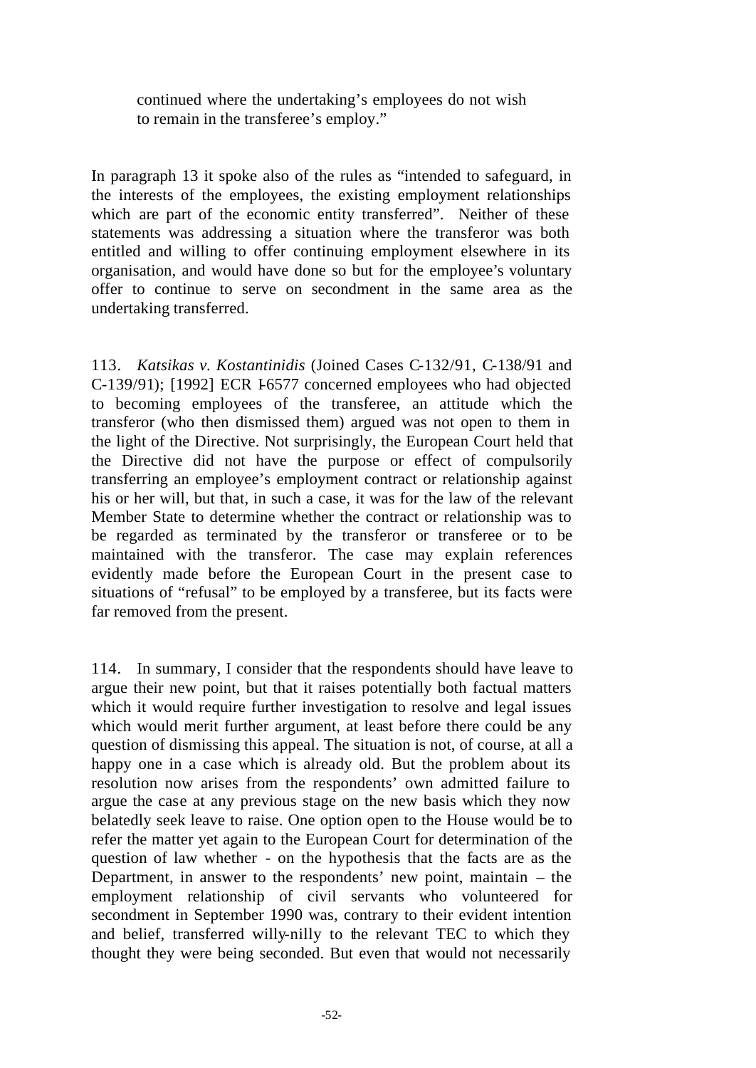> continued where the undertaking's employees do not wish to remain in the transferee's employ."

In paragraph 13 it spoke also of the rules as "intended to safeguard, in the interests of the employees, the existing employment relationships which are part of the economic entity transferred". Neither of these statements was addressing a situation where the transferor was both entitled and willing to offer continuing employment elsewhere in its organisation, and would have done so but for the employee's voluntary offer to continue to serve on secondment in the same area as the undertaking transferred.

113. *Katsikas v. Kostantinidis* (Joined Cases C-132/91, C-138/91 and C-139/91); [1992] ECR I-6577 concerned employees who had objected to becoming employees of the transferee, an attitude which the transferor (who then dismissed them) argued was not open to them in the light of the Directive. Not surprisingly, the European Court held that the Directive did not have the purpose or effect of compulsorily transferring an employee's employment contract or relationship against his or her will, but that, in such a case, it was for the law of the relevant Member State to determine whether the contract or relationship was to be regarded as terminated by the transferor or transferee or to be maintained with the transferor. The case may explain references evidently made before the European Court in the present case to situations of "refusal" to be employed by a transferee, but its facts were far removed from the present.

114. In summary, I consider that the respondents should have leave to argue their new point, but that it raises potentially both factual matters which it would require further investigation to resolve and legal issues which would merit further argument, at least before there could be any question of dismissing this appeal. The situation is not, of course, at all a happy one in a case which is already old. But the problem about its resolution now arises from the respondents' own admitted failure to argue the case at any previous stage on the new basis which they now belatedly seek leave to raise. One option open to the House would be to refer the matter yet again to the European Court for determination of the question of law whether - on the hypothesis that the facts are as the Department, in answer to the respondents' new point, maintain – the employment relationship of civil servants who volunteered for secondment in September 1990 was, contrary to their evident intention and belief, transferred willy-nilly to the relevant TEC to which they thought they were being seconded. But even that would not necessarily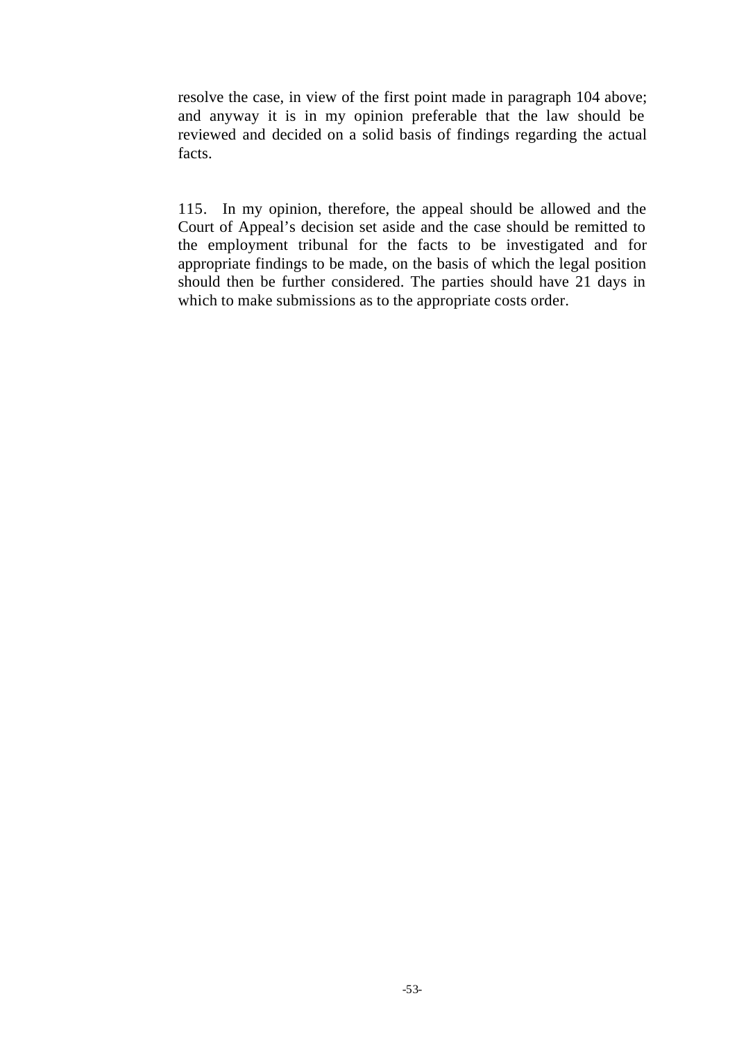resolve the case, in view of the first point made in paragraph 104 above; and anyway it is in my opinion preferable that the law should be reviewed and decided on a solid basis of findings regarding the actual facts.

115. In my opinion, therefore, the appeal should be allowed and the Court of Appeal's decision set aside and the case should be remitted to the employment tribunal for the facts to be investigated and for appropriate findings to be made, on the basis of which the legal position should then be further considered. The parties should have 21 days in which to make submissions as to the appropriate costs order.